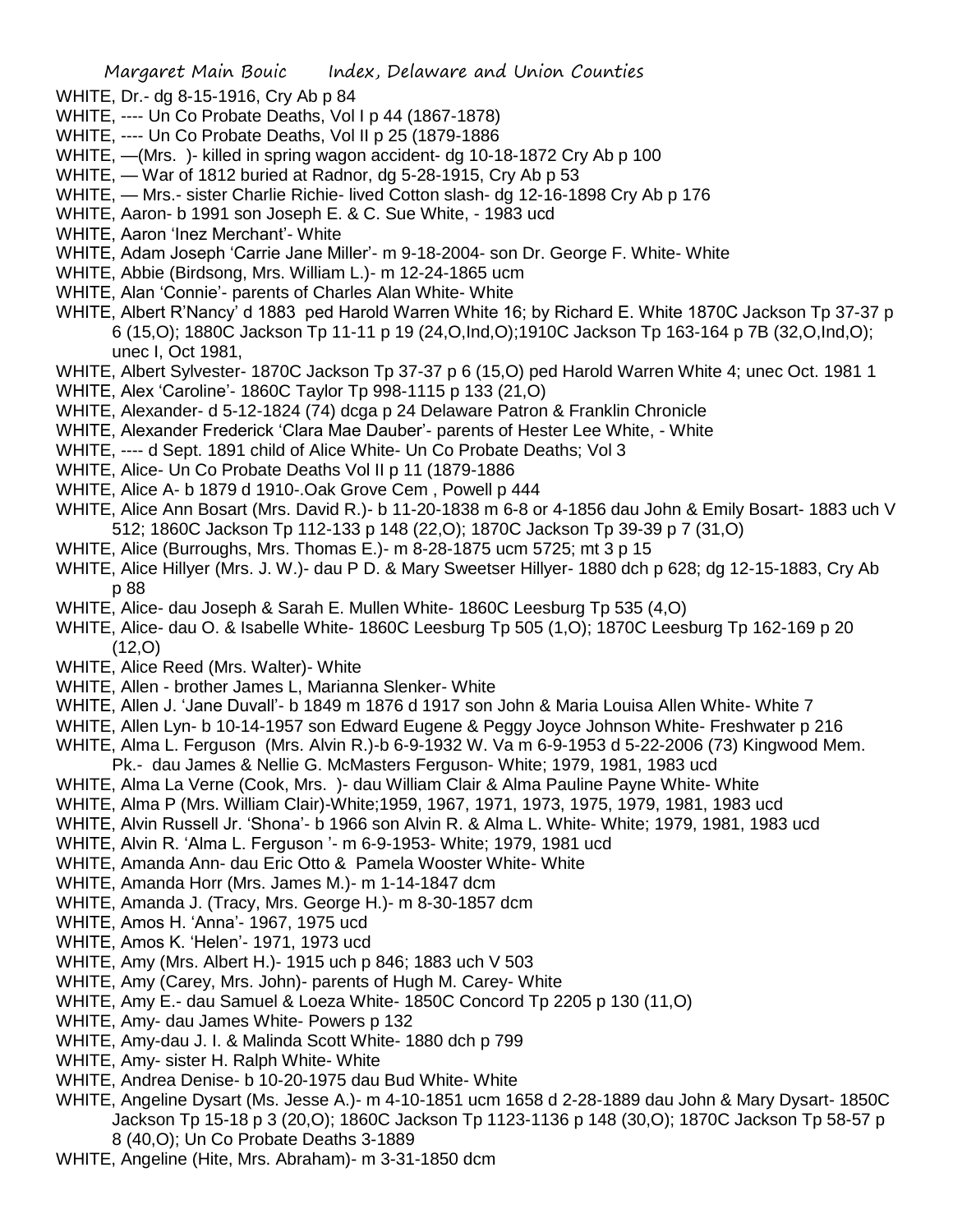WHITE, Dr.- dg 8-15-1916, Cry Ab p 84
WHITE, ---- Un Co Probate Deaths, Vol I p 44 (1867-1878)
WHITE, ---- Un Co Probate Deaths, Vol II p 25 (1879-1886
WHITE, —(Mrs. )- killed in spring wagon accident- dg 10-18-1872 Cry Ab p 100
WHITE, — War of 1812 buried at Radnor, dg 5-28-1915, Cry Ab p 53
WHITE, — Mrs.- sister Charlie Richie- lived Cotton slash- dg 12-16-1898 Cry Ab p 176
WHITE, Aaron- b 1991 son Joseph E. & C. Sue White, - 1983 ucd
WHITE, Aaron 'Inez Merchant'- White
WHITE, Adam Joseph 'Carrie Jane Miller'- m 9-18-2004- son Dr. George F. White- White
WHITE, Abbie (Birdsong, Mrs. William L.)- m 12-24-1865 ucm
WHITE, Alan 'Connie'- parents of Charles Alan White- White
WHITE, Albert R'Nancy' d 1883 ped Harold Warren White 16; by Richard E. White 1870C Jackson Tp 37-37 p 6 (15,O); 1880C Jackson Tp 11-11 p 19 (24,O,Ind,O);1910C Jackson Tp 163-164 p 7B (32,O,Ind,O); unec I, Oct 1981,
WHITE, Albert Sylvester- 1870C Jackson Tp 37-37 p 6 (15,O) ped Harold Warren White 4; unec Oct. 1981 1
WHITE, Alex 'Caroline'- 1860C Taylor Tp 998-1115 p 133 (21,O)
WHITE, Alexander- d 5-12-1824 (74) dcga p 24 Delaware Patron & Franklin Chronicle
WHITE, Alexander Frederick 'Clara Mae Dauber'- parents of Hester Lee White, - White
WHITE, ---- d Sept. 1891 child of Alice White- Un Co Probate Deaths; Vol 3
WHITE, Alice- Un Co Probate Deaths Vol II p 11 (1879-1886
WHITE, Alice A- b 1879 d 1910-.Oak Grove Cem , Powell p 444
WHITE, Alice Ann Bosart (Mrs. David R.)- b 11-20-1838 m 6-8 or 4-1856 dau John & Emily Bosart- 1883 uch V 512; 1860C Jackson Tp 112-133 p 148 (22,O); 1870C Jackson Tp 39-39 p 7 (31,O)
WHITE, Alice (Burroughs, Mrs. Thomas E.)- m 8-28-1875 ucm 5725; mt 3 p 15
WHITE, Alice Hillyer (Mrs. J. W.)- dau P D. & Mary Sweetser Hillyer- 1880 dch p 628; dg 12-15-1883, Cry Ab p 88
WHITE, Alice- dau Joseph & Sarah E. Mullen White- 1860C Leesburg Tp 535 (4,O)
WHITE, Alice- dau O. & Isabelle White- 1860C Leesburg Tp 505 (1,O); 1870C Leesburg Tp 162-169 p 20 (12,O)
WHITE, Alice Reed (Mrs. Walter)- White
WHITE, Allen - brother James L, Marianna Slenker- White
WHITE, Allen J. 'Jane Duvall'- b 1849 m 1876 d 1917 son John & Maria Louisa Allen White- White 7
WHITE, Allen Lyn- b 10-14-1957 son Edward Eugene & Peggy Joyce Johnson White- Freshwater p 216
WHITE, Alma L. Ferguson (Mrs. Alvin R.)-b 6-9-1932 W. Va m 6-9-1953 d 5-22-2006 (73) Kingwood Mem. Pk.- dau James & Nellie G. McMasters Ferguson- White; 1979, 1981, 1983 ucd
WHITE, Alma La Verne (Cook, Mrs. )- dau William Clair & Alma Pauline Payne White- White
WHITE, Alma P (Mrs. William Clair)-White;1959, 1967, 1971, 1973, 1975, 1979, 1981, 1983 ucd
WHITE, Alvin Russell Jr. 'Shona'- b 1966 son Alvin R. & Alma L. White- White; 1979, 1981, 1983 ucd
WHITE, Alvin R. 'Alma L. Ferguson '- m 6-9-1953- White; 1979, 1981 ucd
WHITE, Amanda Ann- dau Eric Otto & Pamela Wooster White- White
WHITE, Amanda Horr (Mrs. James M.)- m 1-14-1847 dcm
WHITE, Amanda J. (Tracy, Mrs. George H.)- m 8-30-1857 dcm
WHITE, Amos H. 'Anna'- 1967, 1975 ucd
WHITE, Amos K. 'Helen'- 1971, 1973 ucd
WHITE, Amy (Mrs. Albert H.)- 1915 uch p 846; 1883 uch V 503
WHITE, Amy (Carey, Mrs. John)- parents of Hugh M. Carey- White
WHITE, Amy E.- dau Samuel & Loeza White- 1850C Concord Tp 2205 p 130 (11,O)
WHITE, Amy- dau James White- Powers p 132
WHITE, Amy-dau J. I. & Malinda Scott White- 1880 dch p 799
WHITE, Amy- sister H. Ralph White- White
WHITE, Andrea Denise- b 10-20-1975 dau Bud White- White
WHITE, Angeline Dysart (Ms. Jesse A.)- m 4-10-1851 ucm 1658 d 2-28-1889 dau John & Mary Dysart- 1850C Jackson Tp 15-18 p 3 (20,O); 1860C Jackson Tp 1123-1136 p 148 (30,O); 1870C Jackson Tp 58-57 p 8 (40,O); Un Co Probate Deaths 3-1889
WHITE, Angeline (Hite, Mrs. Abraham)- m 3-31-1850 dcm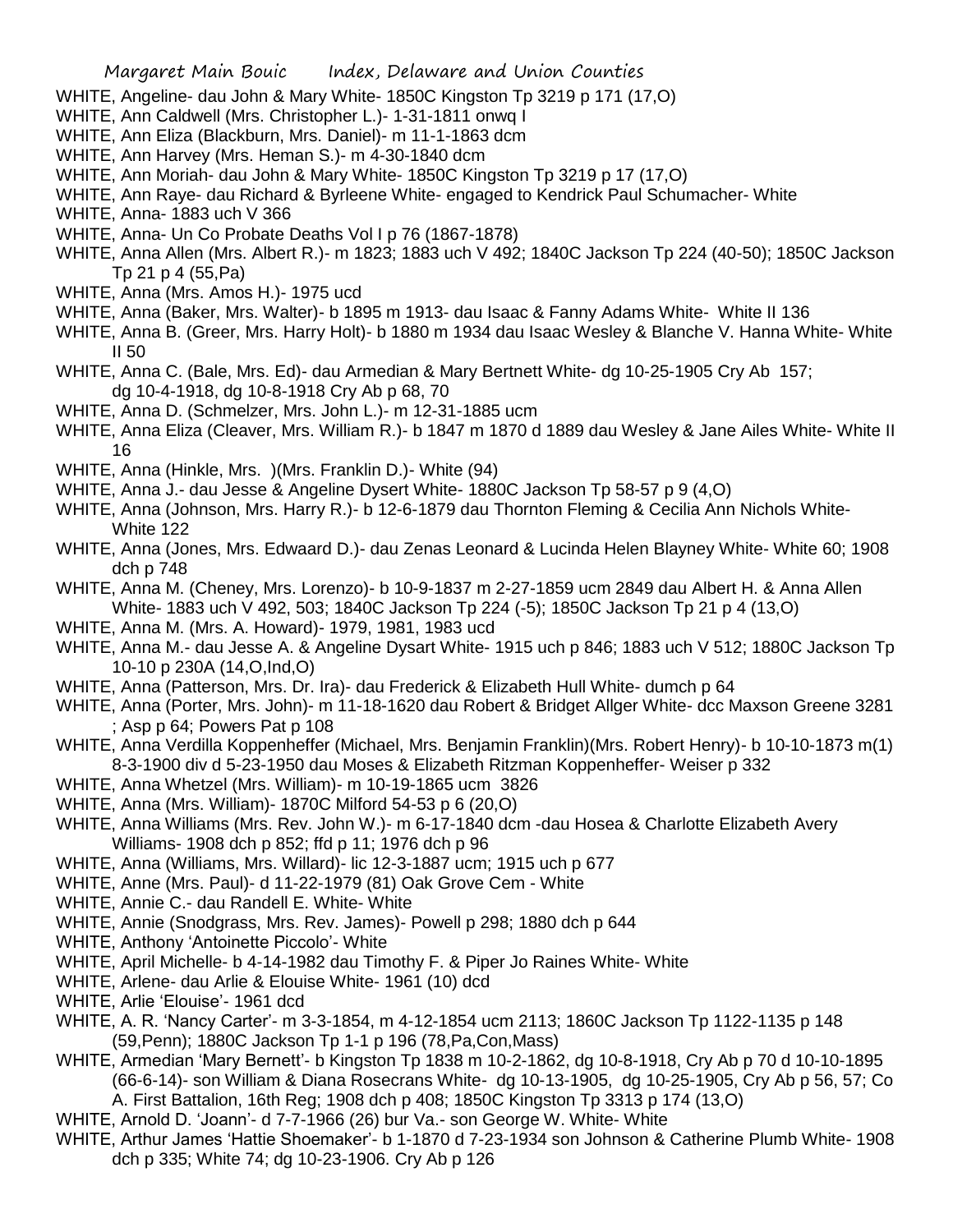WHITE, Angeline- dau John & Mary White- 1850C Kingston Tp 3219 p 171 (17,O)

WHITE, Ann Caldwell (Mrs. Christopher L.)- 1-31-1811 onwq I

WHITE, Ann Eliza (Blackburn, Mrs. Daniel)- m 11-1-1863 dcm

WHITE, Ann Harvey (Mrs. Heman S.)- m 4-30-1840 dcm

WHITE, Ann Moriah- dau John & Mary White- 1850C Kingston Tp 3219 p 17 (17,O)

WHITE, Ann Raye- dau Richard & Byrleene White- engaged to Kendrick Paul Schumacher- White

WHITE, Anna- 1883 uch V 366

WHITE, Anna- Un Co Probate Deaths Vol I p 76 (1867-1878)

WHITE, Anna Allen (Mrs. Albert R.)- m 1823; 1883 uch V 492; 1840C Jackson Tp 224 (40-50); 1850C Jackson Tp 21 p 4 (55,Pa)

WHITE, Anna (Mrs. Amos H.)- 1975 ucd

WHITE, Anna (Baker, Mrs. Walter)- b 1895 m 1913- dau Isaac & Fanny Adams White- White II 136

WHITE, Anna B. (Greer, Mrs. Harry Holt)- b 1880 m 1934 dau Isaac Wesley & Blanche V. Hanna White- White II 50

WHITE, Anna C. (Bale, Mrs. Ed)- dau Armedian & Mary Bertnett White- dg 10-25-1905 Cry Ab 157; dg 10-4-1918, dg 10-8-1918 Cry Ab p 68, 70

WHITE, Anna D. (Schmelzer, Mrs. John L.)- m 12-31-1885 ucm

WHITE, Anna Eliza (Cleaver, Mrs. William R.)- b 1847 m 1870 d 1889 dau Wesley & Jane Ailes White- White II 16

WHITE, Anna (Hinkle, Mrs. )(Mrs. Franklin D.)- White (94)

WHITE, Anna J.- dau Jesse & Angeline Dysert White- 1880C Jackson Tp 58-57 p 9 (4,O)

WHITE, Anna (Johnson, Mrs. Harry R.)- b 12-6-1879 dau Thornton Fleming & Cecilia Ann Nichols White- White 122

WHITE, Anna (Jones, Mrs. Edwaard D.)- dau Zenas Leonard & Lucinda Helen Blayney White- White 60; 1908 dch p 748

WHITE, Anna M. (Cheney, Mrs. Lorenzo)- b 10-9-1837 m 2-27-1859 ucm 2849 dau Albert H. & Anna Allen White- 1883 uch V 492, 503; 1840C Jackson Tp 224 (-5); 1850C Jackson Tp 21 p 4 (13,O)

WHITE, Anna M. (Mrs. A. Howard)- 1979, 1981, 1983 ucd

WHITE, Anna M.- dau Jesse A. & Angeline Dysart White- 1915 uch p 846; 1883 uch V 512; 1880C Jackson Tp 10-10 p 230A (14,O,Ind,O)

WHITE, Anna (Patterson, Mrs. Dr. Ira)- dau Frederick & Elizabeth Hull White- dumch p 64

WHITE, Anna (Porter, Mrs. John)- m 11-18-1620 dau Robert & Bridget Allger White- dcc Maxson Greene 3281 ; Asp p 64; Powers Pat p 108

WHITE, Anna Verdilla Koppenheffer (Michael, Mrs. Benjamin Franklin)(Mrs. Robert Henry)- b 10-10-1873 m(1) 8-3-1900 div d 5-23-1950 dau Moses & Elizabeth Ritzman Koppenheffer- Weiser p 332

WHITE, Anna Whetzel (Mrs. William)- m 10-19-1865 ucm 3826

WHITE, Anna (Mrs. William)- 1870C Milford 54-53 p 6 (20,O)

WHITE, Anna Williams (Mrs. Rev. John W.)- m 6-17-1840 dcm -dau Hosea & Charlotte Elizabeth Avery Williams- 1908 dch p 852; ffd p 11; 1976 dch p 96

WHITE, Anna (Williams, Mrs. Willard)- lic 12-3-1887 ucm; 1915 uch p 677

WHITE, Anne (Mrs. Paul)- d 11-22-1979 (81) Oak Grove Cem - White

WHITE, Annie C.- dau Randell E. White- White

WHITE, Annie (Snodgrass, Mrs. Rev. James)- Powell p 298; 1880 dch p 644

WHITE, Anthony 'Antoinette Piccolo'- White

WHITE, April Michelle- b 4-14-1982 dau Timothy F. & Piper Jo Raines White- White

WHITE, Arlene- dau Arlie & Elouise White- 1961 (10) dcd

WHITE, Arlie 'Elouise'- 1961 dcd

WHITE, A. R. 'Nancy Carter'- m 3-3-1854, m 4-12-1854 ucm 2113; 1860C Jackson Tp 1122-1135 p 148 (59,Penn); 1880C Jackson Tp 1-1 p 196 (78,Pa,Con,Mass)

WHITE, Armedian 'Mary Bernett'- b Kingston Tp 1838 m 10-2-1862, dg 10-8-1918, Cry Ab p 70 d 10-10-1895 (66-6-14)- son William & Diana Rosecrans White- dg 10-13-1905, dg 10-25-1905, Cry Ab p 56, 57; Co A. First Battalion, 16th Reg; 1908 dch p 408; 1850C Kingston Tp 3313 p 174 (13,O)

WHITE, Arnold D. 'Joann'- d 7-7-1966 (26) bur Va.- son George W. White- White

WHITE, Arthur James 'Hattie Shoemaker'- b 1-1870 d 7-23-1934 son Johnson & Catherine Plumb White- 1908 dch p 335; White 74; dg 10-23-1906. Cry Ab p 126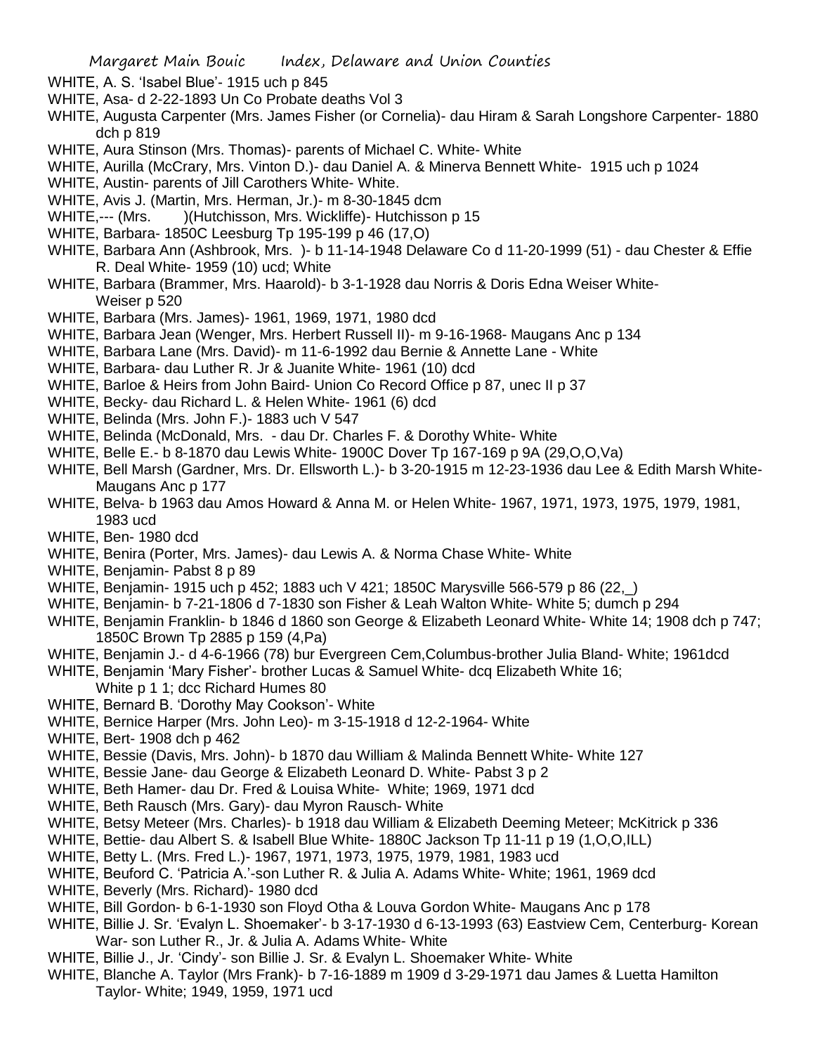WHITE, A. S. 'Isabel Blue'- 1915 uch p 845

WHITE, Asa- d 2-22-1893 Un Co Probate deaths Vol 3

WHITE, Augusta Carpenter (Mrs. James Fisher (or Cornelia)- dau Hiram & Sarah Longshore Carpenter- 1880 dch p 819

WHITE, Aura Stinson (Mrs. Thomas)- parents of Michael C. White- White

WHITE, Aurilla (McCrary, Mrs. Vinton D.)- dau Daniel A. & Minerva Bennett White- 1915 uch p 1024

WHITE, Austin- parents of Jill Carothers White- White.

WHITE, Avis J. (Martin, Mrs. Herman, Jr.)- m 8-30-1845 dcm

WHITE,--- (Mrs. )(Hutchisson, Mrs. Wickliffe)- Hutchisson p 15

WHITE, Barbara- 1850C Leesburg Tp 195-199 p 46 (17,O)

WHITE, Barbara Ann (Ashbrook, Mrs. )- b 11-14-1948 Delaware Co d 11-20-1999 (51) - dau Chester & Effie R. Deal White- 1959 (10) ucd; White

WHITE, Barbara (Brammer, Mrs. Haarold)- b 3-1-1928 dau Norris & Doris Edna Weiser White- Weiser p 520

WHITE, Barbara (Mrs. James)- 1961, 1969, 1971, 1980 dcd

WHITE, Barbara Jean (Wenger, Mrs. Herbert Russell II)- m 9-16-1968- Maugans Anc p 134

WHITE, Barbara Lane (Mrs. David)- m 11-6-1992 dau Bernie & Annette Lane - White

WHITE, Barbara- dau Luther R. Jr & Juanite White- 1961 (10) dcd

WHITE, Barloe & Heirs from John Baird- Union Co Record Office p 87, unec II p 37

WHITE, Becky- dau Richard L. & Helen White- 1961 (6) dcd

WHITE, Belinda (Mrs. John F.)- 1883 uch V 547

WHITE, Belinda (McDonald, Mrs. - dau Dr. Charles F. & Dorothy White- White

WHITE, Belle E.- b 8-1870 dau Lewis White- 1900C Dover Tp 167-169 p 9A (29,O,O,Va)

WHITE, Bell Marsh (Gardner, Mrs. Dr. Ellsworth L.)- b 3-20-1915 m 12-23-1936 dau Lee & Edith Marsh White- Maugans Anc p 177

WHITE, Belva- b 1963 dau Amos Howard & Anna M. or Helen White- 1967, 1971, 1973, 1975, 1979, 1981, 1983 ucd

WHITE, Ben- 1980 dcd

WHITE, Benira (Porter, Mrs. James)- dau Lewis A. & Norma Chase White- White

WHITE, Benjamin- Pabst 8 p 89

WHITE, Benjamin- 1915 uch p 452; 1883 uch V 421; 1850C Marysville 566-579 p 86 (22,_)

WHITE, Benjamin- b 7-21-1806 d 7-1830 son Fisher & Leah Walton White- White 5; dumch p 294

WHITE, Benjamin Franklin- b 1846 d 1860 son George & Elizabeth Leonard White- White 14; 1908 dch p 747; 1850C Brown Tp 2885 p 159 (4,Pa)

WHITE, Benjamin J.- d 4-6-1966 (78) bur Evergreen Cem,Columbus-brother Julia Bland- White; 1961dcd

WHITE, Benjamin 'Mary Fisher'- brother Lucas & Samuel White- dcq Elizabeth White 16; White p 1 1; dcc Richard Humes 80

WHITE, Bernard B. 'Dorothy May Cookson'- White

WHITE, Bernice Harper (Mrs. John Leo)- m 3-15-1918 d 12-2-1964- White

WHITE, Bert- 1908 dch p 462

WHITE, Bessie (Davis, Mrs. John)- b 1870 dau William & Malinda Bennett White- White 127

WHITE, Bessie Jane- dau George & Elizabeth Leonard D. White- Pabst 3 p 2

WHITE, Beth Hamer- dau Dr. Fred & Louisa White- White; 1969, 1971 dcd

WHITE, Beth Rausch (Mrs. Gary)- dau Myron Rausch- White

WHITE, Betsy Meteer (Mrs. Charles)- b 1918 dau William & Elizabeth Deeming Meteer; McKitrick p 336

WHITE, Bettie- dau Albert S. & Isabell Blue White- 1880C Jackson Tp 11-11 p 19 (1,O,O,ILL)

WHITE, Betty L. (Mrs. Fred L.)- 1967, 1971, 1973, 1975, 1979, 1981, 1983 ucd

WHITE, Beuford C. 'Patricia A.'-son Luther R. & Julia A. Adams White- White; 1961, 1969 dcd

WHITE, Beverly (Mrs. Richard)- 1980 dcd

WHITE, Bill Gordon- b 6-1-1930 son Floyd Otha & Louva Gordon White- Maugans Anc p 178

WHITE, Billie J. Sr. 'Evalyn L. Shoemaker'- b 3-17-1930 d 6-13-1993 (63) Eastview Cem, Centerburg- Korean War- son Luther R., Jr. & Julia A. Adams White- White

WHITE, Billie J., Jr. 'Cindy'- son Billie J. Sr. & Evalyn L. Shoemaker White- White

WHITE, Blanche A. Taylor (Mrs Frank)- b 7-16-1889 m 1909 d 3-29-1971 dau James & Luetta Hamilton Taylor- White; 1949, 1959, 1971 ucd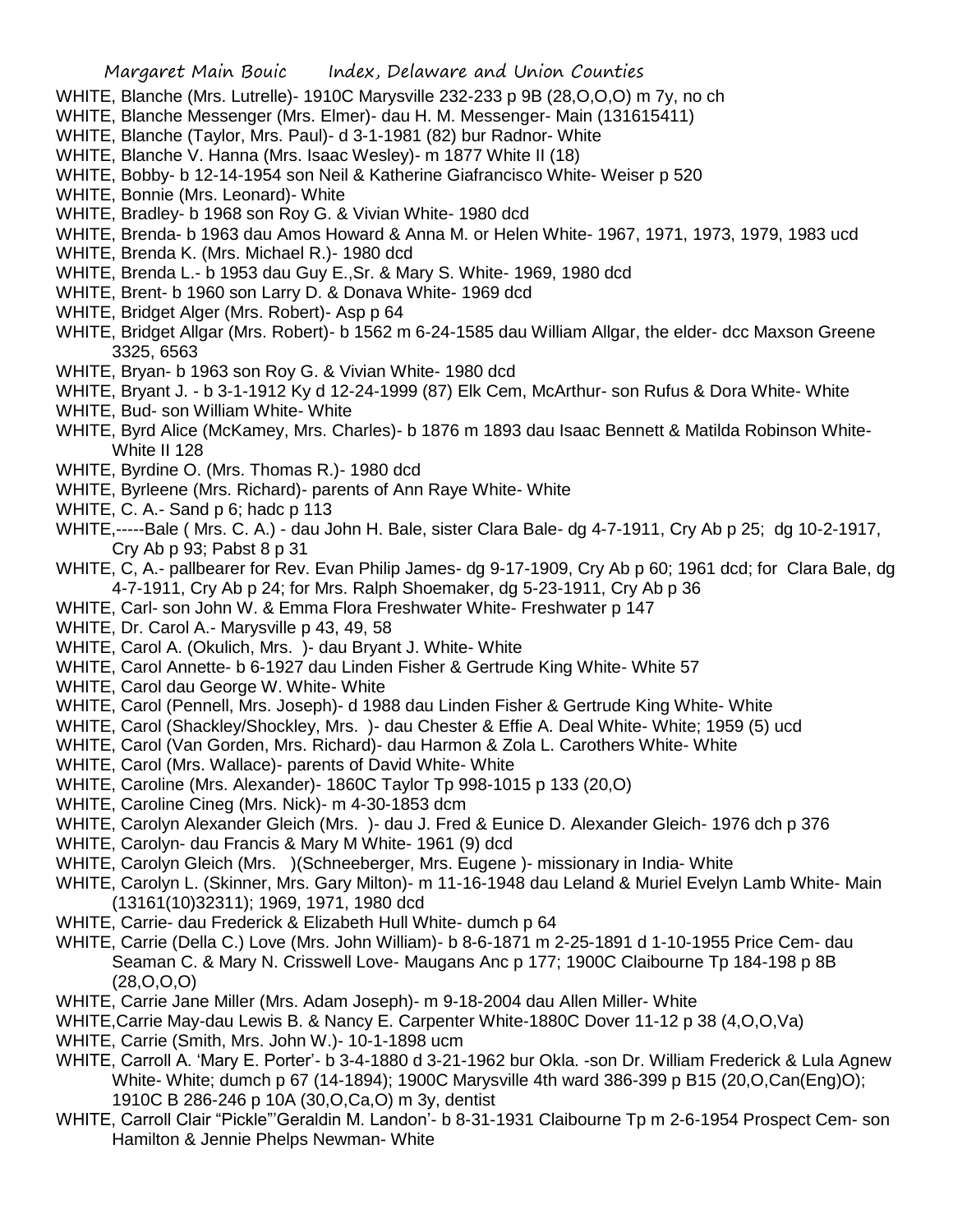WHITE, Blanche (Mrs. Lutrelle)- 1910C Marysville 232-233 p 9B (28,O,O,O) m 7y, no ch
WHITE, Blanche Messenger (Mrs. Elmer)- dau H. M. Messenger- Main (131615411)
WHITE, Blanche (Taylor, Mrs. Paul)- d 3-1-1981 (82) bur Radnor- White
WHITE, Blanche V. Hanna (Mrs. Isaac Wesley)- m 1877 White II (18)
WHITE, Bobby- b 12-14-1954 son Neil & Katherine Giafrancisco White- Weiser p 520
WHITE, Bonnie (Mrs. Leonard)- White
WHITE, Bradley- b 1968 son Roy G. & Vivian White- 1980 dcd
WHITE, Brenda- b 1963 dau Amos Howard & Anna M. or Helen White- 1967, 1971, 1973, 1979, 1983 ucd
WHITE, Brenda K. (Mrs. Michael R.)- 1980 dcd
WHITE, Brenda L.- b 1953 dau Guy E.,Sr. & Mary S. White- 1969, 1980 dcd
WHITE, Brent- b 1960 son Larry D. & Donava White- 1969 dcd
WHITE, Bridget Alger (Mrs. Robert)- Asp p 64
WHITE, Bridget Allgar (Mrs. Robert)- b 1562 m 6-24-1585 dau William Allgar, the elder- dcc Maxson Greene 3325, 6563
WHITE, Bryan- b 1963 son Roy G. & Vivian White- 1980 dcd
WHITE, Bryant J. - b 3-1-1912 Ky d 12-24-1999 (87) Elk Cem, McArthur- son Rufus & Dora White- White
WHITE, Bud- son William White- White
WHITE, Byrd Alice (McKamey, Mrs. Charles)- b 1876 m 1893 dau Isaac Bennett & Matilda Robinson White- White II 128
WHITE, Byrdine O. (Mrs. Thomas R.)- 1980 dcd
WHITE, Byrleene (Mrs. Richard)- parents of Ann Raye White- White
WHITE, C. A.- Sand p 6; hadc p 113
WHITE,-----Bale ( Mrs. C. A.) - dau John H. Bale, sister Clara Bale- dg 4-7-1911, Cry Ab p 25; dg 10-2-1917, Cry Ab p 93; Pabst 8 p 31
WHITE, C, A.- pallbearer for Rev. Evan Philip James- dg 9-17-1909, Cry Ab p 60; 1961 dcd; for Clara Bale, dg 4-7-1911, Cry Ab p 24; for Mrs. Ralph Shoemaker, dg 5-23-1911, Cry Ab p 36
WHITE, Carl- son John W. & Emma Flora Freshwater White- Freshwater p 147
WHITE, Dr. Carol A.- Marysville p 43, 49, 58
WHITE, Carol A. (Okulich, Mrs. )- dau Bryant J. White- White
WHITE, Carol Annette- b 6-1927 dau Linden Fisher & Gertrude King White- White 57
WHITE, Carol dau George W. White- White
WHITE, Carol (Pennell, Mrs. Joseph)- d 1988 dau Linden Fisher & Gertrude King White- White
WHITE, Carol (Shackley/Shockley, Mrs. )- dau Chester & Effie A. Deal White- White; 1959 (5) ucd
WHITE, Carol (Van Gorden, Mrs. Richard)- dau Harmon & Zola L. Carothers White- White
WHITE, Carol (Mrs. Wallace)- parents of David White- White
WHITE, Caroline (Mrs. Alexander)- 1860C Taylor Tp 998-1015 p 133 (20,O)
WHITE, Caroline Cineg (Mrs. Nick)- m 4-30-1853 dcm
WHITE, Carolyn Alexander Gleich (Mrs. )- dau J. Fred & Eunice D. Alexander Gleich- 1976 dch p 376
WHITE, Carolyn- dau Francis & Mary M White- 1961 (9) dcd
WHITE, Carolyn Gleich (Mrs. )(Schneeberger, Mrs. Eugene )- missionary in India- White
WHITE, Carolyn L. (Skinner, Mrs. Gary Milton)- m 11-16-1948 dau Leland & Muriel Evelyn Lamb White- Main (13161(10)32311); 1969, 1971, 1980 dcd
WHITE, Carrie- dau Frederick & Elizabeth Hull White- dumch p 64
WHITE, Carrie (Della C.) Love (Mrs. John William)- b 8-6-1871 m 2-25-1891 d 1-10-1955 Price Cem- dau Seaman C. & Mary N. Crisswell Love- Maugans Anc p 177; 1900C Claibourne Tp 184-198 p 8B (28,O,O,O)
WHITE, Carrie Jane Miller (Mrs. Adam Joseph)- m 9-18-2004 dau Allen Miller- White
WHITE,Carrie May-dau Lewis B. & Nancy E. Carpenter White-1880C Dover 11-12 p 38 (4,O,O,Va)
WHITE, Carrie (Smith, Mrs. John W.)- 10-1-1898 ucm
WHITE, Carroll A. 'Mary E. Porter'- b 3-4-1880 d 3-21-1962 bur Okla. -son Dr. William Frederick & Lula Agnew White- White; dumch p 67 (14-1894); 1900C Marysville 4th ward 386-399 p B15 (20,O,Can(Eng)O); 1910C B 286-246 p 10A (30,O,Ca,O) m 3y, dentist
WHITE, Carroll Clair "Pickle"'Geraldin M. Landon'- b 8-31-1931 Claibourne Tp m 2-6-1954 Prospect Cem- son Hamilton & Jennie Phelps Newman- White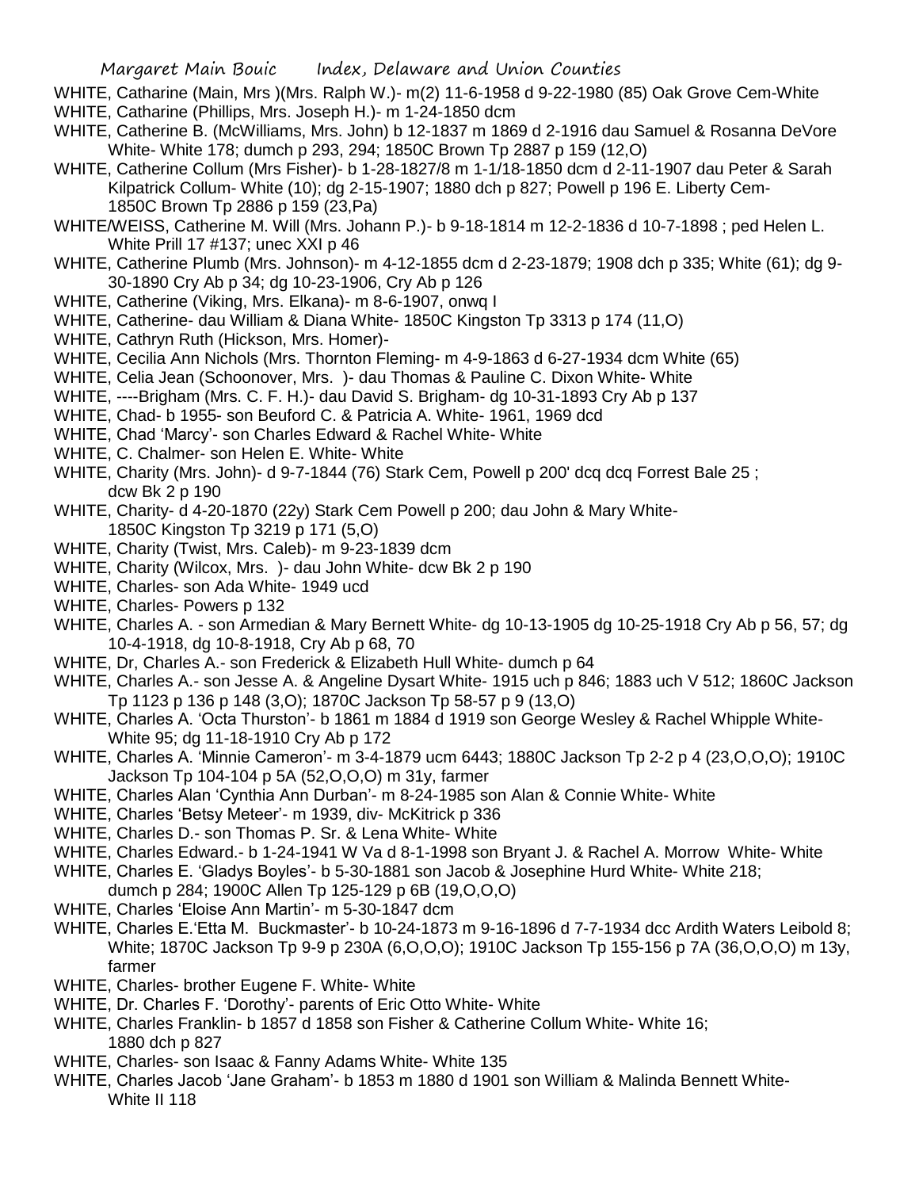WHITE, Catharine (Main, Mrs )(Mrs. Ralph W.)- m(2) 11-6-1958 d 9-22-1980 (85) Oak Grove Cem-White

WHITE, Catharine (Phillips, Mrs. Joseph H.)- m 1-24-1850 dcm

WHITE, Catherine B. (McWilliams, Mrs. John) b 12-1837 m 1869 d 2-1916 dau Samuel & Rosanna DeVore White- White 178; dumch p 293, 294; 1850C Brown Tp 2887 p 159 (12,O)

WHITE, Catherine Collum (Mrs Fisher)- b 1-28-1827/8 m 1-1/18-1850 dcm d 2-11-1907 dau Peter & Sarah Kilpatrick Collum- White (10); dg 2-15-1907; 1880 dch p 827; Powell p 196 E. Liberty Cem- 1850C Brown Tp 2886 p 159 (23,Pa)

WHITE/WEISS, Catherine M. Will (Mrs. Johann P.)- b 9-18-1814 m 12-2-1836 d 10-7-1898 ; ped Helen L. White Prill 17 #137; unec XXI p 46

WHITE, Catherine Plumb (Mrs. Johnson)- m 4-12-1855 dcm d 2-23-1879; 1908 dch p 335; White (61); dg 9-30-1890 Cry Ab p 34; dg 10-23-1906, Cry Ab p 126

WHITE, Catherine (Viking, Mrs. Elkana)- m 8-6-1907, onwq I

WHITE, Catherine- dau William & Diana White- 1850C Kingston Tp 3313 p 174 (11,O)

WHITE, Cathryn Ruth (Hickson, Mrs. Homer)-

WHITE, Cecilia Ann Nichols (Mrs. Thornton Fleming- m 4-9-1863 d 6-27-1934 dcm White (65)

WHITE, Celia Jean (Schoonover, Mrs. )- dau Thomas & Pauline C. Dixon White- White

WHITE, ----Brigham (Mrs. C. F. H.)- dau David S. Brigham- dg 10-31-1893 Cry Ab p 137

WHITE, Chad- b 1955- son Beuford C. & Patricia A. White- 1961, 1969 dcd

WHITE, Chad 'Marcy'- son Charles Edward & Rachel White- White

WHITE, C. Chalmer- son Helen E. White- White

WHITE, Charity (Mrs. John)- d 9-7-1844 (76) Stark Cem, Powell p 200' dcq dcq Forrest Bale 25 ; dcw Bk 2 p 190

WHITE, Charity- d 4-20-1870 (22y) Stark Cem Powell p 200; dau John & Mary White- 1850C Kingston Tp 3219 p 171 (5,O)

WHITE, Charity (Twist, Mrs. Caleb)- m 9-23-1839 dcm

WHITE, Charity (Wilcox, Mrs. )- dau John White- dcw Bk 2 p 190

WHITE, Charles- son Ada White- 1949 ucd

WHITE, Charles- Powers p 132

WHITE, Charles A. - son Armedian & Mary Bernett White- dg 10-13-1905 dg 10-25-1918 Cry Ab p 56, 57; dg 10-4-1918, dg 10-8-1918, Cry Ab p 68, 70

WHITE, Dr, Charles A.- son Frederick & Elizabeth Hull White- dumch p 64

WHITE, Charles A.- son Jesse A. & Angeline Dysart White- 1915 uch p 846; 1883 uch V 512; 1860C Jackson Tp 1123 p 136 p 148 (3,O); 1870C Jackson Tp 58-57 p 9 (13,O)

WHITE, Charles A. 'Octa Thurston'- b 1861 m 1884 d 1919 son George Wesley & Rachel Whipple White- White 95; dg 11-18-1910 Cry Ab p 172

WHITE, Charles A. 'Minnie Cameron'- m 3-4-1879 ucm 6443; 1880C Jackson Tp 2-2 p 4 (23,O,O,O); 1910C Jackson Tp 104-104 p 5A (52,O,O,O) m 31y, farmer

WHITE, Charles Alan 'Cynthia Ann Durban'- m 8-24-1985 son Alan & Connie White- White

WHITE, Charles 'Betsy Meteer'- m 1939, div- McKitrick p 336

WHITE, Charles D.- son Thomas P. Sr. & Lena White- White

WHITE, Charles Edward.- b 1-24-1941 W Va d 8-1-1998 son Bryant J. & Rachel A. Morrow White- White

WHITE, Charles E. 'Gladys Boyles'- b 5-30-1881 son Jacob & Josephine Hurd White- White 218; dumch p 284; 1900C Allen Tp 125-129 p 6B (19,O,O,O)

WHITE, Charles 'Eloise Ann Martin'- m 5-30-1847 dcm

WHITE, Charles E.'Etta M. Buckmaster'- b 10-24-1873 m 9-16-1896 d 7-7-1934 dcc Ardith Waters Leibold 8; White; 1870C Jackson Tp 9-9 p 230A (6,O,O,O); 1910C Jackson Tp 155-156 p 7A (36,O,O,O) m 13y, farmer

WHITE, Charles- brother Eugene F. White- White

WHITE, Dr. Charles F. 'Dorothy'- parents of Eric Otto White- White

WHITE, Charles Franklin- b 1857 d 1858 son Fisher & Catherine Collum White- White 16; 1880 dch p 827

WHITE, Charles- son Isaac & Fanny Adams White- White 135

WHITE, Charles Jacob 'Jane Graham'- b 1853 m 1880 d 1901 son William & Malinda Bennett White- White II 118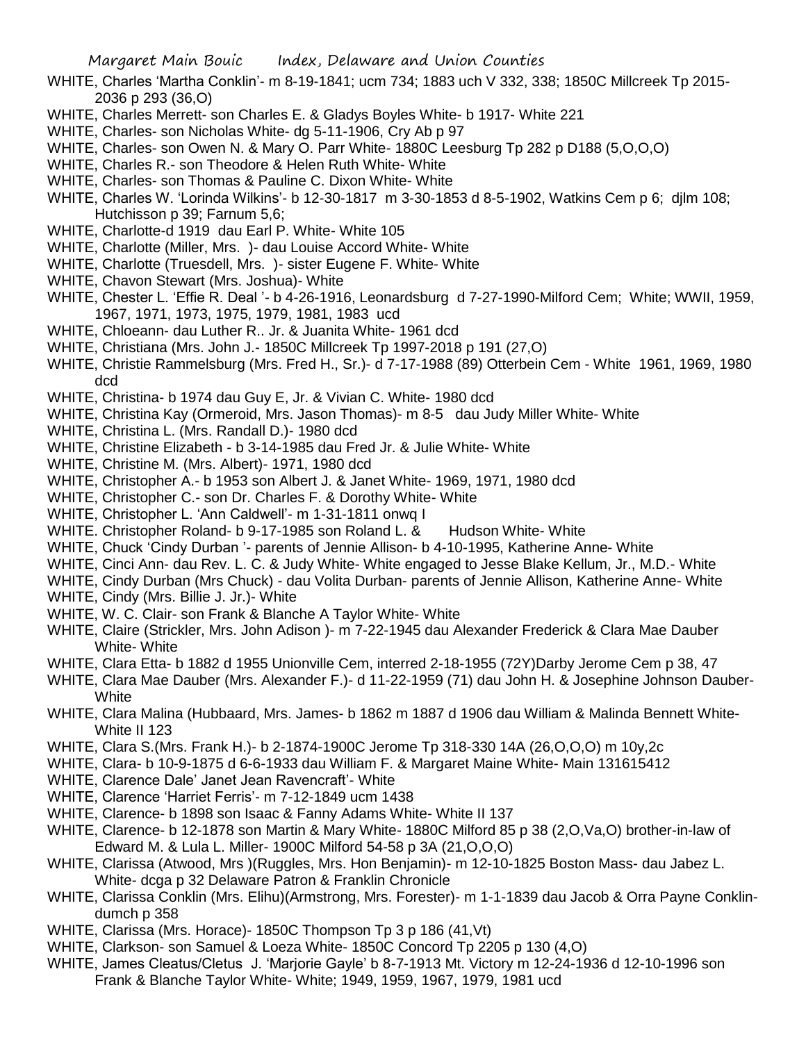WHITE, Charles 'Martha Conklin'- m 8-19-1841; ucm 734; 1883 uch V 332, 338; 1850C Millcreek Tp 2015-2036 p 293 (36,O)

WHITE, Charles Merrett- son Charles E. & Gladys Boyles White- b 1917- White 221

WHITE, Charles- son Nicholas White- dg 5-11-1906, Cry Ab p 97

WHITE, Charles- son Owen N. & Mary O. Parr White- 1880C Leesburg Tp 282 p D188 (5,O,O,O)

WHITE, Charles R.- son Theodore & Helen Ruth White- White

WHITE, Charles- son Thomas & Pauline C. Dixon White- White

WHITE, Charles W. 'Lorinda Wilkins'- b 12-30-1817 m 3-30-1853 d 8-5-1902, Watkins Cem p 6; djlm 108; Hutchisson p 39; Farnum 5,6;

WHITE, Charlotte-d 1919 dau Earl P. White- White 105

WHITE, Charlotte (Miller, Mrs. )- dau Louise Accord White- White

WHITE, Charlotte (Truesdell, Mrs. )- sister Eugene F. White- White

WHITE, Chavon Stewart (Mrs. Joshua)- White

WHITE, Chester L. 'Effie R. Deal '- b 4-26-1916, Leonardsburg d 7-27-1990-Milford Cem; White; WWII, 1959, 1967, 1971, 1973, 1975, 1979, 1981, 1983 ucd

WHITE, Chloeann- dau Luther R.. Jr. & Juanita White- 1961 dcd

WHITE, Christiana (Mrs. John J.- 1850C Millcreek Tp 1997-2018 p 191 (27,O)

WHITE, Christie Rammelsburg (Mrs. Fred H., Sr.)- d 7-17-1988 (89) Otterbein Cem - White 1961, 1969, 1980 dcd

WHITE, Christina- b 1974 dau Guy E, Jr. & Vivian C. White- 1980 dcd

WHITE, Christina Kay (Ormeroid, Mrs. Jason Thomas)- m 8-5 dau Judy Miller White- White

WHITE, Christina L. (Mrs. Randall D.)- 1980 dcd

WHITE, Christine Elizabeth - b 3-14-1985 dau Fred Jr. & Julie White- White

WHITE, Christine M. (Mrs. Albert)- 1971, 1980 dcd

WHITE, Christopher A.- b 1953 son Albert J. & Janet White- 1969, 1971, 1980 dcd

WHITE, Christopher C.- son Dr. Charles F. & Dorothy White- White

WHITE, Christopher L. 'Ann Caldwell'- m 1-31-1811 onwq I

WHITE. Christopher Roland- b 9-17-1985 son Roland L. & Hudson White- White

WHITE, Chuck 'Cindy Durban '- parents of Jennie Allison- b 4-10-1995, Katherine Anne- White

WHITE, Cinci Ann- dau Rev. L. C. & Judy White- White engaged to Jesse Blake Kellum, Jr., M.D.- White

WHITE, Cindy Durban (Mrs Chuck) - dau Volita Durban- parents of Jennie Allison, Katherine Anne- White

WHITE, Cindy (Mrs. Billie J. Jr.)- White

WHITE, W. C. Clair- son Frank & Blanche A Taylor White- White

WHITE, Claire (Strickler, Mrs. John Adison )- m 7-22-1945 dau Alexander Frederick & Clara Mae Dauber White- White

WHITE, Clara Etta- b 1882 d 1955 Unionville Cem, interred 2-18-1955 (72Y)Darby Jerome Cem p 38, 47

WHITE, Clara Mae Dauber (Mrs. Alexander F.)- d 11-22-1959 (71) dau John H. & Josephine Johnson Dauber-White

WHITE, Clara Malina (Hubbaard, Mrs. James- b 1862 m 1887 d 1906 dau William & Malinda Bennett White-White II 123

WHITE, Clara S.(Mrs. Frank H.)- b 2-1874-1900C Jerome Tp 318-330 14A (26,O,O,O) m 10y,2c

WHITE, Clara- b 10-9-1875 d 6-6-1933 dau William F. & Margaret Maine White- Main 131615412

WHITE, Clarence Dale' Janet Jean Ravencraft'- White

WHITE, Clarence 'Harriet Ferris'- m 7-12-1849 ucm 1438

WHITE, Clarence- b 1898 son Isaac & Fanny Adams White- White II 137

WHITE, Clarence- b 12-1878 son Martin & Mary White- 1880C Milford 85 p 38 (2,O,Va,O) brother-in-law of Edward M. & Lula L. Miller- 1900C Milford 54-58 p 3A (21,O,O,O)

WHITE, Clarissa (Atwood, Mrs )(Ruggles, Mrs. Hon Benjamin)- m 12-10-1825 Boston Mass- dau Jabez L. White- dcga p 32 Delaware Patron & Franklin Chronicle

WHITE, Clarissa Conklin (Mrs. Elihu)(Armstrong, Mrs. Forester)- m 1-1-1839 dau Jacob & Orra Payne Conklin-dumch p 358

WHITE, Clarissa (Mrs. Horace)- 1850C Thompson Tp 3 p 186 (41,Vt)

WHITE, Clarkson- son Samuel & Loeza White- 1850C Concord Tp 2205 p 130 (4,O)

WHITE, James Cleatus/Cletus J. 'Marjorie Gayle' b 8-7-1913 Mt. Victory m 12-24-1936 d 12-10-1996 son Frank & Blanche Taylor White- White; 1949, 1959, 1967, 1979, 1981 ucd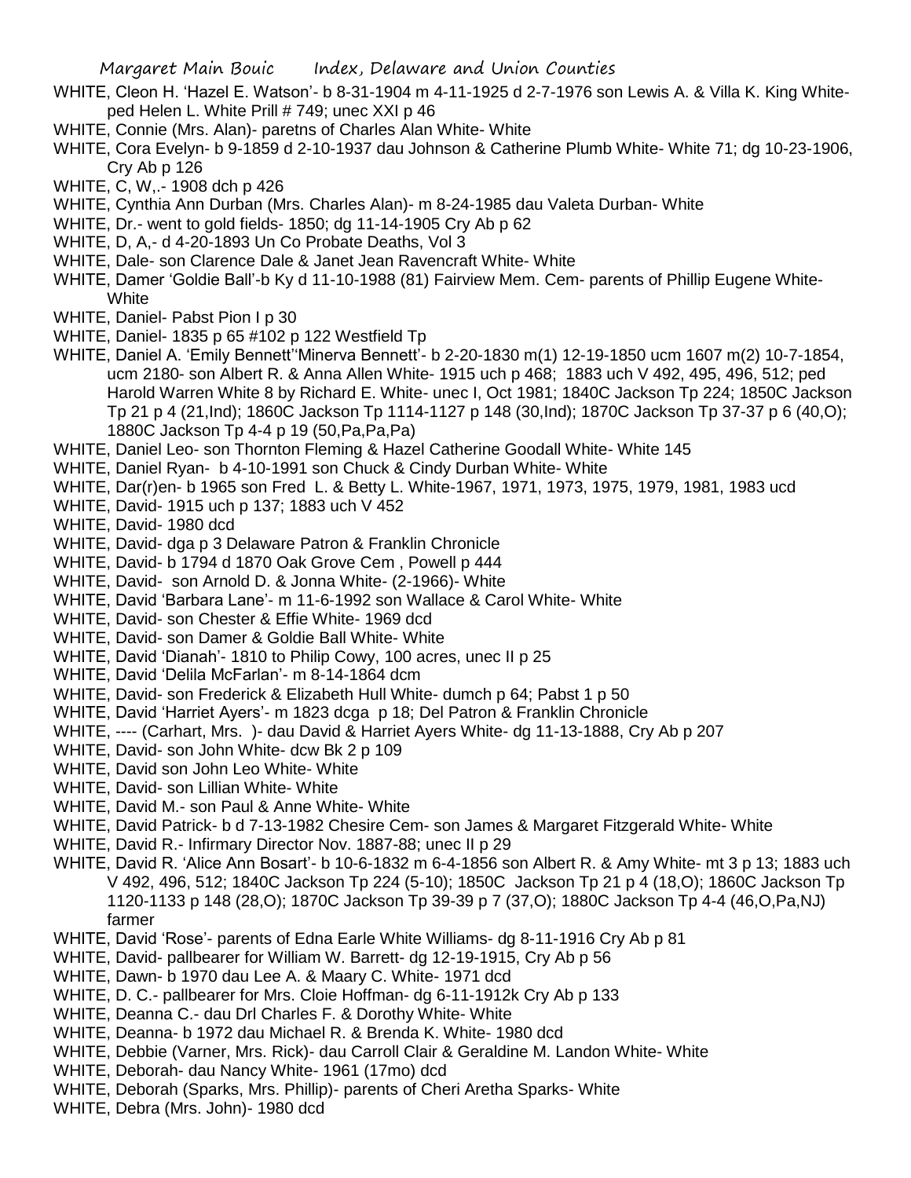WHITE, Cleon H. 'Hazel E. Watson'- b 8-31-1904 m 4-11-1925 d 2-7-1976 son Lewis A. & Villa K. King White- ped Helen L. White Prill # 749; unec XXI p 46

WHITE, Connie (Mrs. Alan)- paretns of Charles Alan White- White

WHITE, Cora Evelyn- b 9-1859 d 2-10-1937 dau Johnson & Catherine Plumb White- White 71; dg 10-23-1906, Cry Ab p 126

WHITE, C, W,.- 1908 dch p 426

WHITE, Cynthia Ann Durban (Mrs. Charles Alan)- m 8-24-1985 dau Valeta Durban- White

WHITE, Dr.- went to gold fields- 1850; dg 11-14-1905 Cry Ab p 62

WHITE, D, A,- d 4-20-1893 Un Co Probate Deaths, Vol 3

WHITE, Dale- son Clarence Dale & Janet Jean Ravencraft White- White

WHITE, Damer 'Goldie Ball'-b Ky d 11-10-1988 (81) Fairview Mem. Cem- parents of Phillip Eugene White- White

WHITE, Daniel- Pabst Pion I p 30

WHITE, Daniel- 1835 p 65 #102 p 122 Westfield Tp

WHITE, Daniel A. 'Emily Bennett''Minerva Bennett'- b 2-20-1830 m(1) 12-19-1850 ucm 1607 m(2) 10-7-1854, ucm 2180- son Albert R. & Anna Allen White- 1915 uch p 468; 1883 uch V 492, 495, 496, 512; ped Harold Warren White 8 by Richard E. White- unec I, Oct 1981; 1840C Jackson Tp 224; 1850C Jackson Tp 21 p 4 (21,Ind); 1860C Jackson Tp 1114-1127 p 148 (30,Ind); 1870C Jackson Tp 37-37 p 6 (40,O); 1880C Jackson Tp 4-4 p 19 (50,Pa,Pa,Pa)

WHITE, Daniel Leo- son Thornton Fleming & Hazel Catherine Goodall White- White 145

WHITE, Daniel Ryan- b 4-10-1991 son Chuck & Cindy Durban White- White

WHITE, Dar(r)en- b 1965 son Fred L. & Betty L. White-1967, 1971, 1973, 1975, 1979, 1981, 1983 ucd

WHITE, David- 1915 uch p 137; 1883 uch V 452

WHITE, David- 1980 dcd

WHITE, David- dga p 3 Delaware Patron & Franklin Chronicle

WHITE, David- b 1794 d 1870 Oak Grove Cem , Powell p 444

WHITE, David- son Arnold D. & Jonna White- (2-1966)- White

WHITE, David 'Barbara Lane'- m 11-6-1992 son Wallace & Carol White- White

WHITE, David- son Chester & Effie White- 1969 dcd

WHITE, David- son Damer & Goldie Ball White- White

WHITE, David 'Dianah'- 1810 to Philip Cowy, 100 acres, unec II p 25

WHITE, David 'Delila McFarlan'- m 8-14-1864 dcm

WHITE, David- son Frederick & Elizabeth Hull White- dumch p 64; Pabst 1 p 50

WHITE, David 'Harriet Ayers'- m 1823 dcga p 18; Del Patron & Franklin Chronicle

WHITE, ---- (Carhart, Mrs. )- dau David & Harriet Ayers White- dg 11-13-1888, Cry Ab p 207

WHITE, David- son John White- dcw Bk 2 p 109

WHITE, David son John Leo White- White

WHITE, David- son Lillian White- White

WHITE, David M.- son Paul & Anne White- White

WHITE, David Patrick- b d 7-13-1982 Chesire Cem- son James & Margaret Fitzgerald White- White

WHITE, David R.- Infirmary Director Nov. 1887-88; unec II p 29

WHITE, David R. 'Alice Ann Bosart'- b 10-6-1832 m 6-4-1856 son Albert R. & Amy White- mt 3 p 13; 1883 uch V 492, 496, 512; 1840C Jackson Tp 224 (5-10); 1850C Jackson Tp 21 p 4 (18,O); 1860C Jackson Tp 1120-1133 p 148 (28,O); 1870C Jackson Tp 39-39 p 7 (37,O); 1880C Jackson Tp 4-4 (46,O,Pa,NJ) farmer

WHITE, David 'Rose'- parents of Edna Earle White Williams- dg 8-11-1916 Cry Ab p 81

WHITE, David- pallbearer for William W. Barrett- dg 12-19-1915, Cry Ab p 56

WHITE, Dawn- b 1970 dau Lee A. & Maary C. White- 1971 dcd

WHITE, D. C.- pallbearer for Mrs. Cloie Hoffman- dg 6-11-1912k Cry Ab p 133

WHITE, Deanna C.- dau Drl Charles F. & Dorothy White- White

WHITE, Deanna- b 1972 dau Michael R. & Brenda K. White- 1980 dcd

WHITE, Debbie (Varner, Mrs. Rick)- dau Carroll Clair & Geraldine M. Landon White- White

WHITE, Deborah- dau Nancy White- 1961 (17mo) dcd

WHITE, Deborah (Sparks, Mrs. Phillip)- parents of Cheri Aretha Sparks- White

WHITE, Debra (Mrs. John)- 1980 dcd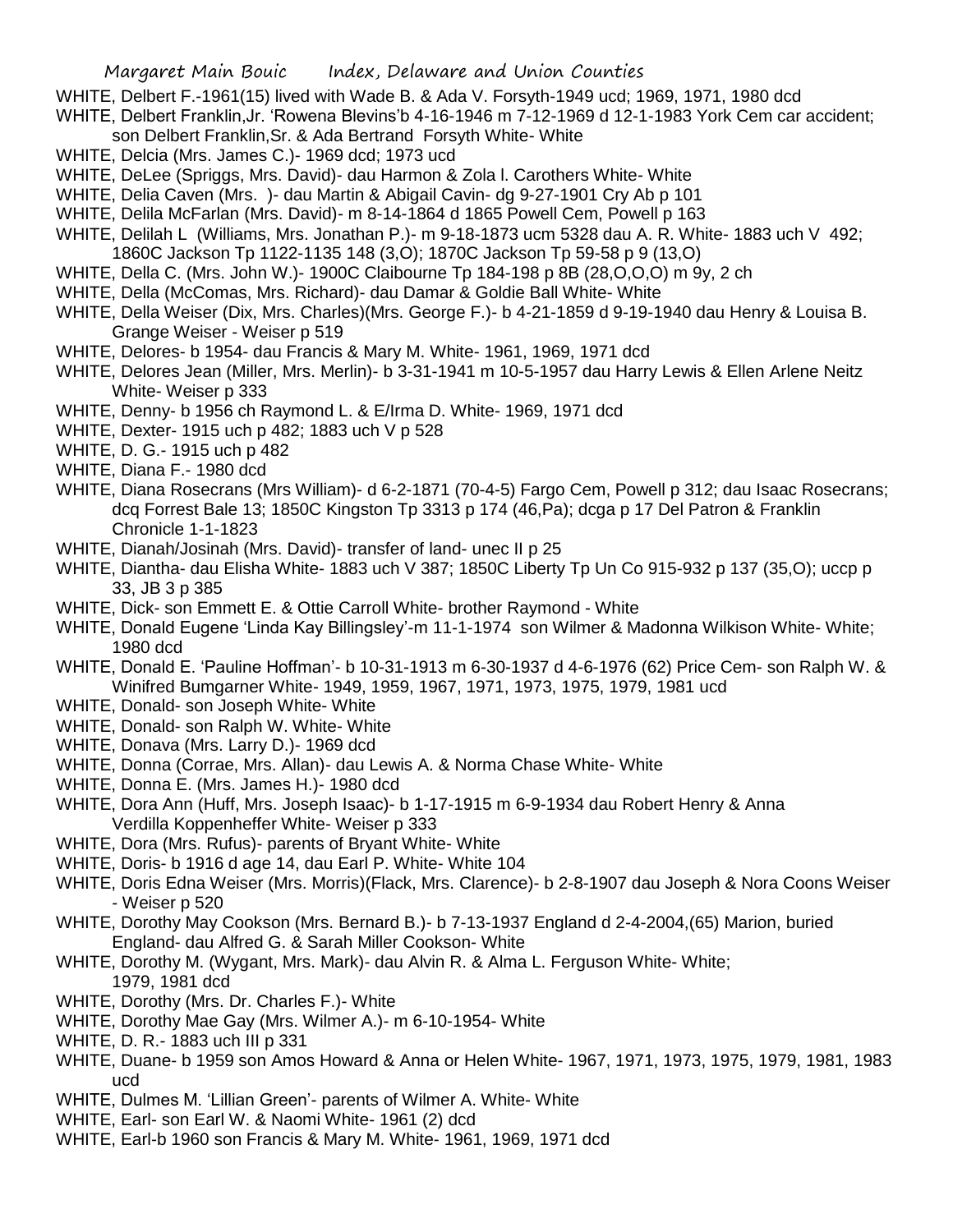WHITE, Delbert F.-1961(15) lived with Wade B. & Ada V. Forsyth-1949 ucd; 1969, 1971, 1980 dcd

WHITE, Delbert Franklin,Jr. 'Rowena Blevins'b 4-16-1946 m 7-12-1969 d 12-1-1983 York Cem car accident; son Delbert Franklin,Sr. & Ada Bertrand Forsyth White- White

WHITE, Delcia (Mrs. James C.)- 1969 dcd; 1973 ucd

WHITE, DeLee (Spriggs, Mrs. David)- dau Harmon & Zola l. Carothers White- White

WHITE, Delia Caven (Mrs. )- dau Martin & Abigail Cavin- dg 9-27-1901 Cry Ab p 101

WHITE, Delila McFarlan (Mrs. David)- m 8-14-1864 d 1865 Powell Cem, Powell p 163

WHITE, Delilah L (Williams, Mrs. Jonathan P.)- m 9-18-1873 ucm 5328 dau A. R. White- 1883 uch V 492; 1860C Jackson Tp 1122-1135 148 (3,O); 1870C Jackson Tp 59-58 p 9 (13,O)

WHITE, Della C. (Mrs. John W.)- 1900C Claibourne Tp 184-198 p 8B (28,O,O,O) m 9y, 2 ch

WHITE, Della (McComas, Mrs. Richard)- dau Damar & Goldie Ball White- White

WHITE, Della Weiser (Dix, Mrs. Charles)(Mrs. George F.)- b 4-21-1859 d 9-19-1940 dau Henry & Louisa B. Grange Weiser - Weiser p 519

WHITE, Delores- b 1954- dau Francis & Mary M. White- 1961, 1969, 1971 dcd

WHITE, Delores Jean (Miller, Mrs. Merlin)- b 3-31-1941 m 10-5-1957 dau Harry Lewis & Ellen Arlene Neitz White- Weiser p 333

WHITE, Denny- b 1956 ch Raymond L. & E/Irma D. White- 1969, 1971 dcd

WHITE, Dexter- 1915 uch p 482; 1883 uch V p 528

WHITE, D. G.- 1915 uch p 482

WHITE, Diana F.- 1980 dcd

WHITE, Diana Rosecrans (Mrs William)- d 6-2-1871 (70-4-5) Fargo Cem, Powell p 312; dau Isaac Rosecrans; dcq Forrest Bale 13; 1850C Kingston Tp 3313 p 174 (46,Pa); dcga p 17 Del Patron & Franklin Chronicle 1-1-1823

WHITE, Dianah/Josinah (Mrs. David)- transfer of land- unec II p 25

WHITE, Diantha- dau Elisha White- 1883 uch V 387; 1850C Liberty Tp Un Co 915-932 p 137 (35,O); uccp p 33, JB 3 p 385

WHITE, Dick- son Emmett E. & Ottie Carroll White- brother Raymond - White

WHITE, Donald Eugene 'Linda Kay Billingsley'-m 11-1-1974 son Wilmer & Madonna Wilkison White- White; 1980 dcd

WHITE, Donald E. 'Pauline Hoffman'- b 10-31-1913 m 6-30-1937 d 4-6-1976 (62) Price Cem- son Ralph W. & Winifred Bumgarner White- 1949, 1959, 1967, 1971, 1973, 1975, 1979, 1981 ucd

WHITE, Donald- son Joseph White- White

WHITE, Donald- son Ralph W. White- White

WHITE, Donava (Mrs. Larry D.)- 1969 dcd

WHITE, Donna (Corrae, Mrs. Allan)- dau Lewis A. & Norma Chase White- White

WHITE, Donna E. (Mrs. James H.)- 1980 dcd

WHITE, Dora Ann (Huff, Mrs. Joseph Isaac)- b 1-17-1915 m 6-9-1934 dau Robert Henry & Anna Verdilla Koppenheffer White- Weiser p 333

WHITE, Dora (Mrs. Rufus)- parents of Bryant White- White

WHITE, Doris- b 1916 d age 14, dau Earl P. White- White 104

WHITE, Doris Edna Weiser (Mrs. Morris)(Flack, Mrs. Clarence)- b 2-8-1907 dau Joseph & Nora Coons Weiser - Weiser p 520

WHITE, Dorothy May Cookson (Mrs. Bernard B.)- b 7-13-1937 England d 2-4-2004,(65) Marion, buried England- dau Alfred G. & Sarah Miller Cookson- White

WHITE, Dorothy M. (Wygant, Mrs. Mark)- dau Alvin R. & Alma L. Ferguson White- White; 1979, 1981 dcd

WHITE, Dorothy (Mrs. Dr. Charles F.)- White

WHITE, Dorothy Mae Gay (Mrs. Wilmer A.)- m 6-10-1954- White

WHITE, D. R.- 1883 uch III p 331

WHITE, Duane- b 1959 son Amos Howard & Anna or Helen White- 1967, 1971, 1973, 1975, 1979, 1981, 1983 ucd

WHITE, Dulmes M. 'Lillian Green'- parents of Wilmer A. White- White

WHITE, Earl- son Earl W. & Naomi White- 1961 (2) dcd

WHITE, Earl-b 1960 son Francis & Mary M. White- 1961, 1969, 1971 dcd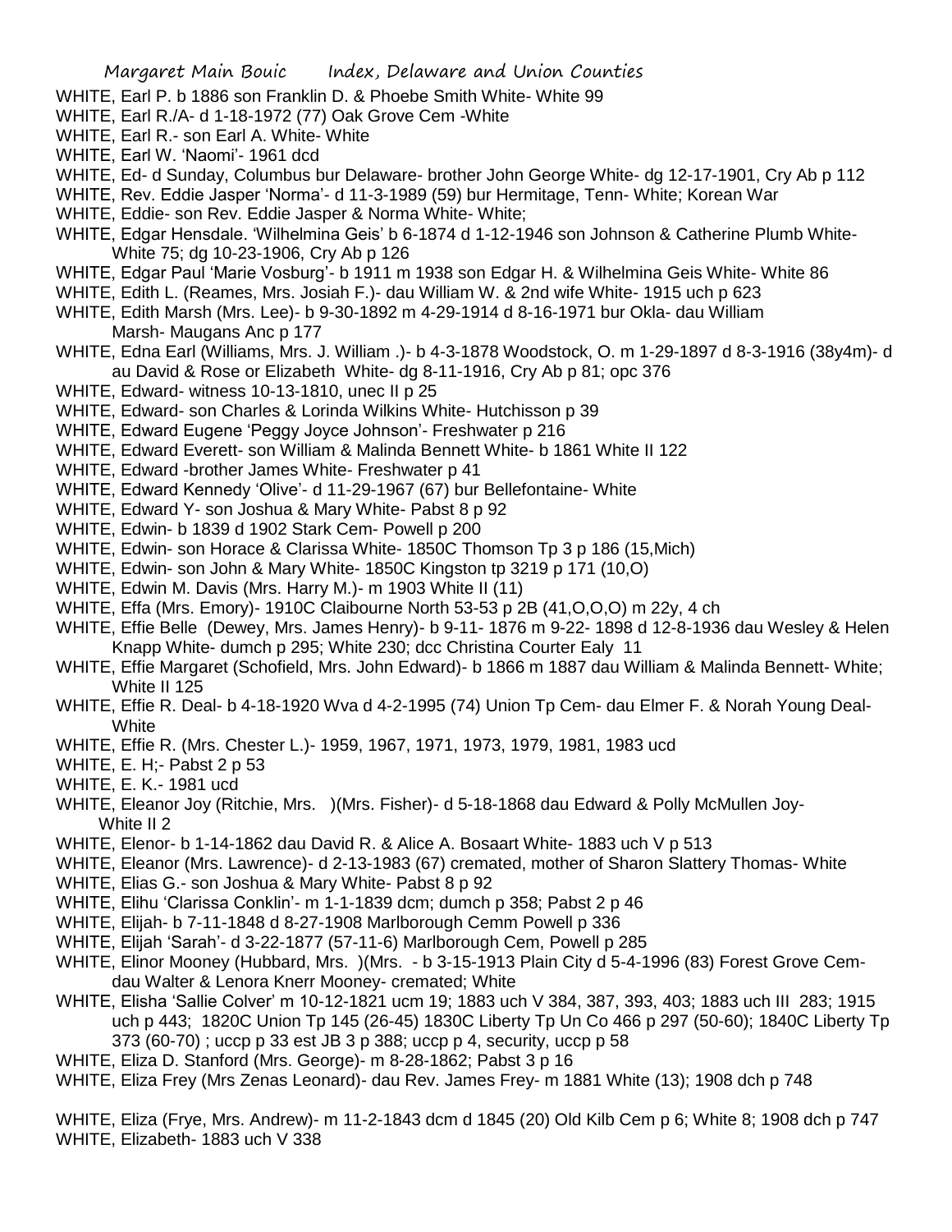WHITE, Earl P. b 1886 son Franklin D. & Phoebe Smith White- White 99

WHITE, Earl R./A- d 1-18-1972 (77) Oak Grove Cem -White

WHITE, Earl R.- son Earl A. White- White

WHITE, Earl W. 'Naomi'- 1961 dcd

WHITE, Ed- d Sunday, Columbus bur Delaware- brother John George White- dg 12-17-1901, Cry Ab p 112

WHITE, Rev. Eddie Jasper 'Norma'- d 11-3-1989 (59) bur Hermitage, Tenn- White; Korean War

WHITE, Eddie- son Rev. Eddie Jasper & Norma White- White;

WHITE, Edgar Hensdale. 'Wilhelmina Geis' b 6-1874 d 1-12-1946 son Johnson & Catherine Plumb White- White 75; dg 10-23-1906, Cry Ab p 126

WHITE, Edgar Paul 'Marie Vosburg'- b 1911 m 1938 son Edgar H. & Wilhelmina Geis White- White 86

WHITE, Edith L. (Reames, Mrs. Josiah F.)- dau William W. & 2nd wife White- 1915 uch p 623

WHITE, Edith Marsh (Mrs. Lee)- b 9-30-1892 m 4-29-1914 d 8-16-1971 bur Okla- dau William Marsh- Maugans Anc p 177

WHITE, Edna Earl (Williams, Mrs. J. William .)- b 4-3-1878 Woodstock, O. m 1-29-1897 d 8-3-1916 (38y4m)- d au David & Rose or Elizabeth White- dg 8-11-1916, Cry Ab p 81; opc 376

WHITE, Edward- witness 10-13-1810, unec II p 25

WHITE, Edward- son Charles & Lorinda Wilkins White- Hutchisson p 39

WHITE, Edward Eugene 'Peggy Joyce Johnson'- Freshwater p 216

WHITE, Edward Everett- son William & Malinda Bennett White- b 1861 White II 122

WHITE, Edward -brother James White- Freshwater p 41

WHITE, Edward Kennedy 'Olive'- d 11-29-1967 (67) bur Bellefontaine- White

WHITE, Edward Y- son Joshua & Mary White- Pabst 8 p 92

WHITE, Edwin- b 1839 d 1902 Stark Cem- Powell p 200

WHITE, Edwin- son Horace & Clarissa White- 1850C Thomson Tp 3 p 186 (15,Mich)

WHITE, Edwin- son John & Mary White- 1850C Kingston tp 3219 p 171 (10,O)

WHITE, Edwin M. Davis (Mrs. Harry M.)- m 1903 White II (11)

WHITE, Effa (Mrs. Emory)- 1910C Claibourne North 53-53 p 2B (41,O,O,O) m 22y, 4 ch

WHITE, Effie Belle (Dewey, Mrs. James Henry)- b 9-11- 1876 m 9-22- 1898 d 12-8-1936 dau Wesley & Helen Knapp White- dumch p 295; White 230; dcc Christina Courter Ealy 11

WHITE, Effie Margaret (Schofield, Mrs. John Edward)- b 1866 m 1887 dau William & Malinda Bennett- White; White II 125

WHITE, Effie R. Deal- b 4-18-1920 Wva d 4-2-1995 (74) Union Tp Cem- dau Elmer F. & Norah Young Deal- White

WHITE, Effie R. (Mrs. Chester L.)- 1959, 1967, 1971, 1973, 1979, 1981, 1983 ucd

WHITE, E. H;- Pabst 2 p 53

WHITE, E. K.- 1981 ucd

WHITE, Eleanor Joy (Ritchie, Mrs. )(Mrs. Fisher)- d 5-18-1868 dau Edward & Polly McMullen Joy- White II 2

WHITE, Elenor- b 1-14-1862 dau David R. & Alice A. Bosaart White- 1883 uch V p 513

WHITE, Eleanor (Mrs. Lawrence)- d 2-13-1983 (67) cremated, mother of Sharon Slattery Thomas- White

WHITE, Elias G.- son Joshua & Mary White- Pabst 8 p 92

WHITE, Elihu 'Clarissa Conklin'- m 1-1-1839 dcm; dumch p 358; Pabst 2 p 46

WHITE, Elijah- b 7-11-1848 d 8-27-1908 Marlborough Cemm Powell p 336

WHITE, Elijah 'Sarah'- d 3-22-1877 (57-11-6) Marlborough Cem, Powell p 285

WHITE, Elinor Mooney (Hubbard, Mrs. )(Mrs. - b 3-15-1913 Plain City d 5-4-1996 (83) Forest Grove Cem- dau Walter & Lenora Knerr Mooney- cremated; White

WHITE, Elisha 'Sallie Colver' m 10-12-1821 ucm 19; 1883 uch V 384, 387, 393, 403; 1883 uch III 283; 1915 uch p 443; 1820C Union Tp 145 (26-45) 1830C Liberty Tp Un Co 466 p 297 (50-60); 1840C Liberty Tp 373 (60-70) ; uccp p 33 est JB 3 p 388; uccp p 4, security, uccp p 58

WHITE, Eliza D. Stanford (Mrs. George)- m 8-28-1862; Pabst 3 p 16

WHITE, Eliza Frey (Mrs Zenas Leonard)- dau Rev. James Frey- m 1881 White (13); 1908 dch p 748

WHITE, Eliza (Frye, Mrs. Andrew)- m 11-2-1843 dcm d 1845 (20) Old Kilb Cem p 6; White 8; 1908 dch p 747

WHITE, Elizabeth- 1883 uch V 338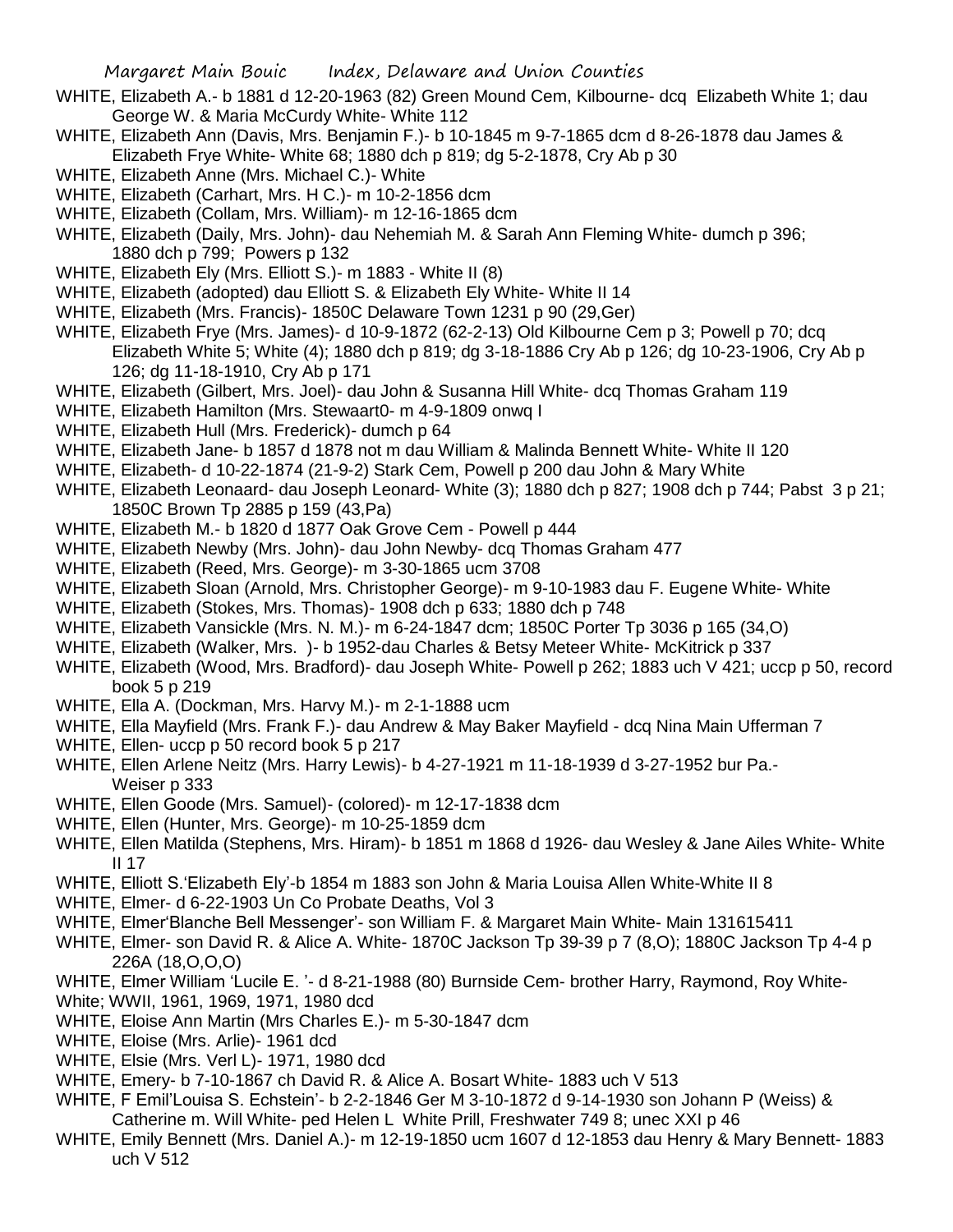WHITE, Elizabeth A.- b 1881 d 12-20-1963 (82) Green Mound Cem, Kilbourne- dcq Elizabeth White 1; dau George W. & Maria McCurdy White- White 112

WHITE, Elizabeth Ann (Davis, Mrs. Benjamin F.)- b 10-1845 m 9-7-1865 dcm d 8-26-1878 dau James & Elizabeth Frye White- White 68; 1880 dch p 819; dg 5-2-1878, Cry Ab p 30

WHITE, Elizabeth Anne (Mrs. Michael C.)- White

WHITE, Elizabeth (Carhart, Mrs. H C.)- m 10-2-1856 dcm

WHITE, Elizabeth (Collam, Mrs. William)- m 12-16-1865 dcm

WHITE, Elizabeth (Daily, Mrs. John)- dau Nehemiah M. & Sarah Ann Fleming White- dumch p 396; 1880 dch p 799; Powers p 132

WHITE, Elizabeth Ely (Mrs. Elliott S.)- m 1883 - White II (8)

WHITE, Elizabeth (adopted) dau Elliott S. & Elizabeth Ely White- White II 14

WHITE, Elizabeth (Mrs. Francis)- 1850C Delaware Town 1231 p 90 (29,Ger)

WHITE, Elizabeth Frye (Mrs. James)- d 10-9-1872 (62-2-13) Old Kilbourne Cem p 3; Powell p 70; dcq Elizabeth White 5; White (4); 1880 dch p 819; dg 3-18-1886 Cry Ab p 126; dg 10-23-1906, Cry Ab p 126; dg 11-18-1910, Cry Ab p 171

WHITE, Elizabeth (Gilbert, Mrs. Joel)- dau John & Susanna Hill White- dcq Thomas Graham 119

WHITE, Elizabeth Hamilton (Mrs. Stewaart0- m 4-9-1809 onwq I

WHITE, Elizabeth Hull (Mrs. Frederick)- dumch p 64

WHITE, Elizabeth Jane- b 1857 d 1878 not m dau William & Malinda Bennett White- White II 120

WHITE, Elizabeth- d 10-22-1874 (21-9-2) Stark Cem, Powell p 200 dau John & Mary White

WHITE, Elizabeth Leonaard- dau Joseph Leonard- White (3); 1880 dch p 827; 1908 dch p 744; Pabst 3 p 21; 1850C Brown Tp 2885 p 159 (43,Pa)

WHITE, Elizabeth M.- b 1820 d 1877 Oak Grove Cem - Powell p 444

WHITE, Elizabeth Newby (Mrs. John)- dau John Newby- dcq Thomas Graham 477

WHITE, Elizabeth (Reed, Mrs. George)- m 3-30-1865 ucm 3708

WHITE, Elizabeth Sloan (Arnold, Mrs. Christopher George)- m 9-10-1983 dau F. Eugene White- White

WHITE, Elizabeth (Stokes, Mrs. Thomas)- 1908 dch p 633; 1880 dch p 748

WHITE, Elizabeth Vansickle (Mrs. N. M.)- m 6-24-1847 dcm; 1850C Porter Tp 3036 p 165 (34,O)

WHITE, Elizabeth (Walker, Mrs. )- b 1952-dau Charles & Betsy Meteer White- McKitrick p 337

WHITE, Elizabeth (Wood, Mrs. Bradford)- dau Joseph White- Powell p 262; 1883 uch V 421; uccp p 50, record book 5 p 219

WHITE, Ella A. (Dockman, Mrs. Harvy M.)- m 2-1-1888 ucm

WHITE, Ella Mayfield (Mrs. Frank F.)- dau Andrew & May Baker Mayfield - dcq Nina Main Ufferman 7

WHITE, Ellen- uccp p 50 record book 5 p 217

WHITE, Ellen Arlene Neitz (Mrs. Harry Lewis)- b 4-27-1921 m 11-18-1939 d 3-27-1952 bur Pa.- Weiser p 333

WHITE, Ellen Goode (Mrs. Samuel)- (colored)- m 12-17-1838 dcm

WHITE, Ellen (Hunter, Mrs. George)- m 10-25-1859 dcm

WHITE, Ellen Matilda (Stephens, Mrs. Hiram)- b 1851 m 1868 d 1926- dau Wesley & Jane Ailes White- White II 17

WHITE, Elliott S.'Elizabeth Ely'-b 1854 m 1883 son John & Maria Louisa Allen White-White II 8

WHITE, Elmer- d 6-22-1903 Un Co Probate Deaths, Vol 3

WHITE, Elmer'Blanche Bell Messenger'- son William F. & Margaret Main White- Main 131615411

WHITE, Elmer- son David R. & Alice A. White- 1870C Jackson Tp 39-39 p 7 (8,O); 1880C Jackson Tp 4-4 p 226A (18,O,O,O)

WHITE, Elmer William 'Lucile E. '- d 8-21-1988 (80) Burnside Cem- brother Harry, Raymond, Roy White- White; WWII, 1961, 1969, 1971, 1980 dcd

WHITE, Eloise Ann Martin (Mrs Charles E.)- m 5-30-1847 dcm

WHITE, Eloise (Mrs. Arlie)- 1961 dcd

WHITE, Elsie (Mrs. Verl L)- 1971, 1980 dcd

WHITE, Emery- b 7-10-1867 ch David R. & Alice A. Bosart White- 1883 uch V 513

WHITE, F Emil'Louisa S. Echstein'- b 2-2-1846 Ger M 3-10-1872 d 9-14-1930 son Johann P (Weiss) & Catherine m. Will White- ped Helen L White Prill, Freshwater 749 8; unec XXI p 46

WHITE, Emily Bennett (Mrs. Daniel A.)- m 12-19-1850 ucm 1607 d 12-1853 dau Henry & Mary Bennett- 1883 uch V 512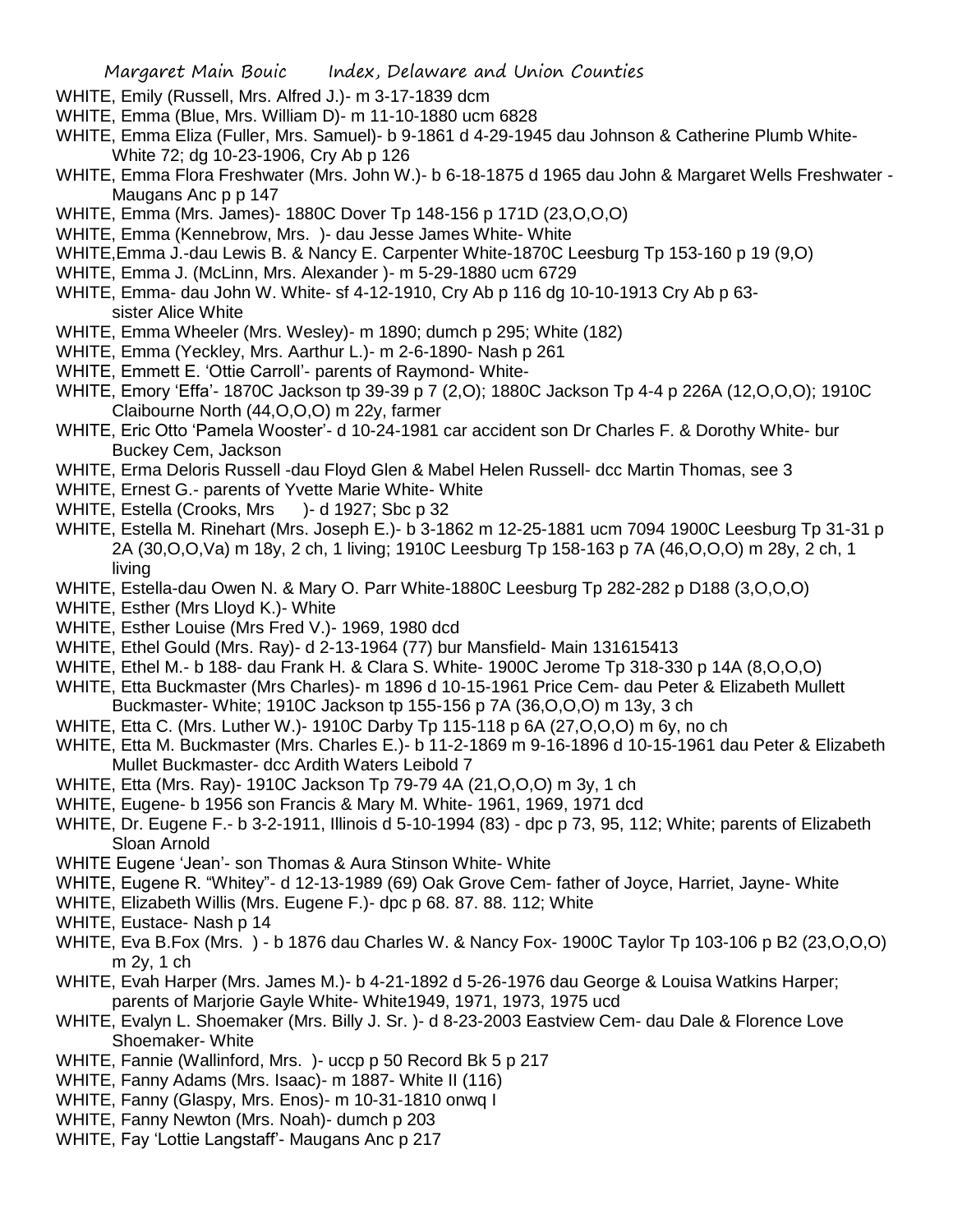WHITE, Emily (Russell, Mrs. Alfred J.)- m 3-17-1839 dcm

WHITE, Emma (Blue, Mrs. William D)- m 11-10-1880 ucm 6828

WHITE, Emma Eliza (Fuller, Mrs. Samuel)- b 9-1861 d 4-29-1945 dau Johnson & Catherine Plumb White- White 72; dg 10-23-1906, Cry Ab p 126

WHITE, Emma Flora Freshwater (Mrs. John W.)- b 6-18-1875 d 1965 dau John & Margaret Wells Freshwater - Maugans Anc p p 147

WHITE, Emma (Mrs. James)- 1880C Dover Tp 148-156 p 171D (23,O,O,O)

WHITE, Emma (Kennebrow, Mrs. )- dau Jesse James White- White

WHITE,Emma J.-dau Lewis B. & Nancy E. Carpenter White-1870C Leesburg Tp 153-160 p 19 (9,O)

WHITE, Emma J. (McLinn, Mrs. Alexander )- m 5-29-1880 ucm 6729

WHITE, Emma- dau John W. White- sf 4-12-1910, Cry Ab p 116 dg 10-10-1913 Cry Ab p 63- sister Alice White

WHITE, Emma Wheeler (Mrs. Wesley)- m 1890; dumch p 295; White (182)

WHITE, Emma (Yeckley, Mrs. Aarthur L.)- m 2-6-1890- Nash p 261

WHITE, Emmett E. 'Ottie Carroll'- parents of Raymond- White-

WHITE, Emory 'Effa'- 1870C Jackson tp 39-39 p 7 (2,O); 1880C Jackson Tp 4-4 p 226A (12,O,O,O); 1910C Claibourne North (44,O,O,O) m 22y, farmer

WHITE, Eric Otto 'Pamela Wooster'- d 10-24-1981 car accident son Dr Charles F. & Dorothy White- bur Buckey Cem, Jackson

WHITE, Erma Deloris Russell -dau Floyd Glen & Mabel Helen Russell- dcc Martin Thomas, see 3

WHITE, Ernest G.- parents of Yvette Marie White- White

WHITE, Estella (Crooks, Mrs )- d 1927; Sbc p 32

WHITE, Estella M. Rinehart (Mrs. Joseph E.)- b 3-1862 m 12-25-1881 ucm 7094 1900C Leesburg Tp 31-31 p 2A (30,O,O,Va) m 18y, 2 ch, 1 living; 1910C Leesburg Tp 158-163 p 7A (46,O,O,O) m 28y, 2 ch, 1 living

WHITE, Estella-dau Owen N. & Mary O. Parr White-1880C Leesburg Tp 282-282 p D188 (3,O,O,O)

WHITE, Esther (Mrs Lloyd K.)- White

WHITE, Esther Louise (Mrs Fred V.)- 1969, 1980 dcd

WHITE, Ethel Gould (Mrs. Ray)- d 2-13-1964 (77) bur Mansfield- Main 131615413

WHITE, Ethel M.- b 188- dau Frank H. & Clara S. White- 1900C Jerome Tp 318-330 p 14A (8,O,O,O)

WHITE, Etta Buckmaster (Mrs Charles)- m 1896 d 10-15-1961 Price Cem- dau Peter & Elizabeth Mullett Buckmaster- White; 1910C Jackson tp 155-156 p 7A (36,O,O,O) m 13y, 3 ch

WHITE, Etta C. (Mrs. Luther W.)- 1910C Darby Tp 115-118 p 6A (27,O,O,O) m 6y, no ch

WHITE, Etta M. Buckmaster (Mrs. Charles E.)- b 11-2-1869 m 9-16-1896 d 10-15-1961 dau Peter & Elizabeth Mullet Buckmaster- dcc Ardith Waters Leibold 7

WHITE, Etta (Mrs. Ray)- 1910C Jackson Tp 79-79 4A (21,O,O,O) m 3y, 1 ch

WHITE, Eugene- b 1956 son Francis & Mary M. White- 1961, 1969, 1971 dcd

WHITE, Dr. Eugene F.- b 3-2-1911, Illinois d 5-10-1994 (83) - dpc p 73, 95, 112; White; parents of Elizabeth Sloan Arnold

WHITE Eugene 'Jean'- son Thomas & Aura Stinson White- White

WHITE, Eugene R. "Whitey"- d 12-13-1989 (69) Oak Grove Cem- father of Joyce, Harriet, Jayne- White

WHITE, Elizabeth Willis (Mrs. Eugene F.)- dpc p 68. 87. 88. 112; White

WHITE, Eustace- Nash p 14

WHITE, Eva B.Fox (Mrs. ) - b 1876 dau Charles W. & Nancy Fox- 1900C Taylor Tp 103-106 p B2 (23,O,O,O) m 2y, 1 ch

WHITE, Evah Harper (Mrs. James M.)- b 4-21-1892 d 5-26-1976 dau George & Louisa Watkins Harper; parents of Marjorie Gayle White- White1949, 1971, 1973, 1975 ucd

WHITE, Evalyn L. Shoemaker (Mrs. Billy J. Sr. )- d 8-23-2003 Eastview Cem- dau Dale & Florence Love Shoemaker- White

WHITE, Fannie (Wallinford, Mrs. )- uccp p 50 Record Bk 5 p 217

WHITE, Fanny Adams (Mrs. Isaac)- m 1887- White II (116)

WHITE, Fanny (Glaspy, Mrs. Enos)- m 10-31-1810 onwq I

WHITE, Fanny Newton (Mrs. Noah)- dumch p 203

WHITE, Fay 'Lottie Langstaff'- Maugans Anc p 217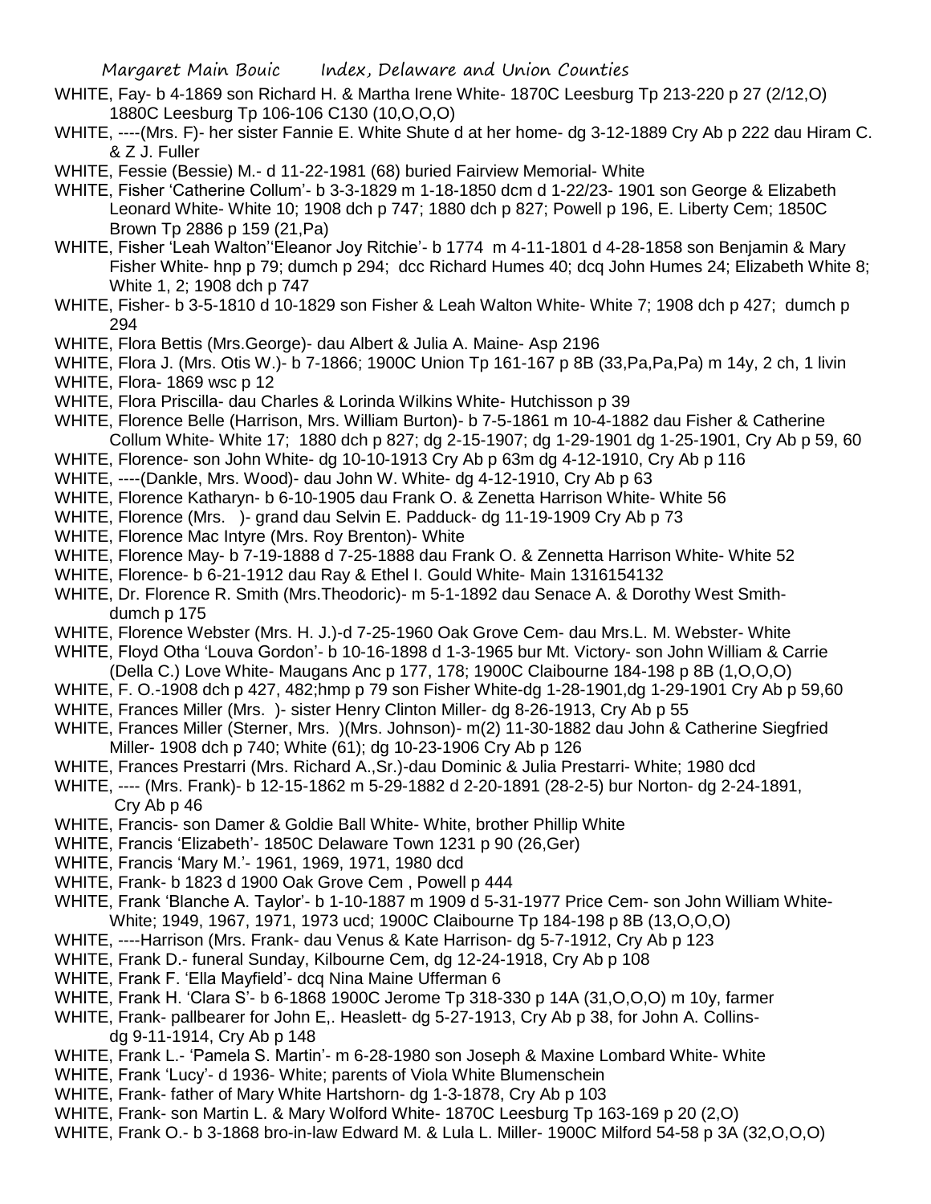WHITE, Fay- b 4-1869 son Richard H. & Martha Irene White- 1870C Leesburg Tp 213-220 p 27 (2/12,O) 1880C Leesburg Tp 106-106 C130 (10,O,O,O)

WHITE, ----(Mrs. F)- her sister Fannie E. White Shute d at her home- dg 3-12-1889 Cry Ab p 222 dau Hiram C. & Z J. Fuller

WHITE, Fessie (Bessie) M.- d 11-22-1981 (68) buried Fairview Memorial- White

WHITE, Fisher 'Catherine Collum'- b 3-3-1829 m 1-18-1850 dcm d 1-22/23- 1901 son George & Elizabeth Leonard White- White 10; 1908 dch p 747; 1880 dch p 827; Powell p 196, E. Liberty Cem; 1850C Brown Tp 2886 p 159 (21,Pa)

WHITE, Fisher 'Leah Walton''Eleanor Joy Ritchie'- b 1774 m 4-11-1801 d 4-28-1858 son Benjamin & Mary Fisher White- hnp p 79; dumch p 294; dcc Richard Humes 40; dcq John Humes 24; Elizabeth White 8; White 1, 2; 1908 dch p 747

WHITE, Fisher- b 3-5-1810 d 10-1829 son Fisher & Leah Walton White- White 7; 1908 dch p 427; dumch p 294

WHITE, Flora Bettis (Mrs.George)- dau Albert & Julia A. Maine- Asp 2196

WHITE, Flora J. (Mrs. Otis W.)- b 7-1866; 1900C Union Tp 161-167 p 8B (33,Pa,Pa,Pa) m 14y, 2 ch, 1 livin

WHITE, Flora- 1869 wsc p 12

WHITE, Flora Priscilla- dau Charles & Lorinda Wilkins White- Hutchisson p 39

WHITE, Florence Belle (Harrison, Mrs. William Burton)- b 7-5-1861 m 10-4-1882 dau Fisher & Catherine Collum White- White 17; 1880 dch p 827; dg 2-15-1907; dg 1-29-1901 dg 1-25-1901, Cry Ab p 59, 60

WHITE, Florence- son John White- dg 10-10-1913 Cry Ab p 63m dg 4-12-1910, Cry Ab p 116

WHITE, ----(Dankle, Mrs. Wood)- dau John W. White- dg 4-12-1910, Cry Ab p 63

WHITE, Florence Katharyn- b 6-10-1905 dau Frank O. & Zenetta Harrison White- White 56

WHITE, Florence (Mrs. )- grand dau Selvin E. Padduck- dg 11-19-1909 Cry Ab p 73

WHITE, Florence Mac Intyre (Mrs. Roy Brenton)- White

WHITE, Florence May- b 7-19-1888 d 7-25-1888 dau Frank O. & Zennetta Harrison White- White 52

WHITE, Florence- b 6-21-1912 dau Ray & Ethel I. Gould White- Main 1316154132

WHITE, Dr. Florence R. Smith (Mrs.Theodoric)- m 5-1-1892 dau Senace A. & Dorothy West Smith- dumch p 175

WHITE, Florence Webster (Mrs. H. J.)-d 7-25-1960 Oak Grove Cem- dau Mrs.L. M. Webster- White

WHITE, Floyd Otha 'Louva Gordon'- b 10-16-1898 d 1-3-1965 bur Mt. Victory- son John William & Carrie (Della C.) Love White- Maugans Anc p 177, 178; 1900C Claibourne 184-198 p 8B (1,O,O,O)

WHITE, F. O.-1908 dch p 427, 482;hmp p 79 son Fisher White-dg 1-28-1901,dg 1-29-1901 Cry Ab p 59,60

WHITE, Frances Miller (Mrs. )- sister Henry Clinton Miller- dg 8-26-1913, Cry Ab p 55

WHITE, Frances Miller (Sterner, Mrs. )(Mrs. Johnson)- m(2) 11-30-1882 dau John & Catherine Siegfried Miller- 1908 dch p 740; White (61); dg 10-23-1906 Cry Ab p 126

WHITE, Frances Prestarri (Mrs. Richard A.,Sr.)-dau Dominic & Julia Prestarri- White; 1980 dcd

WHITE, ---- (Mrs. Frank)- b 12-15-1862 m 5-29-1882 d 2-20-1891 (28-2-5) bur Norton- dg 2-24-1891, Cry Ab p 46

WHITE, Francis- son Damer & Goldie Ball White- White, brother Phillip White

WHITE, Francis 'Elizabeth'- 1850C Delaware Town 1231 p 90 (26,Ger)

WHITE, Francis 'Mary M.'- 1961, 1969, 1971, 1980 dcd

WHITE, Frank- b 1823 d 1900 Oak Grove Cem , Powell p 444

WHITE, Frank 'Blanche A. Taylor'- b 1-10-1887 m 1909 d 5-31-1977 Price Cem- son John William White- White; 1949, 1967, 1971, 1973 ucd; 1900C Claibourne Tp 184-198 p 8B (13,O,O,O)

WHITE, ----Harrison (Mrs. Frank- dau Venus & Kate Harrison- dg 5-7-1912, Cry Ab p 123

WHITE, Frank D.- funeral Sunday, Kilbourne Cem, dg 12-24-1918, Cry Ab p 108

WHITE, Frank F. 'Ella Mayfield'- dcq Nina Maine Ufferman 6

WHITE, Frank H. 'Clara S'- b 6-1868 1900C Jerome Tp 318-330 p 14A (31,O,O,O) m 10y, farmer

WHITE, Frank- pallbearer for John E,. Heaslett- dg 5-27-1913, Cry Ab p 38, for John A. Collins- dg 9-11-1914, Cry Ab p 148

WHITE, Frank L.- 'Pamela S. Martin'- m 6-28-1980 son Joseph & Maxine Lombard White- White

WHITE, Frank 'Lucy'- d 1936- White; parents of Viola White Blumenschein

WHITE, Frank- father of Mary White Hartshorn- dg 1-3-1878, Cry Ab p 103

WHITE, Frank- son Martin L. & Mary Wolford White- 1870C Leesburg Tp 163-169 p 20 (2,O)

WHITE, Frank O.- b 3-1868 bro-in-law Edward M. & Lula L. Miller- 1900C Milford 54-58 p 3A (32,O,O,O)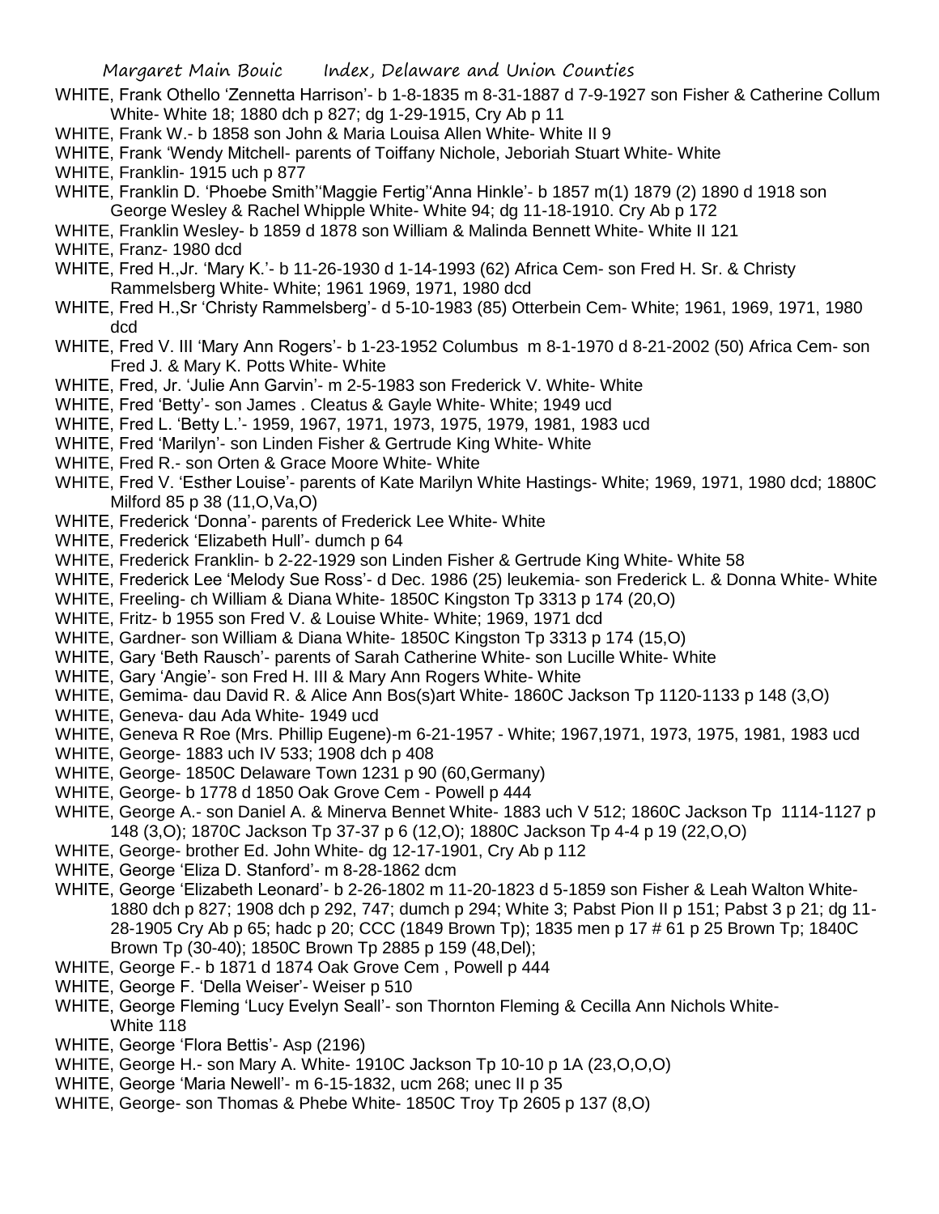WHITE, Frank Othello 'Zennetta Harrison'- b 1-8-1835 m 8-31-1887 d 7-9-1927 son Fisher & Catherine Collum White- White 18; 1880 dch p 827; dg 1-29-1915, Cry Ab p 11

WHITE, Frank W.- b 1858 son John & Maria Louisa Allen White- White II 9

WHITE, Frank 'Wendy Mitchell- parents of Toiffany Nichole, Jeboriah Stuart White- White

WHITE, Franklin- 1915 uch p 877

WHITE, Franklin D. 'Phoebe Smith''Maggie Fertig''Anna Hinkle'- b 1857 m(1) 1879 (2) 1890 d 1918 son George Wesley & Rachel Whipple White- White 94; dg 11-18-1910. Cry Ab p 172

WHITE, Franklin Wesley- b 1859 d 1878 son William & Malinda Bennett White- White II 121

WHITE, Franz- 1980 dcd

WHITE, Fred H.,Jr. 'Mary K.'- b 11-26-1930 d 1-14-1993 (62) Africa Cem- son Fred H. Sr. & Christy Rammelsberg White- White; 1961 1969, 1971, 1980 dcd

WHITE, Fred H.,Sr 'Christy Rammelsberg'- d 5-10-1983 (85) Otterbein Cem- White; 1961, 1969, 1971, 1980 dcd

WHITE, Fred V. III 'Mary Ann Rogers'- b 1-23-1952 Columbus m 8-1-1970 d 8-21-2002 (50) Africa Cem- son Fred J. & Mary K. Potts White- White

WHITE, Fred, Jr. 'Julie Ann Garvin'- m 2-5-1983 son Frederick V. White- White

WHITE, Fred 'Betty'- son James . Cleatus & Gayle White- White; 1949 ucd

WHITE, Fred L. 'Betty L.'- 1959, 1967, 1971, 1973, 1975, 1979, 1981, 1983 ucd

WHITE, Fred 'Marilyn'- son Linden Fisher & Gertrude King White- White

WHITE, Fred R.- son Orten & Grace Moore White- White

WHITE, Fred V. 'Esther Louise'- parents of Kate Marilyn White Hastings- White; 1969, 1971, 1980 dcd; 1880C Milford 85 p 38 (11,O,Va,O)

WHITE, Frederick 'Donna'- parents of Frederick Lee White- White

WHITE, Frederick 'Elizabeth Hull'- dumch p 64

WHITE, Frederick Franklin- b 2-22-1929 son Linden Fisher & Gertrude King White- White 58

WHITE, Frederick Lee 'Melody Sue Ross'- d Dec. 1986 (25) leukemia- son Frederick L. & Donna White- White

WHITE, Freeling- ch William & Diana White- 1850C Kingston Tp 3313 p 174 (20,O)

WHITE, Fritz- b 1955 son Fred V. & Louise White- White; 1969, 1971 dcd

WHITE, Gardner- son William & Diana White- 1850C Kingston Tp 3313 p 174 (15,O)

WHITE, Gary 'Beth Rausch'- parents of Sarah Catherine White- son Lucille White- White

WHITE, Gary 'Angie'- son Fred H. III & Mary Ann Rogers White- White

WHITE, Gemima- dau David R. & Alice Ann Bos(s)art White- 1860C Jackson Tp 1120-1133 p 148 (3,O)

WHITE, Geneva- dau Ada White- 1949 ucd

WHITE, Geneva R Roe (Mrs. Phillip Eugene)-m 6-21-1957 - White; 1967,1971, 1973, 1975, 1981, 1983 ucd

WHITE, George- 1883 uch IV 533; 1908 dch p 408

WHITE, George- 1850C Delaware Town 1231 p 90 (60,Germany)

WHITE, George- b 1778 d 1850 Oak Grove Cem - Powell p 444

WHITE, George A.- son Daniel A. & Minerva Bennet White- 1883 uch V 512; 1860C Jackson Tp 1114-1127 p 148 (3,O); 1870C Jackson Tp 37-37 p 6 (12,O); 1880C Jackson Tp 4-4 p 19 (22,O,O)

WHITE, George- brother Ed. John White- dg 12-17-1901, Cry Ab p 112

WHITE, George 'Eliza D. Stanford'- m 8-28-1862 dcm

WHITE, George 'Elizabeth Leonard'- b 2-26-1802 m 11-20-1823 d 5-1859 son Fisher & Leah Walton White- 1880 dch p 827; 1908 dch p 292, 747; dumch p 294; White 3; Pabst Pion II p 151; Pabst 3 p 21; dg 11-28-1905 Cry Ab p 65; hadc p 20; CCC (1849 Brown Tp); 1835 men p 17 # 61 p 25 Brown Tp; 1840C Brown Tp (30-40); 1850C Brown Tp 2885 p 159 (48,Del);

WHITE, George F.- b 1871 d 1874 Oak Grove Cem , Powell p 444

WHITE, George F. 'Della Weiser'- Weiser p 510

WHITE, George Fleming 'Lucy Evelyn Seall'- son Thornton Fleming & Cecilla Ann Nichols White- White 118

WHITE, George 'Flora Bettis'- Asp (2196)

WHITE, George H.- son Mary A. White- 1910C Jackson Tp 10-10 p 1A (23,O,O,O)

WHITE, George 'Maria Newell'- m 6-15-1832, ucm 268; unec II p 35

WHITE, George- son Thomas & Phebe White- 1850C Troy Tp 2605 p 137 (8,O)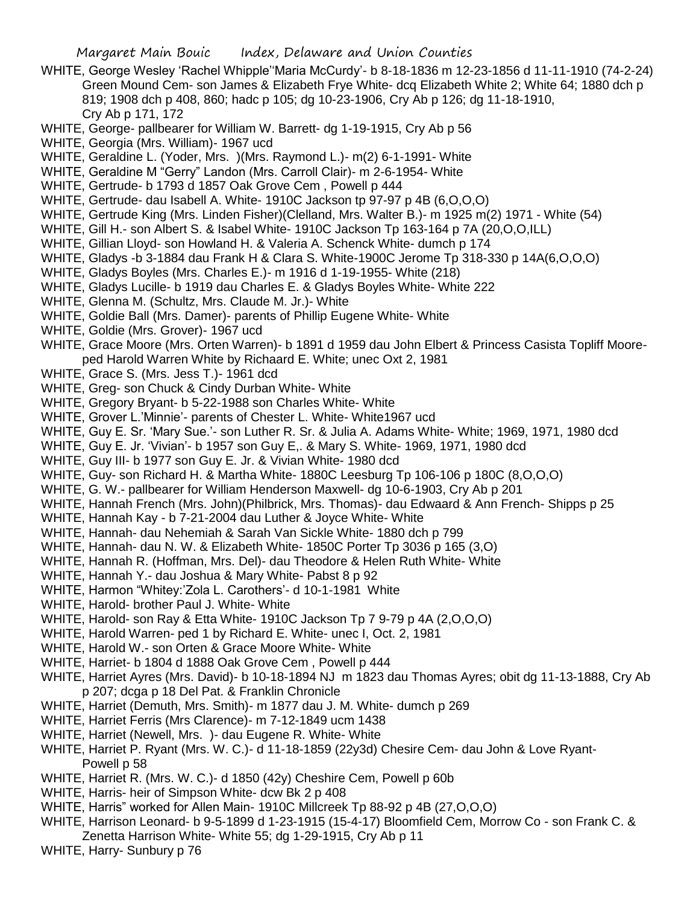WHITE, George Wesley 'Rachel Whipple''Maria McCurdy'- b 8-18-1836 m 12-23-1856 d 11-11-1910 (74-2-24) Green Mound Cem- son James & Elizabeth Frye White- dcq Elizabeth White 2; White 64; 1880 dch p 819; 1908 dch p 408, 860; hadc p 105; dg 10-23-1906, Cry Ab p 126; dg 11-18-1910, Cry Ab p 171, 172

WHITE, George- pallbearer for William W. Barrett- dg 1-19-1915, Cry Ab p 56

WHITE, Georgia (Mrs. William)- 1967 ucd

WHITE, Geraldine L. (Yoder, Mrs. )(Mrs. Raymond L.)- m(2) 6-1-1991- White

WHITE, Geraldine M "Gerry" Landon (Mrs. Carroll Clair)- m 2-6-1954- White

WHITE, Gertrude- b 1793 d 1857 Oak Grove Cem , Powell p 444

WHITE, Gertrude- dau Isabell A. White- 1910C Jackson tp 97-97 p 4B (6,O,O,O)

WHITE, Gertrude King (Mrs. Linden Fisher)(Clelland, Mrs. Walter B.)- m 1925 m(2) 1971 - White (54)

WHITE, Gill H.- son Albert S. & Isabel White- 1910C Jackson Tp 163-164 p 7A (20,O,O,ILL)

WHITE, Gillian Lloyd- son Howland H. & Valeria A. Schenck White- dumch p 174

WHITE, Gladys -b 3-1884 dau Frank H & Clara S. White-1900C Jerome Tp 318-330 p 14A(6,O,O,O)

WHITE, Gladys Boyles (Mrs. Charles E.)- m 1916 d 1-19-1955- White (218)

WHITE, Gladys Lucille- b 1919 dau Charles E. & Gladys Boyles White- White 222

WHITE, Glenna M. (Schultz, Mrs. Claude M. Jr.)- White

WHITE, Goldie Ball (Mrs. Damer)- parents of Phillip Eugene White- White

WHITE, Goldie (Mrs. Grover)- 1967 ucd

WHITE, Grace Moore (Mrs. Orten Warren)- b 1891 d 1959 dau John Elbert & Princess Casista Topliff Moore- ped Harold Warren White by Richard E. White; unec Oxt 2, 1981

WHITE, Grace S. (Mrs. Jess T.)- 1961 dcd

WHITE, Greg- son Chuck & Cindy Durban White- White

WHITE, Gregory Bryant- b 5-22-1988 son Charles White- White

WHITE, Grover L.'Minnie'- parents of Chester L. White- White1967 ucd

WHITE, Guy E. Sr. 'Mary Sue.'- son Luther R. Sr. & Julia A. Adams White- White; 1969, 1971, 1980 dcd

WHITE, Guy E. Jr. 'Vivian'- b 1957 son Guy E,. & Mary S. White- 1969, 1971, 1980 dcd

WHITE, Guy III- b 1977 son Guy E. Jr. & Vivian White- 1980 dcd

WHITE, Guy- son Richard H. & Martha White- 1880C Leesburg Tp 106-106 p 180C (8,O,O,O)

WHITE, G. W.- pallbearer for William Henderson Maxwell- dg 10-6-1903, Cry Ab p 201

WHITE, Hannah French (Mrs. John)(Philbrick, Mrs. Thomas)- dau Edwaard & Ann French- Shipps p 25

WHITE, Hannah Kay - b 7-21-2004 dau Luther & Joyce White- White

WHITE, Hannah- dau Nehemiah & Sarah Van Sickle White- 1880 dch p 799

WHITE, Hannah- dau N. W. & Elizabeth White- 1850C Porter Tp 3036 p 165 (3,O)

WHITE, Hannah R. (Hoffman, Mrs. Del)- dau Theodore & Helen Ruth White- White

WHITE, Hannah Y.- dau Joshua & Mary White- Pabst 8 p 92

WHITE, Harmon "Whitey:'Zola L. Carothers'- d 10-1-1981 White

WHITE, Harold- brother Paul J. White- White

WHITE, Harold- son Ray & Etta White- 1910C Jackson Tp 7 9-79 p 4A (2,O,O,O)

WHITE, Harold Warren- ped 1 by Richard E. White- unec I, Oct. 2, 1981

WHITE, Harold W.- son Orten & Grace Moore White- White

WHITE, Harriet- b 1804 d 1888 Oak Grove Cem , Powell p 444

WHITE, Harriet Ayres (Mrs. David)- b 10-18-1894 NJ m 1823 dau Thomas Ayres; obit dg 11-13-1888, Cry Ab p 207; dcga p 18 Del Pat. & Franklin Chronicle

WHITE, Harriet (Demuth, Mrs. Smith)- m 1877 dau J. M. White- dumch p 269

WHITE, Harriet Ferris (Mrs Clarence)- m 7-12-1849 ucm 1438

WHITE, Harriet (Newell, Mrs. )- dau Eugene R. White- White

WHITE, Harriet P. Ryant (Mrs. W. C.)- d 11-18-1859 (22y3d) Chesire Cem- dau John & Love Ryant- Powell p 58

WHITE, Harriet R. (Mrs. W. C.)- d 1850 (42y) Cheshire Cem, Powell p 60b

WHITE, Harris- heir of Simpson White- dcw Bk 2 p 408

WHITE, Harris" worked for Allen Main- 1910C Millcreek Tp 88-92 p 4B (27,O,O,O)

WHITE, Harrison Leonard- b 9-5-1899 d 1-23-1915 (15-4-17) Bloomfield Cem, Morrow Co - son Frank C. & Zenetta Harrison White- White 55; dg 1-29-1915, Cry Ab p 11

WHITE, Harry- Sunbury p 76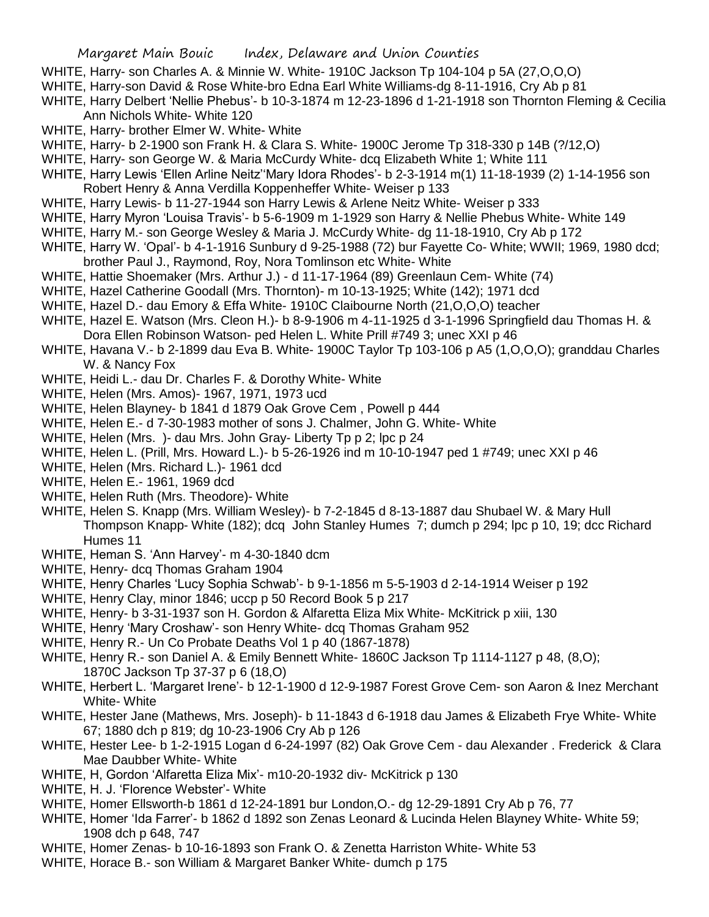WHITE, Harry- son Charles A. & Minnie W. White- 1910C Jackson Tp 104-104 p 5A (27,O,O,O)

WHITE, Harry-son David & Rose White-bro Edna Earl White Williams-dg 8-11-1916, Cry Ab p 81

WHITE, Harry Delbert 'Nellie Phebus'- b 10-3-1874 m 12-23-1896 d 1-21-1918 son Thornton Fleming & Cecilia Ann Nichols White- White 120

WHITE, Harry- brother Elmer W. White- White

WHITE, Harry- b 2-1900 son Frank H. & Clara S. White- 1900C Jerome Tp 318-330 p 14B (?/12,O)

WHITE, Harry- son George W. & Maria McCurdy White- dcq Elizabeth White 1; White 111

WHITE, Harry Lewis 'Ellen Arline Neitz''Mary Idora Rhodes'- b 2-3-1914 m(1) 11-18-1939 (2) 1-14-1956 son Robert Henry & Anna Verdilla Koppenheffer White- Weiser p 133

WHITE, Harry Lewis- b 11-27-1944 son Harry Lewis & Arlene Neitz White- Weiser p 333

WHITE, Harry Myron 'Louisa Travis'- b 5-6-1909 m 1-1929 son Harry & Nellie Phebus White- White 149

WHITE, Harry M.- son George Wesley & Maria J. McCurdy White- dg 11-18-1910, Cry Ab p 172

WHITE, Harry W. 'Opal'- b 4-1-1916 Sunbury d 9-25-1988 (72) bur Fayette Co- White; WWII; 1969, 1980 dcd; brother Paul J., Raymond, Roy, Nora Tomlinson etc White- White

WHITE, Hattie Shoemaker (Mrs. Arthur J.) - d 11-17-1964 (89) Greenlaun Cem- White (74)

WHITE, Hazel Catherine Goodall (Mrs. Thornton)- m 10-13-1925; White (142); 1971 dcd

WHITE, Hazel D.- dau Emory & Effa White- 1910C Claibourne North (21,O,O,O) teacher

WHITE, Hazel E. Watson (Mrs. Cleon H.)- b 8-9-1906 m 4-11-1925 d 3-1-1996 Springfield dau Thomas H. & Dora Ellen Robinson Watson- ped Helen L. White Prill #749 3; unec XXI p 46

WHITE, Havana V.- b 2-1899 dau Eva B. White- 1900C Taylor Tp 103-106 p A5 (1,O,O,O); granddau Charles W. & Nancy Fox

WHITE, Heidi L.- dau Dr. Charles F. & Dorothy White- White

WHITE, Helen (Mrs. Amos)- 1967, 1971, 1973 ucd

WHITE, Helen Blayney- b 1841 d 1879 Oak Grove Cem , Powell p 444

WHITE, Helen E.- d 7-30-1983 mother of sons J. Chalmer, John G. White- White

WHITE, Helen (Mrs. )- dau Mrs. John Gray- Liberty Tp p 2; lpc p 24

WHITE, Helen L. (Prill, Mrs. Howard L.)- b 5-26-1926 ind m 10-10-1947 ped 1 #749; unec XXI p 46

WHITE, Helen (Mrs. Richard L.)- 1961 dcd

WHITE, Helen E.- 1961, 1969 dcd

WHITE, Helen Ruth (Mrs. Theodore)- White

WHITE, Helen S. Knapp (Mrs. William Wesley)- b 7-2-1845 d 8-13-1887 dau Shubael W. & Mary Hull Thompson Knapp- White (182); dcq John Stanley Humes 7; dumch p 294; lpc p 10, 19; dcc Richard Humes 11

WHITE, Heman S. 'Ann Harvey'- m 4-30-1840 dcm

WHITE, Henry- dcq Thomas Graham 1904

WHITE, Henry Charles 'Lucy Sophia Schwab'- b 9-1-1856 m 5-5-1903 d 2-14-1914 Weiser p 192

WHITE, Henry Clay, minor 1846; uccp p 50 Record Book 5 p 217

WHITE, Henry- b 3-31-1937 son H. Gordon & Alfaretta Eliza Mix White- McKitrick p xiii, 130

WHITE, Henry 'Mary Croshaw'- son Henry White- dcq Thomas Graham 952

WHITE, Henry R.- Un Co Probate Deaths Vol 1 p 40 (1867-1878)

WHITE, Henry R.- son Daniel A. & Emily Bennett White- 1860C Jackson Tp 1114-1127 p 48, (8,O); 1870C Jackson Tp 37-37 p 6 (18,O)

WHITE, Herbert L. 'Margaret Irene'- b 12-1-1900 d 12-9-1987 Forest Grove Cem- son Aaron & Inez Merchant White- White

WHITE, Hester Jane (Mathews, Mrs. Joseph)- b 11-1843 d 6-1918 dau James & Elizabeth Frye White- White 67; 1880 dch p 819; dg 10-23-1906 Cry Ab p 126

WHITE, Hester Lee- b 1-2-1915 Logan d 6-24-1997 (82) Oak Grove Cem - dau Alexander . Frederick & Clara Mae Daubber White- White

WHITE, H, Gordon 'Alfaretta Eliza Mix'- m10-20-1932 div- McKitrick p 130

WHITE, H. J. 'Florence Webster'- White

WHITE, Homer Ellsworth-b 1861 d 12-24-1891 bur London,O.- dg 12-29-1891 Cry Ab p 76, 77

WHITE, Homer 'Ida Farrer'- b 1862 d 1892 son Zenas Leonard & Lucinda Helen Blayney White- White 59; 1908 dch p 648, 747

WHITE, Homer Zenas- b 10-16-1893 son Frank O. & Zenetta Harriston White- White 53

WHITE, Horace B.- son William & Margaret Banker White- dumch p 175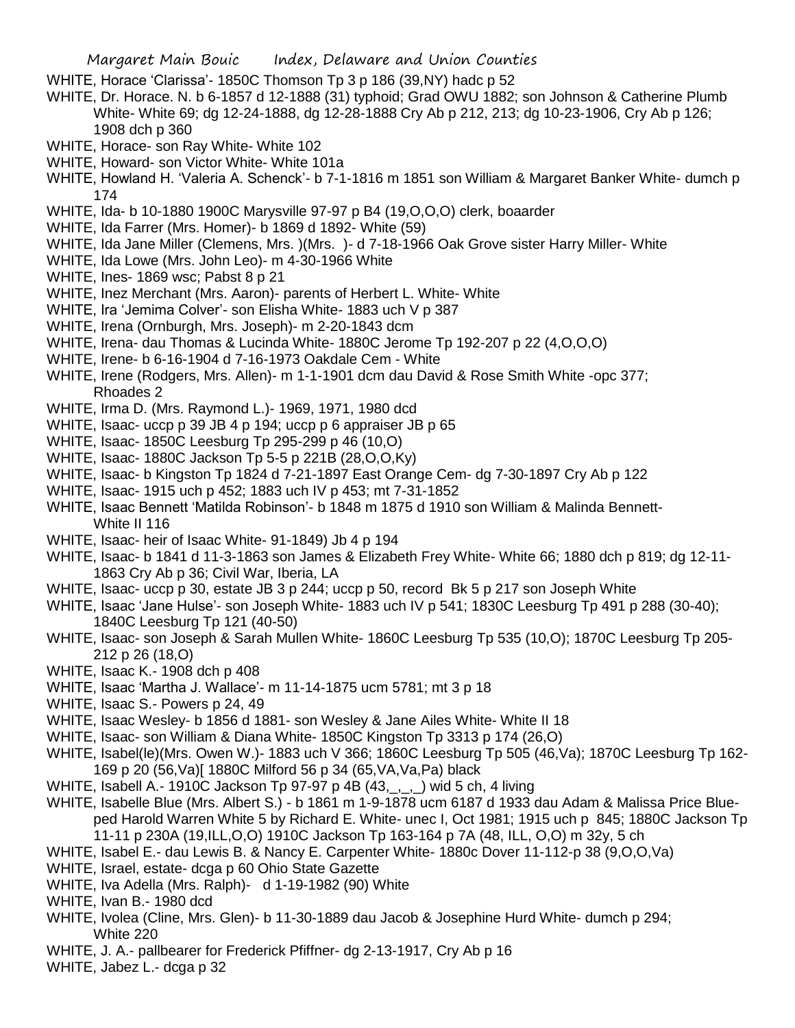WHITE, Horace 'Clarissa'- 1850C Thomson Tp 3 p 186 (39,NY) hadc p 52

WHITE, Dr. Horace. N. b 6-1857 d 12-1888 (31) typhoid; Grad OWU 1882; son Johnson & Catherine Plumb White- White 69; dg 12-24-1888, dg 12-28-1888 Cry Ab p 212, 213; dg 10-23-1906, Cry Ab p 126; 1908 dch p 360

WHITE, Horace- son Ray White- White 102

WHITE, Howard- son Victor White- White 101a

WHITE, Howland H. 'Valeria A. Schenck'- b 7-1-1816 m 1851 son William & Margaret Banker White- dumch p 174

WHITE, Ida- b 10-1880 1900C Marysville 97-97 p B4 (19,O,O,O) clerk, boaarder

WHITE, Ida Farrer (Mrs. Homer)- b 1869 d 1892- White (59)

WHITE, Ida Jane Miller (Clemens, Mrs. )(Mrs. )- d 7-18-1966 Oak Grove sister Harry Miller- White

WHITE, Ida Lowe (Mrs. John Leo)- m 4-30-1966 White

WHITE, Ines- 1869 wsc; Pabst 8 p 21

WHITE, Inez Merchant (Mrs. Aaron)- parents of Herbert L. White- White

WHITE, Ira 'Jemima Colver'- son Elisha White- 1883 uch V p 387

WHITE, Irena (Ornburgh, Mrs. Joseph)- m 2-20-1843 dcm

WHITE, Irena- dau Thomas & Lucinda White- 1880C Jerome Tp 192-207 p 22 (4,O,O,O)

WHITE, Irene- b 6-16-1904 d 7-16-1973 Oakdale Cem - White

WHITE, Irene (Rodgers, Mrs. Allen)- m 1-1-1901 dcm dau David & Rose Smith White -opc 377; Rhoades 2

WHITE, Irma D. (Mrs. Raymond L.)- 1969, 1971, 1980 dcd

WHITE, Isaac- uccp p 39 JB 4 p 194; uccp p 6 appraiser JB p 65

WHITE, Isaac- 1850C Leesburg Tp 295-299 p 46 (10,O)

WHITE, Isaac- 1880C Jackson Tp 5-5 p 221B (28,O,O,Ky)

WHITE, Isaac- b Kingston Tp 1824 d 7-21-1897 East Orange Cem- dg 7-30-1897 Cry Ab p 122

WHITE, Isaac- 1915 uch p 452; 1883 uch IV p 453; mt 7-31-1852

WHITE, Isaac Bennett 'Matilda Robinson'- b 1848 m 1875 d 1910 son William & Malinda Bennett- White II 116

WHITE, Isaac- heir of Isaac White- 91-1849) Jb 4 p 194

WHITE, Isaac- b 1841 d 11-3-1863 son James & Elizabeth Frey White- White 66; 1880 dch p 819; dg 12-11-1863 Cry Ab p 36; Civil War, Iberia, LA

WHITE, Isaac- uccp p 30, estate JB 3 p 244; uccp p 50, record Bk 5 p 217 son Joseph White

WHITE, Isaac 'Jane Hulse'- son Joseph White- 1883 uch IV p 541; 1830C Leesburg Tp 491 p 288 (30-40); 1840C Leesburg Tp 121 (40-50)

WHITE, Isaac- son Joseph & Sarah Mullen White- 1860C Leesburg Tp 535 (10,O); 1870C Leesburg Tp 205-212 p 26 (18,O)

WHITE, Isaac K.- 1908 dch p 408

WHITE, Isaac 'Martha J. Wallace'- m 11-14-1875 ucm 5781; mt 3 p 18

WHITE, Isaac S.- Powers p 24, 49

WHITE, Isaac Wesley- b 1856 d 1881- son Wesley & Jane Ailes White- White II 18

WHITE, Isaac- son William & Diana White- 1850C Kingston Tp 3313 p 174 (26,O)

WHITE, Isabel(le)(Mrs. Owen W.)- 1883 uch V 366; 1860C Leesburg Tp 505 (46,Va); 1870C Leesburg Tp 162-169 p 20 (56,Va)[ 1880C Milford 56 p 34 (65,VA,Va,Pa) black

WHITE, Isabell A.- 1910C Jackson Tp 97-97 p 4B (43,_,_,_) wid 5 ch, 4 living

WHITE, Isabelle Blue (Mrs. Albert S.) - b 1861 m 1-9-1878 ucm 6187 d 1933 dau Adam & Malissa Price Blue-ped Harold Warren White 5 by Richard E. White- unec I, Oct 1981; 1915 uch p 845; 1880C Jackson Tp 11-11 p 230A (19,ILL,O,O) 1910C Jackson Tp 163-164 p 7A (48, ILL, O,O) m 32y, 5 ch

WHITE, Isabel E.- dau Lewis B. & Nancy E. Carpenter White- 1880c Dover 11-112-p 38 (9,O,O,Va)

WHITE, Israel, estate- dcga p 60 Ohio State Gazette

WHITE, Iva Adella (Mrs. Ralph)- d 1-19-1982 (90) White

WHITE, Ivan B.- 1980 dcd

WHITE, Ivolea (Cline, Mrs. Glen)- b 11-30-1889 dau Jacob & Josephine Hurd White- dumch p 294; White 220

WHITE, J. A.- pallbearer for Frederick Pfiffner- dg 2-13-1917, Cry Ab p 16

WHITE, Jabez L.- dcga p 32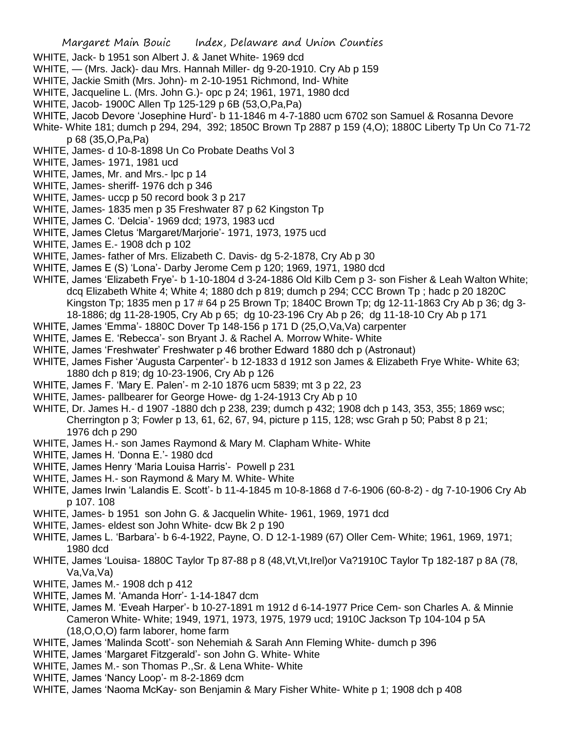WHITE, Jack- b 1951 son Albert J. & Janet White- 1969 dcd

WHITE, — (Mrs. Jack)- dau Mrs. Hannah Miller- dg 9-20-1910. Cry Ab p 159

WHITE, Jackie Smith (Mrs. John)- m 2-10-1951 Richmond, Ind- White

WHITE, Jacqueline L. (Mrs. John G.)- opc p 24; 1961, 1971, 1980 dcd

WHITE, Jacob- 1900C Allen Tp 125-129 p 6B (53,O,Pa,Pa)

WHITE, Jacob Devore 'Josephine Hurd'- b 11-1846 m 4-7-1880 ucm 6702 son Samuel & Rosanna Devore White- White 181; dumch p 294, 294, 392; 1850C Brown Tp 2887 p 159 (4,O); 1880C Liberty Tp Un Co 71-72 p 68 (35,O,Pa,Pa)

WHITE, James- d 10-8-1898 Un Co Probate Deaths Vol 3

WHITE, James- 1971, 1981 ucd

WHITE, James, Mr. and Mrs.- lpc p 14

WHITE, James- sheriff- 1976 dch p 346

WHITE, James- uccp p 50 record book 3 p 217

WHITE, James- 1835 men p 35 Freshwater 87 p 62 Kingston Tp

WHITE, James C. 'Delcia'- 1969 dcd; 1973, 1983 ucd

WHITE, James Cletus 'Margaret/Marjorie'- 1971, 1973, 1975 ucd

WHITE, James E.- 1908 dch p 102

WHITE, James- father of Mrs. Elizabeth C. Davis- dg 5-2-1878, Cry Ab p 30

WHITE, James E (S) 'Lona'- Darby Jerome Cem p 120; 1969, 1971, 1980 dcd

WHITE, James 'Elizabeth Frye'- b 1-10-1804 d 3-24-1886 Old Kilb Cem p 3- son Fisher & Leah Walton White; dcq Elizabeth White 4; White 4; 1880 dch p 819; dumch p 294; CCC Brown Tp ; hadc p 20 1820C Kingston Tp; 1835 men p 17 # 64 p 25 Brown Tp; 1840C Brown Tp; dg 12-11-1863 Cry Ab p 36; dg 3-18-1886; dg 11-28-1905, Cry Ab p 65; dg 10-23-196 Cry Ab p 26; dg 11-18-10 Cry Ab p 171

WHITE, James 'Emma'- 1880C Dover Tp 148-156 p 171 D (25,O,Va,Va) carpenter

WHITE, James E. 'Rebecca'- son Bryant J. & Rachel A. Morrow White- White

WHITE, James 'Freshwater' Freshwater p 46 brother Edward 1880 dch p (Astronaut)

WHITE, James Fisher 'Augusta Carpenter'- b 12-1833 d 1912 son James & Elizabeth Frye White- White 63; 1880 dch p 819; dg 10-23-1906, Cry Ab p 126

WHITE, James F. 'Mary E. Palen'- m 2-10 1876 ucm 5839; mt 3 p 22, 23

WHITE, James- pallbearer for George Howe- dg 1-24-1913 Cry Ab p 10

WHITE, Dr. James H.- d 1907 -1880 dch p 238, 239; dumch p 432; 1908 dch p 143, 353, 355; 1869 wsc; Cherrington p 3; Fowler p 13, 61, 62, 67, 94, picture p 115, 128; wsc Grah p 50; Pabst 8 p 21; 1976 dch p 290

WHITE, James H.- son James Raymond & Mary M. Clapham White- White

WHITE, James H. 'Donna E.'- 1980 dcd

WHITE, James Henry 'Maria Louisa Harris'- Powell p 231

WHITE, James H.- son Raymond & Mary M. White- White

WHITE, James Irwin 'Lalandis E. Scott'- b 11-4-1845 m 10-8-1868 d 7-6-1906 (60-8-2) - dg 7-10-1906 Cry Ab p 107. 108

WHITE, James- b 1951 son John G. & Jacquelin White- 1961, 1969, 1971 dcd

WHITE, James- eldest son John White- dcw Bk 2 p 190

WHITE, James L. 'Barbara'- b 6-4-1922, Payne, O. D 12-1-1989 (67) Oller Cem- White; 1961, 1969, 1971; 1980 dcd

WHITE, James 'Louisa- 1880C Taylor Tp 87-88 p 8 (48,Vt,Vt,Irel)or Va?1910C Taylor Tp 182-187 p 8A (78, Va,Va,Va)

WHITE, James M.- 1908 dch p 412

WHITE, James M. 'Amanda Horr'- 1-14-1847 dcm

WHITE, James M. 'Eveah Harper'- b 10-27-1891 m 1912 d 6-14-1977 Price Cem- son Charles A. & Minnie Cameron White- White; 1949, 1971, 1973, 1975, 1979 ucd; 1910C Jackson Tp 104-104 p 5A (18,O,O,O) farm laborer, home farm

WHITE, James 'Malinda Scott'- son Nehemiah & Sarah Ann Fleming White- dumch p 396

WHITE, James 'Margaret Fitzgerald'- son John G. White- White

WHITE, James M.- son Thomas P.,Sr. & Lena White- White

WHITE, James 'Nancy Loop'- m 8-2-1869 dcm

WHITE, James 'Naoma McKay- son Benjamin & Mary Fisher White- White p 1; 1908 dch p 408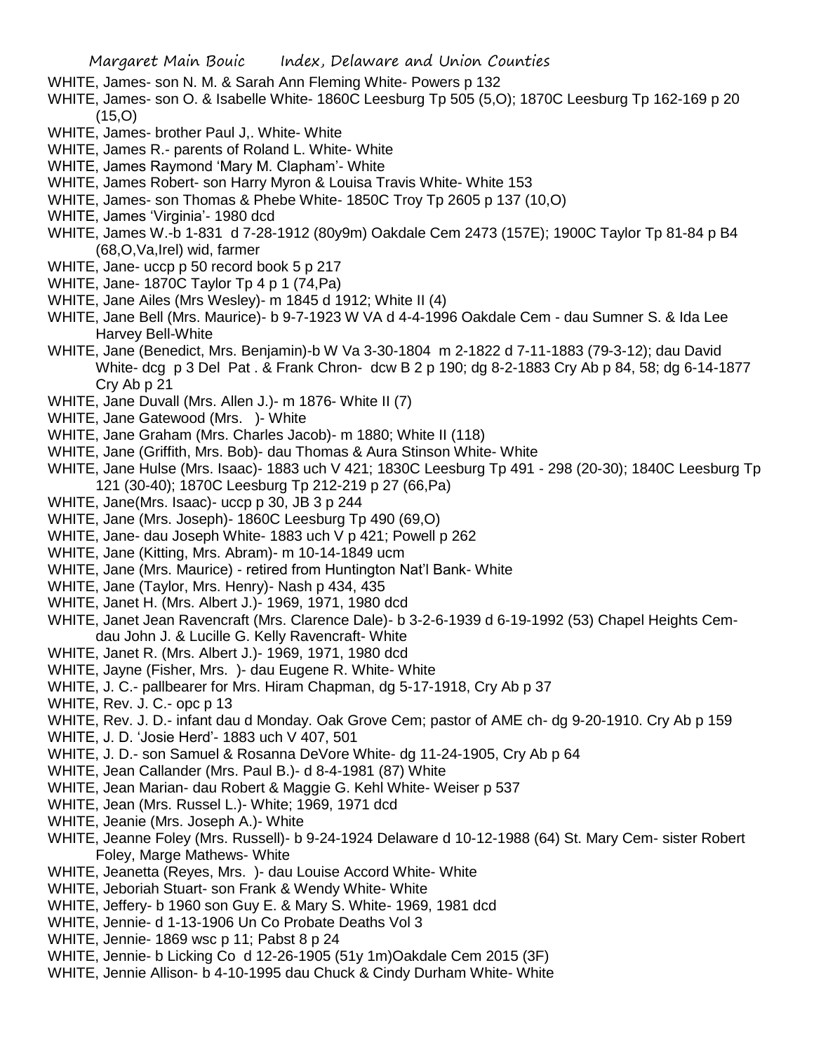WHITE, James- son N. M. & Sarah Ann Fleming White- Powers p 132

WHITE, James- son O. & Isabelle White- 1860C Leesburg Tp 505 (5,O); 1870C Leesburg Tp 162-169 p 20 (15,O)

WHITE, James- brother Paul J,. White- White

WHITE, James R.- parents of Roland L. White- White

WHITE, James Raymond 'Mary M. Clapham'- White

WHITE, James Robert- son Harry Myron & Louisa Travis White- White 153

WHITE, James- son Thomas & Phebe White- 1850C Troy Tp 2605 p 137 (10,O)

WHITE, James 'Virginia'- 1980 dcd

WHITE, James W.-b 1-831 d 7-28-1912 (80y9m) Oakdale Cem 2473 (157E); 1900C Taylor Tp 81-84 p B4 (68,O,Va,Irel) wid, farmer

WHITE, Jane- uccp p 50 record book 5 p 217

WHITE, Jane- 1870C Taylor Tp 4 p 1 (74,Pa)

WHITE, Jane Ailes (Mrs Wesley)- m 1845 d 1912; White II (4)

WHITE, Jane Bell (Mrs. Maurice)- b 9-7-1923 W VA d 4-4-1996 Oakdale Cem - dau Sumner S. & Ida Lee Harvey Bell-White

WHITE, Jane (Benedict, Mrs. Benjamin)-b W Va 3-30-1804 m 2-1822 d 7-11-1883 (79-3-12); dau David White- dcg p 3 Del Pat . & Frank Chron- dcw B 2 p 190; dg 8-2-1883 Cry Ab p 84, 58; dg 6-14-1877 Cry Ab p 21

WHITE, Jane Duvall (Mrs. Allen J.)- m 1876- White II (7)

WHITE, Jane Gatewood (Mrs. )- White

WHITE, Jane Graham (Mrs. Charles Jacob)- m 1880; White II (118)

WHITE, Jane (Griffith, Mrs. Bob)- dau Thomas & Aura Stinson White- White

WHITE, Jane Hulse (Mrs. Isaac)- 1883 uch V 421; 1830C Leesburg Tp 491 - 298 (20-30); 1840C Leesburg Tp 121 (30-40); 1870C Leesburg Tp 212-219 p 27 (66,Pa)

WHITE, Jane(Mrs. Isaac)- uccp p 30, JB 3 p 244

WHITE, Jane (Mrs. Joseph)- 1860C Leesburg Tp 490 (69,O)

WHITE, Jane- dau Joseph White- 1883 uch V p 421; Powell p 262

WHITE, Jane (Kitting, Mrs. Abram)- m 10-14-1849 ucm

WHITE, Jane (Mrs. Maurice) - retired from Huntington Nat'l Bank- White

WHITE, Jane (Taylor, Mrs. Henry)- Nash p 434, 435

WHITE, Janet H. (Mrs. Albert J.)- 1969, 1971, 1980 dcd

WHITE, Janet Jean Ravencraft (Mrs. Clarence Dale)- b 3-2-6-1939 d 6-19-1992 (53) Chapel Heights Cem- dau John J. & Lucille G. Kelly Ravencraft- White

WHITE, Janet R. (Mrs. Albert J.)- 1969, 1971, 1980 dcd

WHITE, Jayne (Fisher, Mrs. )- dau Eugene R. White- White

WHITE, J. C.- pallbearer for Mrs. Hiram Chapman, dg 5-17-1918, Cry Ab p 37

WHITE, Rev. J. C.- opc p 13

WHITE, Rev. J. D.- infant dau d Monday. Oak Grove Cem; pastor of AME ch- dg 9-20-1910. Cry Ab p 159

WHITE, J. D. 'Josie Herd'- 1883 uch V 407, 501

WHITE, J. D.- son Samuel & Rosanna DeVore White- dg 11-24-1905, Cry Ab p 64

WHITE, Jean Callander (Mrs. Paul B.)- d 8-4-1981 (87) White

WHITE, Jean Marian- dau Robert & Maggie G. Kehl White- Weiser p 537

WHITE, Jean (Mrs. Russel L.)- White; 1969, 1971 dcd

WHITE, Jeanie (Mrs. Joseph A.)- White

WHITE, Jeanne Foley (Mrs. Russell)- b 9-24-1924 Delaware d 10-12-1988 (64) St. Mary Cem- sister Robert Foley, Marge Mathews- White

WHITE, Jeanetta (Reyes, Mrs. )- dau Louise Accord White- White

WHITE, Jeboriah Stuart- son Frank & Wendy White- White

WHITE, Jeffery- b 1960 son Guy E. & Mary S. White- 1969, 1981 dcd

WHITE, Jennie- d 1-13-1906 Un Co Probate Deaths Vol 3

WHITE, Jennie- 1869 wsc p 11; Pabst 8 p 24

WHITE, Jennie- b Licking Co d 12-26-1905 (51y 1m)Oakdale Cem 2015 (3F)

WHITE, Jennie Allison- b 4-10-1995 dau Chuck & Cindy Durham White- White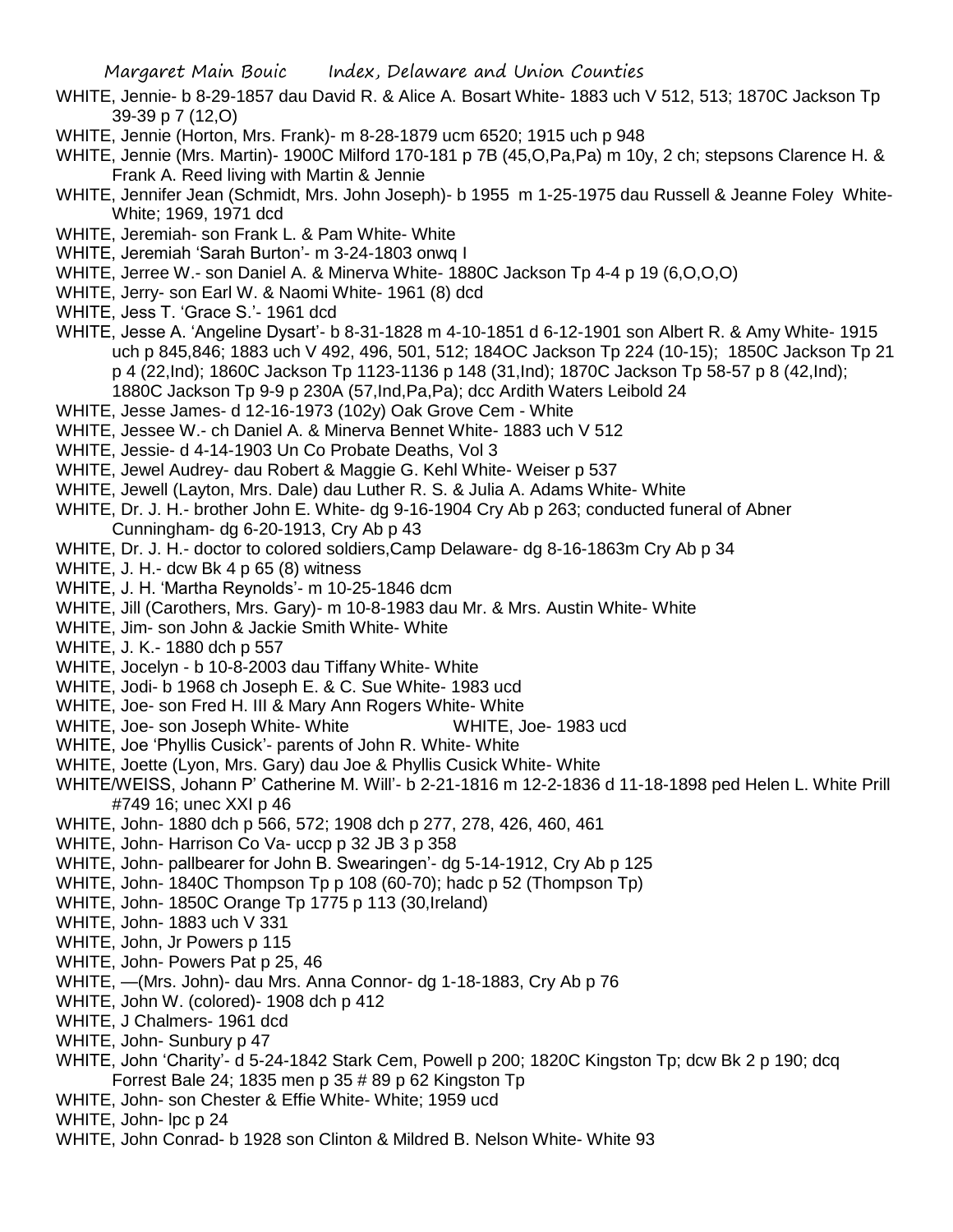WHITE, Jennie- b 8-29-1857 dau David R. & Alice A. Bosart White- 1883 uch V 512, 513; 1870C Jackson Tp 39-39 p 7 (12,O)

WHITE, Jennie (Horton, Mrs. Frank)- m 8-28-1879 ucm 6520; 1915 uch p 948

WHITE, Jennie (Mrs. Martin)- 1900C Milford 170-181 p 7B (45,O,Pa,Pa) m 10y, 2 ch; stepsons Clarence H. & Frank A. Reed living with Martin & Jennie

WHITE, Jennifer Jean (Schmidt, Mrs. John Joseph)- b 1955 m 1-25-1975 dau Russell & Jeanne Foley White- White; 1969, 1971 dcd

WHITE, Jeremiah- son Frank L. & Pam White- White

WHITE, Jeremiah 'Sarah Burton'- m 3-24-1803 onwq I

WHITE, Jerree W.- son Daniel A. & Minerva White- 1880C Jackson Tp 4-4 p 19 (6,O,O,O)

WHITE, Jerry- son Earl W. & Naomi White- 1961 (8) dcd

WHITE, Jess T. 'Grace S.'- 1961 dcd

WHITE, Jesse A. 'Angeline Dysart'- b 8-31-1828 m 4-10-1851 d 6-12-1901 son Albert R. & Amy White- 1915 uch p 845,846; 1883 uch V 492, 496, 501, 512; 184OC Jackson Tp 224 (10-15); 1850C Jackson Tp 21 p 4 (22,Ind); 1860C Jackson Tp 1123-1136 p 148 (31,Ind); 1870C Jackson Tp 58-57 p 8 (42,Ind); 1880C Jackson Tp 9-9 p 230A (57,Ind,Pa,Pa); dcc Ardith Waters Leibold 24

WHITE, Jesse James- d 12-16-1973 (102y) Oak Grove Cem - White

WHITE, Jessee W.- ch Daniel A. & Minerva Bennet White- 1883 uch V 512

WHITE, Jessie- d 4-14-1903 Un Co Probate Deaths, Vol 3

WHITE, Jewel Audrey- dau Robert & Maggie G. Kehl White- Weiser p 537

WHITE, Jewell (Layton, Mrs. Dale) dau Luther R. S. & Julia A. Adams White- White

WHITE, Dr. J. H.- brother John E. White- dg 9-16-1904 Cry Ab p 263; conducted funeral of Abner Cunningham- dg 6-20-1913, Cry Ab p 43

WHITE, Dr. J. H.- doctor to colored soldiers,Camp Delaware- dg 8-16-1863m Cry Ab p 34

WHITE, J. H.- dcw Bk 4 p 65 (8) witness

WHITE, J. H. 'Martha Reynolds'- m 10-25-1846 dcm

WHITE, Jill (Carothers, Mrs. Gary)- m 10-8-1983 dau Mr. & Mrs. Austin White- White

WHITE, Jim- son John & Jackie Smith White- White

WHITE, J. K.- 1880 dch p 557

WHITE, Jocelyn - b 10-8-2003 dau Tiffany White- White

WHITE, Jodi- b 1968 ch Joseph E. & C. Sue White- 1983 ucd

WHITE, Joe- son Fred H. III & Mary Ann Rogers White- White

WHITE, Joe- son Joseph White- White

WHITE, Joe- 1983 ucd

WHITE, Joe 'Phyllis Cusick'- parents of John R. White- White

WHITE, Joette (Lyon, Mrs. Gary) dau Joe & Phyllis Cusick White- White

WHITE/WEISS, Johann P' Catherine M. Will'- b 2-21-1816 m 12-2-1836 d 11-18-1898 ped Helen L. White Prill #749 16; unec XXI p 46

WHITE, John- 1880 dch p 566, 572; 1908 dch p 277, 278, 426, 460, 461

WHITE, John- Harrison Co Va- uccp p 32 JB 3 p 358

WHITE, John- pallbearer for John B. Swearingen'- dg 5-14-1912, Cry Ab p 125

WHITE, John- 1840C Thompson Tp p 108 (60-70); hadc p 52 (Thompson Tp)

WHITE, John- 1850C Orange Tp 1775 p 113 (30,Ireland)

WHITE, John- 1883 uch V 331

WHITE, John, Jr Powers p 115

WHITE, John- Powers Pat p 25, 46

WHITE, —(Mrs. John)- dau Mrs. Anna Connor- dg 1-18-1883, Cry Ab p 76

WHITE, John W. (colored)- 1908 dch p 412

WHITE, J Chalmers- 1961 dcd

WHITE, John- Sunbury p 47

WHITE, John 'Charity'- d 5-24-1842 Stark Cem, Powell p 200; 1820C Kingston Tp; dcw Bk 2 p 190; dcq Forrest Bale 24; 1835 men p 35 # 89 p 62 Kingston Tp

WHITE, John- son Chester & Effie White- White; 1959 ucd

WHITE, John- lpc p 24

WHITE, John Conrad- b 1928 son Clinton & Mildred B. Nelson White- White 93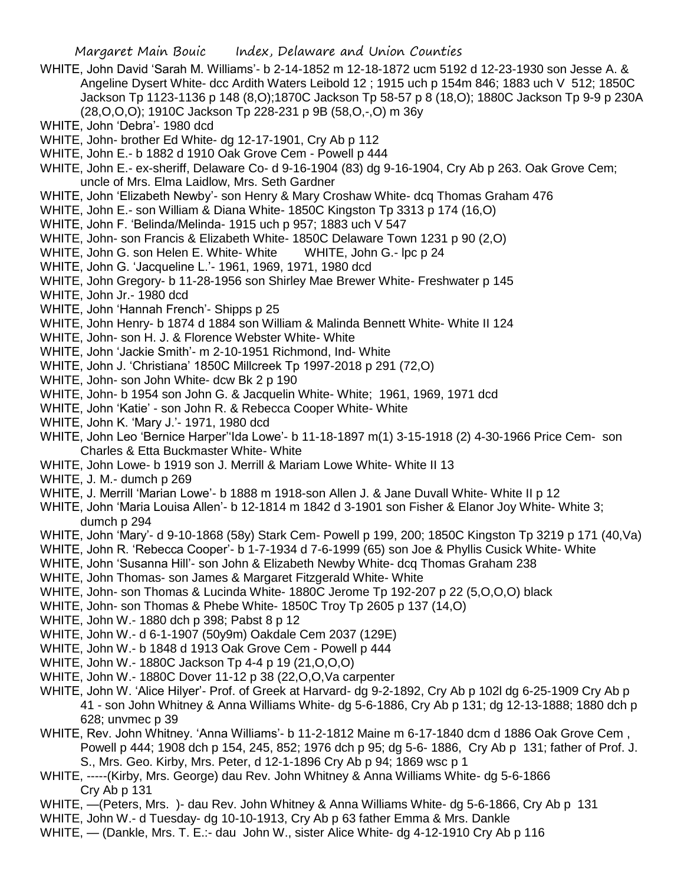WHITE, John David 'Sarah M. Williams'- b 2-14-1852 m 12-18-1872 ucm 5192 d 12-23-1930 son Jesse A. & Angeline Dysert White- dcc Ardith Waters Leibold 12 ; 1915 uch p 154m 846; 1883 uch V 512; 1850C Jackson Tp 1123-1136 p 148 (8,O);1870C Jackson Tp 58-57 p 8 (18,O); 1880C Jackson Tp 9-9 p 230A (28,O,O,O); 1910C Jackson Tp 228-231 p 9B (58,O,-,O) m 36y

WHITE, John 'Debra'- 1980 dcd

WHITE, John- brother Ed White- dg 12-17-1901, Cry Ab p 112

WHITE, John E.- b 1882 d 1910 Oak Grove Cem - Powell p 444

WHITE, John E.- ex-sheriff, Delaware Co- d 9-16-1904 (83) dg 9-16-1904, Cry Ab p 263. Oak Grove Cem; uncle of Mrs. Elma Laidlow, Mrs. Seth Gardner

WHITE, John 'Elizabeth Newby'- son Henry & Mary Croshaw White- dcq Thomas Graham 476

WHITE, John E.- son William & Diana White- 1850C Kingston Tp 3313 p 174 (16,O)

WHITE, John F. 'Belinda/Melinda- 1915 uch p 957; 1883 uch V 547

WHITE, John- son Francis & Elizabeth White- 1850C Delaware Town 1231 p 90 (2,O)

WHITE, John G. son Helen E. White- White WHITE, John G.- lpc p 24

WHITE, John G. 'Jacqueline L.'- 1961, 1969, 1971, 1980 dcd

WHITE, John Gregory- b 11-28-1956 son Shirley Mae Brewer White- Freshwater p 145

WHITE, John Jr.- 1980 dcd

WHITE, John 'Hannah French'- Shipps p 25

WHITE, John Henry- b 1874 d 1884 son William & Malinda Bennett White- White II 124

WHITE, John- son H. J. & Florence Webster White- White

WHITE, John 'Jackie Smith'- m 2-10-1951 Richmond, Ind- White

WHITE, John J. 'Christiana' 1850C Millcreek Tp 1997-2018 p 291 (72,O)

WHITE, John- son John White- dcw Bk 2 p 190

WHITE, John- b 1954 son John G. & Jacquelin White- White; 1961, 1969, 1971 dcd

WHITE, John 'Katie' - son John R. & Rebecca Cooper White- White

WHITE, John K. 'Mary J.'- 1971, 1980 dcd

WHITE, John Leo 'Bernice Harper''Ida Lowe'- b 11-18-1897 m(1) 3-15-1918 (2) 4-30-1966 Price Cem- son Charles & Etta Buckmaster White- White

WHITE, John Lowe- b 1919 son J. Merrill & Mariam Lowe White- White II 13

WHITE, J. M.- dumch p 269

WHITE, J. Merrill 'Marian Lowe'- b 1888 m 1918-son Allen J. & Jane Duvall White- White II p 12

WHITE, John 'Maria Louisa Allen'- b 12-1814 m 1842 d 3-1901 son Fisher & Elanor Joy White- White 3; dumch p 294

WHITE, John 'Mary'- d 9-10-1868 (58y) Stark Cem- Powell p 199, 200; 1850C Kingston Tp 3219 p 171 (40,Va)

WHITE, John R. 'Rebecca Cooper'- b 1-7-1934 d 7-6-1999 (65) son Joe & Phyllis Cusick White- White

WHITE, John 'Susanna Hill'- son John & Elizabeth Newby White- dcq Thomas Graham 238

WHITE, John Thomas- son James & Margaret Fitzgerald White- White

WHITE, John- son Thomas & Lucinda White- 1880C Jerome Tp 192-207 p 22 (5,O,O,O) black

WHITE, John- son Thomas & Phebe White- 1850C Troy Tp 2605 p 137 (14,O)

WHITE, John W.- 1880 dch p 398; Pabst 8 p 12

WHITE, John W.- d 6-1-1907 (50y9m) Oakdale Cem 2037 (129E)

WHITE, John W.- b 1848 d 1913 Oak Grove Cem - Powell p 444

WHITE, John W.- 1880C Jackson Tp 4-4 p 19 (21,O,O,O)

WHITE, John W.- 1880C Dover 11-12 p 38 (22,O,O,Va carpenter

WHITE, John W. 'Alice Hilyer'- Prof. of Greek at Harvard- dg 9-2-1892, Cry Ab p 102l dg 6-25-1909 Cry Ab p 41 - son John Whitney & Anna Williams White- dg 5-6-1886, Cry Ab p 131; dg 12-13-1888; 1880 dch p 628; unvmec p 39

WHITE, Rev. John Whitney. 'Anna Williams'- b 11-2-1812 Maine m 6-17-1840 dcm d 1886 Oak Grove Cem , Powell p 444; 1908 dch p 154, 245, 852; 1976 dch p 95; dg 5-6- 1886, Cry Ab p 131; father of Prof. J. S., Mrs. Geo. Kirby, Mrs. Peter, d 12-1-1896 Cry Ab p 94; 1869 wsc p 1

WHITE, -----(Kirby, Mrs. George) dau Rev. John Whitney & Anna Williams White- dg 5-6-1866 Cry Ab p 131

WHITE, —(Peters, Mrs. )- dau Rev. John Whitney & Anna Williams White- dg 5-6-1866, Cry Ab p 131

WHITE, John W.- d Tuesday- dg 10-10-1913, Cry Ab p 63 father Emma & Mrs. Dankle

WHITE, — (Dankle, Mrs. T. E.:- dau John W., sister Alice White- dg 4-12-1910 Cry Ab p 116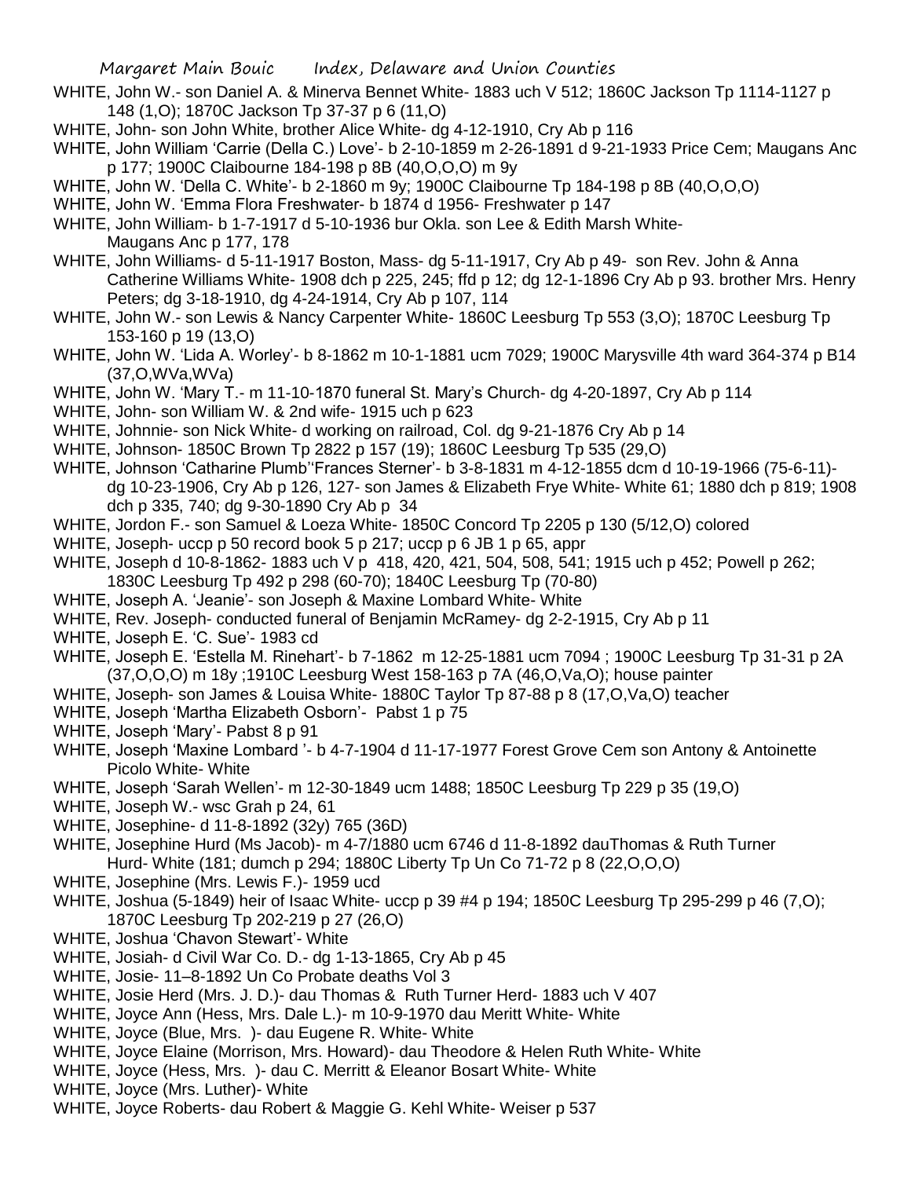WHITE, John W.- son Daniel A. & Minerva Bennet White- 1883 uch V 512; 1860C Jackson Tp 1114-1127 p 148 (1,O); 1870C Jackson Tp 37-37 p 6 (11,O)

WHITE, John- son John White, brother Alice White- dg 4-12-1910, Cry Ab p 116

WHITE, John William 'Carrie (Della C.) Love'- b 2-10-1859 m 2-26-1891 d 9-21-1933 Price Cem; Maugans Anc p 177; 1900C Claibourne 184-198 p 8B (40,O,O,O) m 9y

WHITE, John W. 'Della C. White'- b 2-1860 m 9y; 1900C Claibourne Tp 184-198 p 8B (40,O,O,O)

WHITE, John W. 'Emma Flora Freshwater- b 1874 d 1956- Freshwater p 147

WHITE, John William- b 1-7-1917 d 5-10-1936 bur Okla. son Lee & Edith Marsh White- Maugans Anc p 177, 178

WHITE, John Williams- d 5-11-1917 Boston, Mass- dg 5-11-1917, Cry Ab p 49- son Rev. John & Anna Catherine Williams White- 1908 dch p 225, 245; ffd p 12; dg 12-1-1896 Cry Ab p 93. brother Mrs. Henry Peters; dg 3-18-1910, dg 4-24-1914, Cry Ab p 107, 114

WHITE, John W.- son Lewis & Nancy Carpenter White- 1860C Leesburg Tp 553 (3,O); 1870C Leesburg Tp 153-160 p 19 (13,O)

WHITE, John W. 'Lida A. Worley'- b 8-1862 m 10-1-1881 ucm 7029; 1900C Marysville 4th ward 364-374 p B14 (37,O,WVa,WVa)

WHITE, John W. 'Mary T.- m 11-10-1870 funeral St. Mary's Church- dg 4-20-1897, Cry Ab p 114

WHITE, John- son William W. & 2nd wife- 1915 uch p 623

WHITE, Johnnie- son Nick White- d working on railroad, Col. dg 9-21-1876 Cry Ab p 14

WHITE, Johnson- 1850C Brown Tp 2822 p 157 (19); 1860C Leesburg Tp 535 (29,O)

WHITE, Johnson 'Catharine Plumb''Frances Sterner'- b 3-8-1831 m 4-12-1855 dcm d 10-19-1966 (75-6-11)- dg 10-23-1906, Cry Ab p 126, 127- son James & Elizabeth Frye White- White 61; 1880 dch p 819; 1908 dch p 335, 740; dg 9-30-1890 Cry Ab p 34

WHITE, Jordon F.- son Samuel & Loeza White- 1850C Concord Tp 2205 p 130 (5/12,O) colored

WHITE, Joseph- uccp p 50 record book 5 p 217; uccp p 6 JB 1 p 65, appr

WHITE, Joseph d 10-8-1862- 1883 uch V p 418, 420, 421, 504, 508, 541; 1915 uch p 452; Powell p 262; 1830C Leesburg Tp 492 p 298 (60-70); 1840C Leesburg Tp (70-80)

WHITE, Joseph A. 'Jeanie'- son Joseph & Maxine Lombard White- White

WHITE, Rev. Joseph- conducted funeral of Benjamin McRamey- dg 2-2-1915, Cry Ab p 11

WHITE, Joseph E. 'C. Sue'- 1983 cd

WHITE, Joseph E. 'Estella M. Rinehart'- b 7-1862 m 12-25-1881 ucm 7094 ; 1900C Leesburg Tp 31-31 p 2A (37,O,O,O) m 18y ;1910C Leesburg West 158-163 p 7A (46,O,Va,O); house painter

WHITE, Joseph- son James & Louisa White- 1880C Taylor Tp 87-88 p 8 (17,O,Va,O) teacher

WHITE, Joseph 'Martha Elizabeth Osborn'- Pabst 1 p 75

WHITE, Joseph 'Mary'- Pabst 8 p 91

WHITE, Joseph 'Maxine Lombard '- b 4-7-1904 d 11-17-1977 Forest Grove Cem son Antony & Antoinette Picolo White- White

WHITE, Joseph 'Sarah Wellen'- m 12-30-1849 ucm 1488; 1850C Leesburg Tp 229 p 35 (19,O)

WHITE, Joseph W.- wsc Grah p 24, 61

WHITE, Josephine- d 11-8-1892 (32y) 765 (36D)

WHITE, Josephine Hurd (Ms Jacob)- m 4-7/1880 ucm 6746 d 11-8-1892 dauThomas & Ruth Turner Hurd- White (181; dumch p 294; 1880C Liberty Tp Un Co 71-72 p 8 (22,O,O,O)

WHITE, Josephine (Mrs. Lewis F.)- 1959 ucd

WHITE, Joshua (5-1849) heir of Isaac White- uccp p 39 #4 p 194; 1850C Leesburg Tp 295-299 p 46 (7,O); 1870C Leesburg Tp 202-219 p 27 (26,O)

WHITE, Joshua 'Chavon Stewart'- White

WHITE, Josiah- d Civil War Co. D.- dg 1-13-1865, Cry Ab p 45

WHITE, Josie- 11–8-1892 Un Co Probate deaths Vol 3

WHITE, Josie Herd (Mrs. J. D.)- dau Thomas & Ruth Turner Herd- 1883 uch V 407

WHITE, Joyce Ann (Hess, Mrs. Dale L.)- m 10-9-1970 dau Meritt White- White

WHITE, Joyce (Blue, Mrs. )- dau Eugene R. White- White

WHITE, Joyce Elaine (Morrison, Mrs. Howard)- dau Theodore & Helen Ruth White- White

WHITE, Joyce (Hess, Mrs. )- dau C. Merritt & Eleanor Bosart White- White

WHITE, Joyce (Mrs. Luther)- White

WHITE, Joyce Roberts- dau Robert & Maggie G. Kehl White- Weiser p 537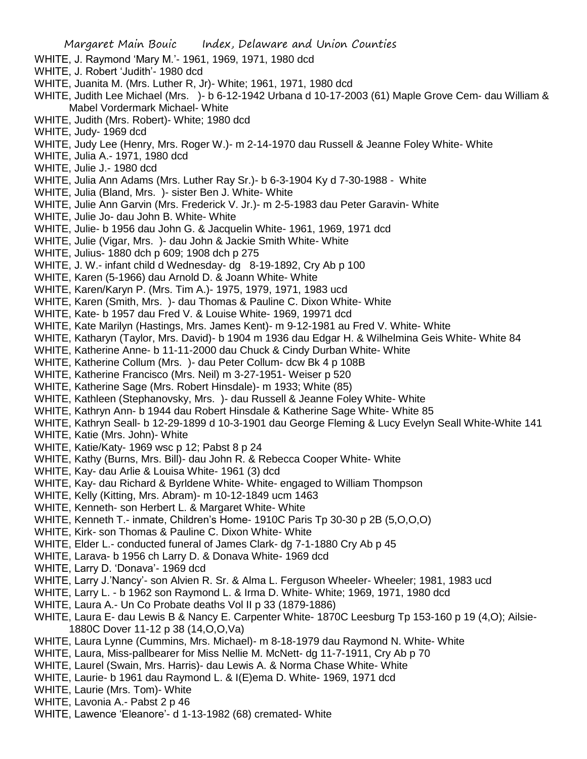WHITE, J. Raymond 'Mary M.'- 1961, 1969, 1971, 1980 dcd

WHITE, J. Robert 'Judith'- 1980 dcd

WHITE, Juanita M. (Mrs. Luther R, Jr)- White; 1961, 1971, 1980 dcd

WHITE, Judith Lee Michael (Mrs. )- b 6-12-1942 Urbana d 10-17-2003 (61) Maple Grove Cem- dau William & Mabel Vordermark Michael- White

WHITE, Judith (Mrs. Robert)- White; 1980 dcd

WHITE, Judy- 1969 dcd

WHITE, Judy Lee (Henry, Mrs. Roger W.)- m 2-14-1970 dau Russell & Jeanne Foley White- White

WHITE, Julia A.- 1971, 1980 dcd

WHITE, Julie J.- 1980 dcd

WHITE, Julia Ann Adams (Mrs. Luther Ray Sr.)- b 6-3-1904 Ky d 7-30-1988 - White

WHITE, Julia (Bland, Mrs. )- sister Ben J. White- White

WHITE, Julie Ann Garvin (Mrs. Frederick V. Jr.)- m 2-5-1983 dau Peter Garavin- White

WHITE, Julie Jo- dau John B. White- White

WHITE, Julie- b 1956 dau John G. & Jacquelin White- 1961, 1969, 1971 dcd

WHITE, Julie (Vigar, Mrs. )- dau John & Jackie Smith White- White

WHITE, Julius- 1880 dch p 609; 1908 dch p 275

WHITE, J. W.- infant child d Wednesday- dg 8-19-1892, Cry Ab p 100

WHITE, Karen (5-1966) dau Arnold D. & Joann White- White

WHITE, Karen/Karyn P. (Mrs. Tim A.)- 1975, 1979, 1971, 1983 ucd

WHITE, Karen (Smith, Mrs. )- dau Thomas & Pauline C. Dixon White- White

WHITE, Kate- b 1957 dau Fred V. & Louise White- 1969, 19971 dcd

WHITE, Kate Marilyn (Hastings, Mrs. James Kent)- m 9-12-1981 au Fred V. White- White

WHITE, Katharyn (Taylor, Mrs. David)- b 1904 m 1936 dau Edgar H. & Wilhelmina Geis White- White 84

WHITE, Katherine Anne- b 11-11-2000 dau Chuck & Cindy Durban White- White

WHITE, Katherine Collum (Mrs. )- dau Peter Collum- dcw Bk 4 p 108B

WHITE, Katherine Francisco (Mrs. Neil) m 3-27-1951- Weiser p 520

WHITE, Katherine Sage (Mrs. Robert Hinsdale)- m 1933; White (85)

WHITE, Kathleen (Stephanovsky, Mrs. )- dau Russell & Jeanne Foley White- White

WHITE, Kathryn Ann- b 1944 dau Robert Hinsdale & Katherine Sage White- White 85

WHITE, Kathryn Seall- b 12-29-1899 d 10-3-1901 dau George Fleming & Lucy Evelyn Seall White-White 141

WHITE, Katie (Mrs. John)- White

WHITE, Katie/Katy- 1969 wsc p 12; Pabst 8 p 24

WHITE, Kathy (Burns, Mrs. Bill)- dau John R. & Rebecca Cooper White- White

WHITE, Kay- dau Arlie & Louisa White- 1961 (3) dcd

WHITE, Kay- dau Richard & Byrldene White- White- engaged to William Thompson

WHITE, Kelly (Kitting, Mrs. Abram)- m 10-12-1849 ucm 1463

WHITE, Kenneth- son Herbert L. & Margaret White- White

WHITE, Kenneth T.- inmate, Children's Home- 1910C Paris Tp 30-30 p 2B (5,O,O,O)

WHITE, Kirk- son Thomas & Pauline C. Dixon White- White

WHITE, Elder L.- conducted funeral of James Clark- dg 7-1-1880 Cry Ab p 45

WHITE, Larava- b 1956 ch Larry D. & Donava White- 1969 dcd

WHITE, Larry D. 'Donava'- 1969 dcd

WHITE, Larry J.'Nancy'- son Alvien R. Sr. & Alma L. Ferguson Wheeler- Wheeler; 1981, 1983 ucd

WHITE, Larry L. - b 1962 son Raymond L. & Irma D. White- White; 1969, 1971, 1980 dcd

WHITE, Laura A.- Un Co Probate deaths Vol II p 33 (1879-1886)

WHITE, Laura E- dau Lewis B & Nancy E. Carpenter White- 1870C Leesburg Tp 153-160 p 19 (4,O); Ailsie- 1880C Dover 11-12 p 38 (14,O,O,Va)

WHITE, Laura Lynne (Cummins, Mrs. Michael)- m 8-18-1979 dau Raymond N. White- White

WHITE, Laura, Miss-pallbearer for Miss Nellie M. McNett- dg 11-7-1911, Cry Ab p 70

WHITE, Laurel (Swain, Mrs. Harris)- dau Lewis A. & Norma Chase White- White

WHITE, Laurie- b 1961 dau Raymond L. & I(E)ema D. White- 1969, 1971 dcd

WHITE, Laurie (Mrs. Tom)- White

WHITE, Lavonia A.- Pabst 2 p 46

WHITE, Lawence 'Eleanore'- d 1-13-1982 (68) cremated- White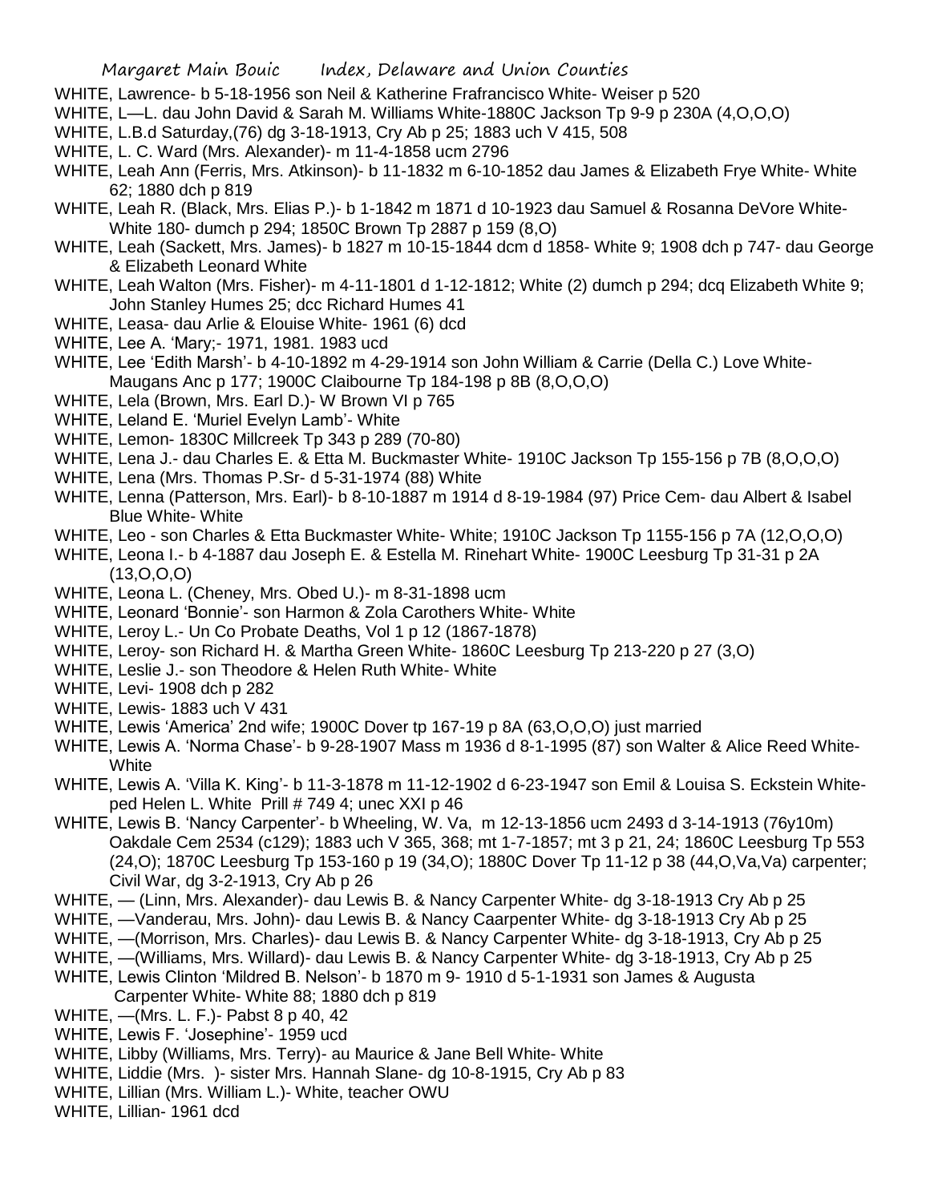WHITE, Lawrence- b 5-18-1956 son Neil & Katherine Frafrancisco White- Weiser p 520

WHITE, L—L. dau John David & Sarah M. Williams White-1880C Jackson Tp 9-9 p 230A (4,O,O,O)

WHITE, L.B.d Saturday,(76) dg 3-18-1913, Cry Ab p 25; 1883 uch V 415, 508

WHITE, L. C. Ward (Mrs. Alexander)- m 11-4-1858 ucm 2796

WHITE, Leah Ann (Ferris, Mrs. Atkinson)- b 11-1832 m 6-10-1852 dau James & Elizabeth Frye White- White 62; 1880 dch p 819

WHITE, Leah R. (Black, Mrs. Elias P.)- b 1-1842 m 1871 d 10-1923 dau Samuel & Rosanna DeVore White- White 180- dumch p 294; 1850C Brown Tp 2887 p 159 (8,O)

WHITE, Leah (Sackett, Mrs. James)- b 1827 m 10-15-1844 dcm d 1858- White 9; 1908 dch p 747- dau George & Elizabeth Leonard White

WHITE, Leah Walton (Mrs. Fisher)- m 4-11-1801 d 1-12-1812; White (2) dumch p 294; dcq Elizabeth White 9; John Stanley Humes 25; dcc Richard Humes 41

WHITE, Leasa- dau Arlie & Elouise White- 1961 (6) dcd

WHITE, Lee A. 'Mary;- 1971, 1981. 1983 ucd

WHITE, Lee 'Edith Marsh'- b 4-10-1892 m 4-29-1914 son John William & Carrie (Della C.) Love White- Maugans Anc p 177; 1900C Claibourne Tp 184-198 p 8B (8,O,O,O)

WHITE, Lela (Brown, Mrs. Earl D.)- W Brown VI p 765

WHITE, Leland E. 'Muriel Evelyn Lamb'- White

WHITE, Lemon- 1830C Millcreek Tp 343 p 289 (70-80)

WHITE, Lena J.- dau Charles E. & Etta M. Buckmaster White- 1910C Jackson Tp 155-156 p 7B (8,O,O,O)

WHITE, Lena (Mrs. Thomas P.Sr- d 5-31-1974 (88) White

WHITE, Lenna (Patterson, Mrs. Earl)- b 8-10-1887 m 1914 d 8-19-1984 (97) Price Cem- dau Albert & Isabel Blue White- White

WHITE, Leo - son Charles & Etta Buckmaster White- White; 1910C Jackson Tp 1155-156 p 7A (12,O,O,O)

WHITE, Leona I.- b 4-1887 dau Joseph E. & Estella M. Rinehart White- 1900C Leesburg Tp 31-31 p 2A (13,O,O,O)

WHITE, Leona L. (Cheney, Mrs. Obed U.)- m 8-31-1898 ucm

WHITE, Leonard 'Bonnie'- son Harmon & Zola Carothers White- White

WHITE, Leroy L.- Un Co Probate Deaths, Vol 1 p 12 (1867-1878)

WHITE, Leroy- son Richard H. & Martha Green White- 1860C Leesburg Tp 213-220 p 27 (3,O)

WHITE, Leslie J.- son Theodore & Helen Ruth White- White

WHITE, Levi- 1908 dch p 282

WHITE, Lewis- 1883 uch V 431

WHITE, Lewis 'America' 2nd wife; 1900C Dover tp 167-19 p 8A (63,O,O,O) just married

WHITE, Lewis A. 'Norma Chase'- b 9-28-1907 Mass m 1936 d 8-1-1995 (87) son Walter & Alice Reed White- White

WHITE, Lewis A. 'Villa K. King'- b 11-3-1878 m 11-12-1902 d 6-23-1947 son Emil & Louisa S. Eckstein White- ped Helen L. White Prill # 749 4; unec XXI p 46

WHITE, Lewis B. 'Nancy Carpenter'- b Wheeling, W. Va, m 12-13-1856 ucm 2493 d 3-14-1913 (76y10m) Oakdale Cem 2534 (c129); 1883 uch V 365, 368; mt 1-7-1857; mt 3 p 21, 24; 1860C Leesburg Tp 553 (24,O); 1870C Leesburg Tp 153-160 p 19 (34,O); 1880C Dover Tp 11-12 p 38 (44,O,Va,Va) carpenter; Civil War, dg 3-2-1913, Cry Ab p 26

WHITE, — (Linn, Mrs. Alexander)- dau Lewis B. & Nancy Carpenter White- dg 3-18-1913 Cry Ab p 25

WHITE, —Vanderau, Mrs. John)- dau Lewis B. & Nancy Caarpenter White- dg 3-18-1913 Cry Ab p 25

WHITE, —(Morrison, Mrs. Charles)- dau Lewis B. & Nancy Carpenter White- dg 3-18-1913, Cry Ab p 25

WHITE, —(Williams, Mrs. Willard)- dau Lewis B. & Nancy Carpenter White- dg 3-18-1913, Cry Ab p 25

WHITE, Lewis Clinton 'Mildred B. Nelson'- b 1870 m 9- 1910 d 5-1-1931 son James & Augusta Carpenter White- White 88; 1880 dch p 819

WHITE, —(Mrs. L. F.)- Pabst 8 p 40, 42

WHITE, Lewis F. 'Josephine'- 1959 ucd

WHITE, Libby (Williams, Mrs. Terry)- au Maurice & Jane Bell White- White

WHITE, Liddie (Mrs. )- sister Mrs. Hannah Slane- dg 10-8-1915, Cry Ab p 83

WHITE, Lillian (Mrs. William L.)- White, teacher OWU

WHITE, Lillian- 1961 dcd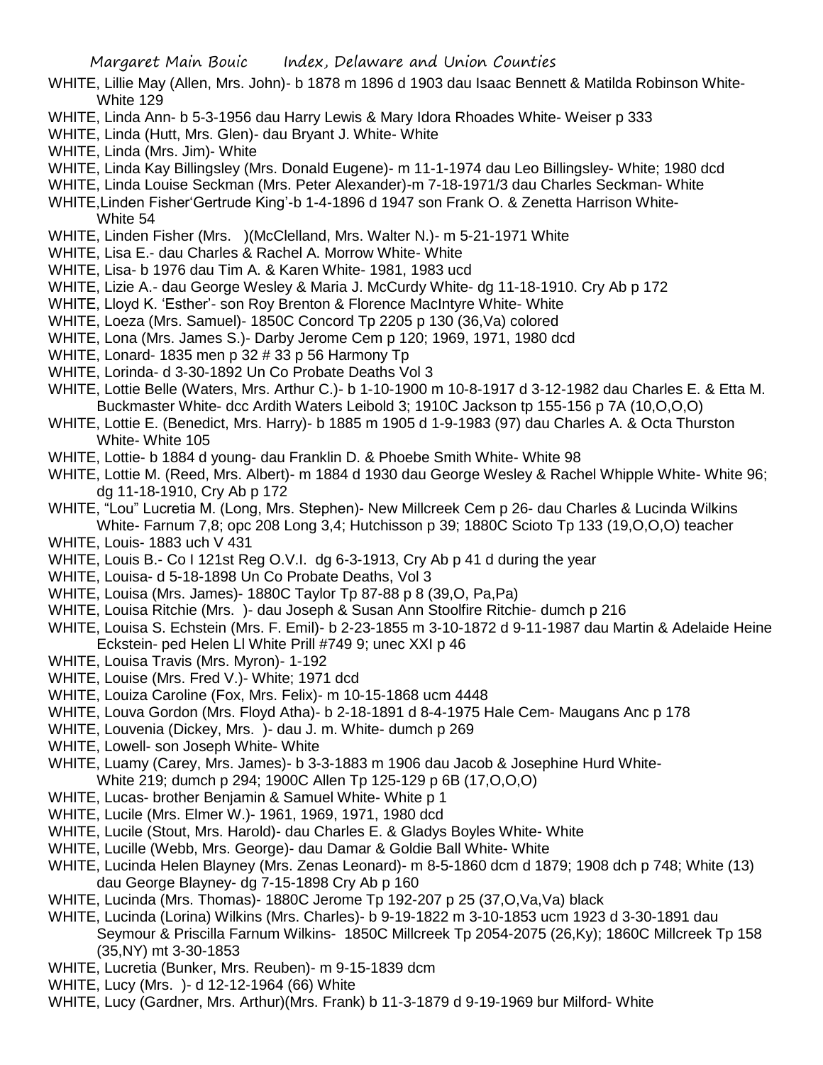WHITE, Lillie May (Allen, Mrs. John)- b 1878 m 1896 d 1903 dau Isaac Bennett & Matilda Robinson White- White 129

WHITE, Linda Ann- b 5-3-1956 dau Harry Lewis & Mary Idora Rhoades White- Weiser p 333

WHITE, Linda (Hutt, Mrs. Glen)- dau Bryant J. White- White

WHITE, Linda (Mrs. Jim)- White

WHITE, Linda Kay Billingsley (Mrs. Donald Eugene)- m 11-1-1974 dau Leo Billingsley- White; 1980 dcd

WHITE, Linda Louise Seckman (Mrs. Peter Alexander)-m 7-18-1971/3 dau Charles Seckman- White

WHITE,Linden Fisher'Gertrude King'-b 1-4-1896 d 1947 son Frank O. & Zenetta Harrison White- White 54

WHITE, Linden Fisher (Mrs. )(McClelland, Mrs. Walter N.)- m 5-21-1971 White

WHITE, Lisa E.- dau Charles & Rachel A. Morrow White- White

WHITE, Lisa- b 1976 dau Tim A. & Karen White- 1981, 1983 ucd

WHITE, Lizie A.- dau George Wesley & Maria J. McCurdy White- dg 11-18-1910. Cry Ab p 172

WHITE, Lloyd K. 'Esther'- son Roy Brenton & Florence MacIntyre White- White

WHITE, Loeza (Mrs. Samuel)- 1850C Concord Tp 2205 p 130 (36,Va) colored

WHITE, Lona (Mrs. James S.)- Darby Jerome Cem p 120; 1969, 1971, 1980 dcd

WHITE, Lonard- 1835 men p 32 # 33 p 56 Harmony Tp

WHITE, Lorinda- d 3-30-1892 Un Co Probate Deaths Vol 3

WHITE, Lottie Belle (Waters, Mrs. Arthur C.)- b 1-10-1900 m 10-8-1917 d 3-12-1982 dau Charles E. & Etta M. Buckmaster White- dcc Ardith Waters Leibold 3; 1910C Jackson tp 155-156 p 7A (10,O,O,O)

WHITE, Lottie E. (Benedict, Mrs. Harry)- b 1885 m 1905 d 1-9-1983 (97) dau Charles A. & Octa Thurston White- White 105

WHITE, Lottie- b 1884 d young- dau Franklin D. & Phoebe Smith White- White 98

WHITE, Lottie M. (Reed, Mrs. Albert)- m 1884 d 1930 dau George Wesley & Rachel Whipple White- White 96; dg 11-18-1910, Cry Ab p 172

WHITE, "Lou" Lucretia M. (Long, Mrs. Stephen)- New Millcreek Cem p 26- dau Charles & Lucinda Wilkins White- Farnum 7,8; opc 208 Long 3,4; Hutchisson p 39; 1880C Scioto Tp 133 (19,O,O,O) teacher

WHITE, Louis- 1883 uch V 431

WHITE, Louis B.- Co I 121st Reg O.V.I. dg 6-3-1913, Cry Ab p 41 d during the year

WHITE, Louisa- d 5-18-1898 Un Co Probate Deaths, Vol 3

WHITE, Louisa (Mrs. James)- 1880C Taylor Tp 87-88 p 8 (39,O, Pa,Pa)

WHITE, Louisa Ritchie (Mrs. )- dau Joseph & Susan Ann Stoolfire Ritchie- dumch p 216

WHITE, Louisa S. Echstein (Mrs. F. Emil)- b 2-23-1855 m 3-10-1872 d 9-11-1987 dau Martin & Adelaide Heine Eckstein- ped Helen Ll White Prill #749 9; unec XXI p 46

WHITE, Louisa Travis (Mrs. Myron)- 1-192

WHITE, Louise (Mrs. Fred V.)- White; 1971 dcd

WHITE, Louiza Caroline (Fox, Mrs. Felix)- m 10-15-1868 ucm 4448

WHITE, Louva Gordon (Mrs. Floyd Atha)- b 2-18-1891 d 8-4-1975 Hale Cem- Maugans Anc p 178

WHITE, Louvenia (Dickey, Mrs. )- dau J. m. White- dumch p 269

WHITE, Lowell- son Joseph White- White

WHITE, Luamy (Carey, Mrs. James)- b 3-3-1883 m 1906 dau Jacob & Josephine Hurd White- White 219; dumch p 294; 1900C Allen Tp 125-129 p 6B (17,O,O,O)

WHITE, Lucas- brother Benjamin & Samuel White- White p 1

WHITE, Lucile (Mrs. Elmer W.)- 1961, 1969, 1971, 1980 dcd

WHITE, Lucile (Stout, Mrs. Harold)- dau Charles E. & Gladys Boyles White- White

WHITE, Lucille (Webb, Mrs. George)- dau Damar & Goldie Ball White- White

WHITE, Lucinda Helen Blayney (Mrs. Zenas Leonard)- m 8-5-1860 dcm d 1879; 1908 dch p 748; White (13) dau George Blayney- dg 7-15-1898 Cry Ab p 160

WHITE, Lucinda (Mrs. Thomas)- 1880C Jerome Tp 192-207 p 25 (37,O,Va,Va) black

WHITE, Lucinda (Lorina) Wilkins (Mrs. Charles)- b 9-19-1822 m 3-10-1853 ucm 1923 d 3-30-1891 dau Seymour & Priscilla Farnum Wilkins- 1850C Millcreek Tp 2054-2075 (26,Ky); 1860C Millcreek Tp 158 (35,NY) mt 3-30-1853

WHITE, Lucretia (Bunker, Mrs. Reuben)- m 9-15-1839 dcm

WHITE, Lucy (Mrs. )- d 12-12-1964 (66) White

WHITE, Lucy (Gardner, Mrs. Arthur)(Mrs. Frank) b 11-3-1879 d 9-19-1969 bur Milford- White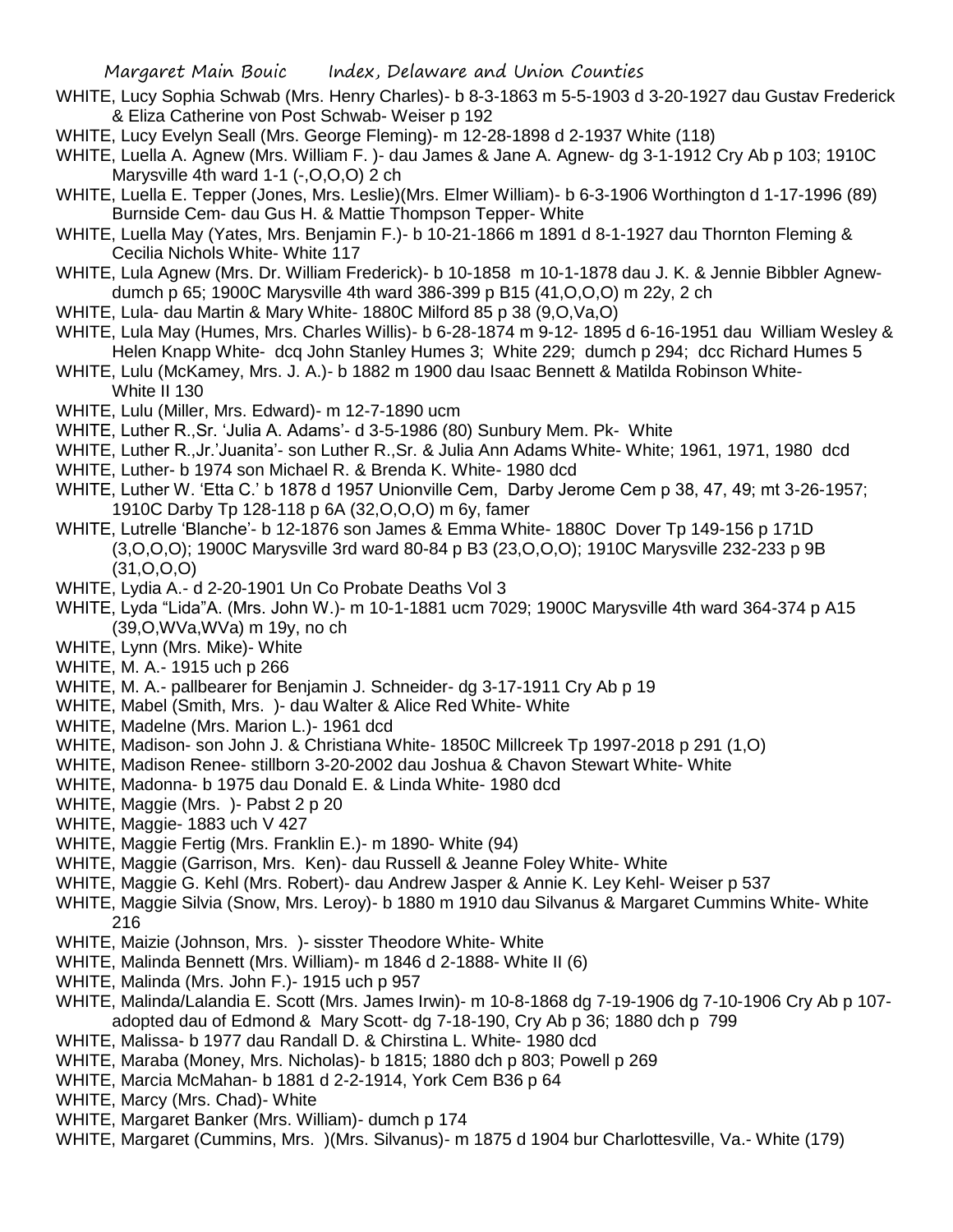WHITE, Lucy Sophia Schwab (Mrs. Henry Charles)- b 8-3-1863 m 5-5-1903 d 3-20-1927 dau Gustav Frederick & Eliza Catherine von Post Schwab- Weiser p 192

WHITE, Lucy Evelyn Seall (Mrs. George Fleming)- m 12-28-1898 d 2-1937 White (118)

WHITE, Luella A. Agnew (Mrs. William F. )- dau James & Jane A. Agnew- dg 3-1-1912 Cry Ab p 103; 1910C Marysville 4th ward 1-1 (-,O,O,O) 2 ch

WHITE, Luella E. Tepper (Jones, Mrs. Leslie)(Mrs. Elmer William)- b 6-3-1906 Worthington d 1-17-1996 (89) Burnside Cem- dau Gus H. & Mattie Thompson Tepper- White

WHITE, Luella May (Yates, Mrs. Benjamin F.)- b 10-21-1866 m 1891 d 8-1-1927 dau Thornton Fleming & Cecilia Nichols White- White 117

WHITE, Lula Agnew (Mrs. Dr. William Frederick)- b 10-1858 m 10-1-1878 dau J. K. & Jennie Bibbler Agnew- dumch p 65; 1900C Marysville 4th ward 386-399 p B15 (41,O,O,O) m 22y, 2 ch

WHITE, Lula- dau Martin & Mary White- 1880C Milford 85 p 38 (9,O,Va,O)

WHITE, Lula May (Humes, Mrs. Charles Willis)- b 6-28-1874 m 9-12- 1895 d 6-16-1951 dau William Wesley & Helen Knapp White- dcq John Stanley Humes 3; White 229; dumch p 294; dcc Richard Humes 5

WHITE, Lulu (McKamey, Mrs. J. A.)- b 1882 m 1900 dau Isaac Bennett & Matilda Robinson White- White II 130

WHITE, Lulu (Miller, Mrs. Edward)- m 12-7-1890 ucm

WHITE, Luther R.,Sr. 'Julia A. Adams'- d 3-5-1986 (80) Sunbury Mem. Pk- White

WHITE, Luther R.,Jr.'Juanita'- son Luther R.,Sr. & Julia Ann Adams White- White; 1961, 1971, 1980 dcd

WHITE, Luther- b 1974 son Michael R. & Brenda K. White- 1980 dcd

WHITE, Luther W. 'Etta C.' b 1878 d 1957 Unionville Cem, Darby Jerome Cem p 38, 47, 49; mt 3-26-1957; 1910C Darby Tp 128-118 p 6A (32,O,O,O) m 6y, famer

WHITE, Lutrelle 'Blanche'- b 12-1876 son James & Emma White- 1880C Dover Tp 149-156 p 171D (3,O,O,O); 1900C Marysville 3rd ward 80-84 p B3 (23,O,O,O); 1910C Marysville 232-233 p 9B (31,O,O,O)

WHITE, Lydia A.- d 2-20-1901 Un Co Probate Deaths Vol 3

WHITE, Lyda "Lida"A. (Mrs. John W.)- m 10-1-1881 ucm 7029; 1900C Marysville 4th ward 364-374 p A15 (39,O,WVa,WVa) m 19y, no ch

WHITE, Lynn (Mrs. Mike)- White

WHITE, M. A.- 1915 uch p 266

WHITE, M. A.- pallbearer for Benjamin J. Schneider- dg 3-17-1911 Cry Ab p 19

WHITE, Mabel (Smith, Mrs. )- dau Walter & Alice Red White- White

WHITE, Madelne (Mrs. Marion L.)- 1961 dcd

WHITE, Madison- son John J. & Christiana White- 1850C Millcreek Tp 1997-2018 p 291 (1,O)

WHITE, Madison Renee- stillborn 3-20-2002 dau Joshua & Chavon Stewart White- White

WHITE, Madonna- b 1975 dau Donald E. & Linda White- 1980 dcd

WHITE, Maggie (Mrs. )- Pabst 2 p 20

WHITE, Maggie- 1883 uch V 427

WHITE, Maggie Fertig (Mrs. Franklin E.)- m 1890- White (94)

WHITE, Maggie (Garrison, Mrs. Ken)- dau Russell & Jeanne Foley White- White

WHITE, Maggie G. Kehl (Mrs. Robert)- dau Andrew Jasper & Annie K. Ley Kehl- Weiser p 537

WHITE, Maggie Silvia (Snow, Mrs. Leroy)- b 1880 m 1910 dau Silvanus & Margaret Cummins White- White 216

WHITE, Maizie (Johnson, Mrs. )- sisster Theodore White- White

WHITE, Malinda Bennett (Mrs. William)- m 1846 d 2-1888- White II (6)

WHITE, Malinda (Mrs. John F.)- 1915 uch p 957

WHITE, Malinda/Lalandia E. Scott (Mrs. James Irwin)- m 10-8-1868 dg 7-19-1906 dg 7-10-1906 Cry Ab p 107- adopted dau of Edmond & Mary Scott- dg 7-18-190, Cry Ab p 36; 1880 dch p 799

WHITE, Malissa- b 1977 dau Randall D. & Chirstina L. White- 1980 dcd

WHITE, Maraba (Money, Mrs. Nicholas)- b 1815; 1880 dch p 803; Powell p 269

WHITE, Marcia McMahan- b 1881 d 2-2-1914, York Cem B36 p 64

WHITE, Marcy (Mrs. Chad)- White

WHITE, Margaret Banker (Mrs. William)- dumch p 174

WHITE, Margaret (Cummins, Mrs. )(Mrs. Silvanus)- m 1875 d 1904 bur Charlottesville, Va.- White (179)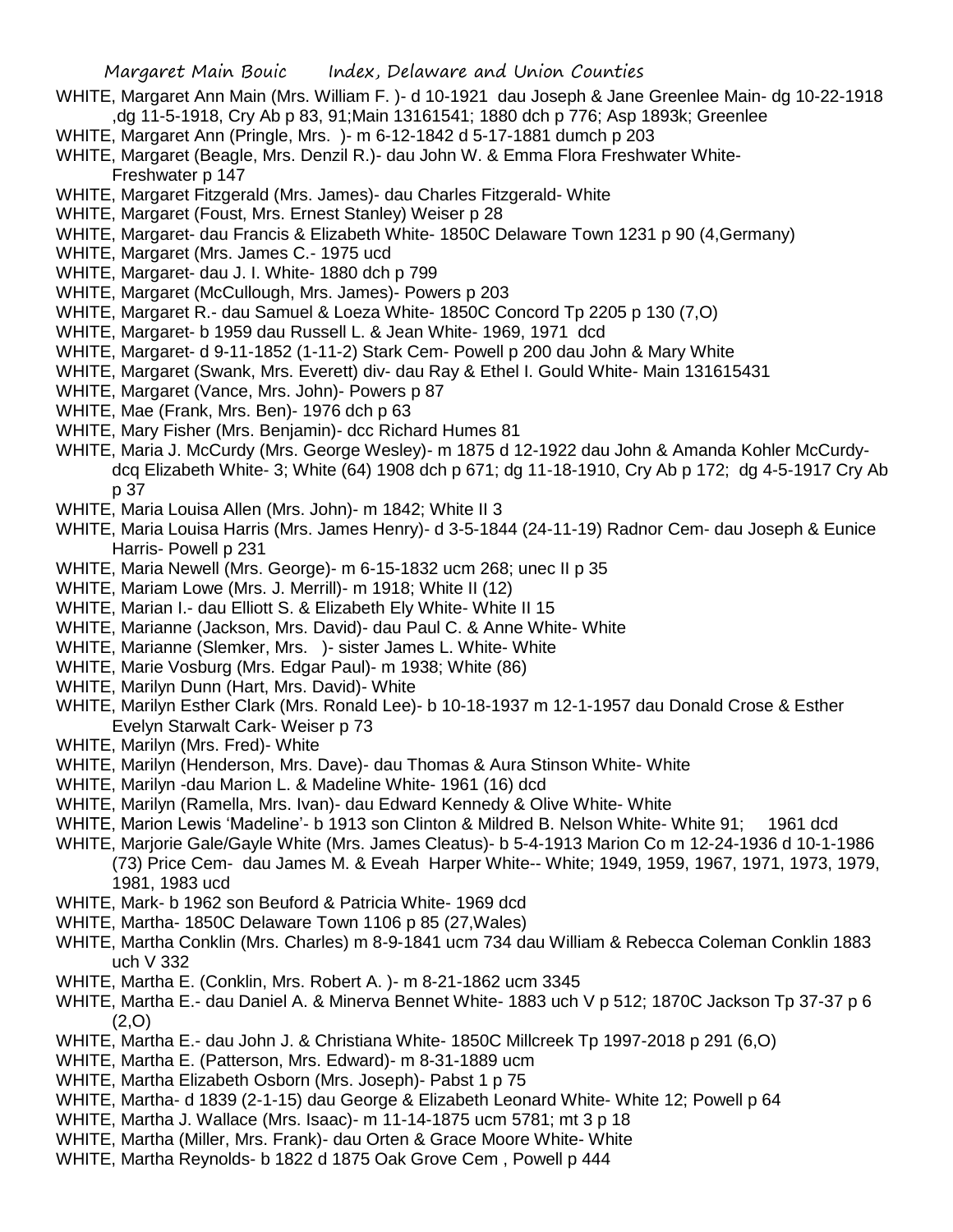WHITE, Margaret Ann Main (Mrs. William F. )- d 10-1921 dau Joseph & Jane Greenlee Main- dg 10-22-1918 ,dg 11-5-1918, Cry Ab p 83, 91;Main 13161541; 1880 dch p 776; Asp 1893k; Greenlee

WHITE, Margaret Ann (Pringle, Mrs. )- m 6-12-1842 d 5-17-1881 dumch p 203

WHITE, Margaret (Beagle, Mrs. Denzil R.)- dau John W. & Emma Flora Freshwater White- Freshwater p 147

WHITE, Margaret Fitzgerald (Mrs. James)- dau Charles Fitzgerald- White

WHITE, Margaret (Foust, Mrs. Ernest Stanley) Weiser p 28

WHITE, Margaret- dau Francis & Elizabeth White- 1850C Delaware Town 1231 p 90 (4,Germany)

WHITE, Margaret (Mrs. James C.- 1975 ucd

WHITE, Margaret- dau J. I. White- 1880 dch p 799

WHITE, Margaret (McCullough, Mrs. James)- Powers p 203

WHITE, Margaret R.- dau Samuel & Loeza White- 1850C Concord Tp 2205 p 130 (7,O)

WHITE, Margaret- b 1959 dau Russell L. & Jean White- 1969, 1971 dcd

WHITE, Margaret- d 9-11-1852 (1-11-2) Stark Cem- Powell p 200 dau John & Mary White

WHITE, Margaret (Swank, Mrs. Everett) div- dau Ray & Ethel I. Gould White- Main 131615431

WHITE, Margaret (Vance, Mrs. John)- Powers p 87

WHITE, Mae (Frank, Mrs. Ben)- 1976 dch p 63

WHITE, Mary Fisher (Mrs. Benjamin)- dcc Richard Humes 81

WHITE, Maria J. McCurdy (Mrs. George Wesley)- m 1875 d 12-1922 dau John & Amanda Kohler McCurdy- dcq Elizabeth White- 3; White (64) 1908 dch p 671; dg 11-18-1910, Cry Ab p 172; dg 4-5-1917 Cry Ab p 37

WHITE, Maria Louisa Allen (Mrs. John)- m 1842; White II 3

WHITE, Maria Louisa Harris (Mrs. James Henry)- d 3-5-1844 (24-11-19) Radnor Cem- dau Joseph & Eunice Harris- Powell p 231

WHITE, Maria Newell (Mrs. George)- m 6-15-1832 ucm 268; unec II p 35

WHITE, Mariam Lowe (Mrs. J. Merrill)- m 1918; White II (12)

WHITE, Marian I.- dau Elliott S. & Elizabeth Ely White- White II 15

WHITE, Marianne (Jackson, Mrs. David)- dau Paul C. & Anne White- White

WHITE, Marianne (Slemker, Mrs. )- sister James L. White- White

WHITE, Marie Vosburg (Mrs. Edgar Paul)- m 1938; White (86)

WHITE, Marilyn Dunn (Hart, Mrs. David)- White

WHITE, Marilyn Esther Clark (Mrs. Ronald Lee)- b 10-18-1937 m 12-1-1957 dau Donald Crose & Esther Evelyn Starwalt Cark- Weiser p 73

WHITE, Marilyn (Mrs. Fred)- White

WHITE, Marilyn (Henderson, Mrs. Dave)- dau Thomas & Aura Stinson White- White

WHITE, Marilyn -dau Marion L. & Madeline White- 1961 (16) dcd

WHITE, Marilyn (Ramella, Mrs. Ivan)- dau Edward Kennedy & Olive White- White

WHITE, Marion Lewis 'Madeline'- b 1913 son Clinton & Mildred B. Nelson White- White 91; 1961 dcd

WHITE, Marjorie Gale/Gayle White (Mrs. James Cleatus)- b 5-4-1913 Marion Co m 12-24-1936 d 10-1-1986 (73) Price Cem- dau James M. & Eveah Harper White-- White; 1949, 1959, 1967, 1971, 1973, 1979, 1981, 1983 ucd

WHITE, Mark- b 1962 son Beuford & Patricia White- 1969 dcd

WHITE, Martha- 1850C Delaware Town 1106 p 85 (27,Wales)

WHITE, Martha Conklin (Mrs. Charles) m 8-9-1841 ucm 734 dau William & Rebecca Coleman Conklin 1883 uch V 332

WHITE, Martha E. (Conklin, Mrs. Robert A. )- m 8-21-1862 ucm 3345

WHITE, Martha E.- dau Daniel A. & Minerva Bennet White- 1883 uch V p 512; 1870C Jackson Tp 37-37 p 6 (2,O)

WHITE, Martha E.- dau John J. & Christiana White- 1850C Millcreek Tp 1997-2018 p 291 (6,O)

WHITE, Martha E. (Patterson, Mrs. Edward)- m 8-31-1889 ucm

WHITE, Martha Elizabeth Osborn (Mrs. Joseph)- Pabst 1 p 75

WHITE, Martha- d 1839 (2-1-15) dau George & Elizabeth Leonard White- White 12; Powell p 64

WHITE, Martha J. Wallace (Mrs. Isaac)- m 11-14-1875 ucm 5781; mt 3 p 18

WHITE, Martha (Miller, Mrs. Frank)- dau Orten & Grace Moore White- White

WHITE, Martha Reynolds- b 1822 d 1875 Oak Grove Cem , Powell p 444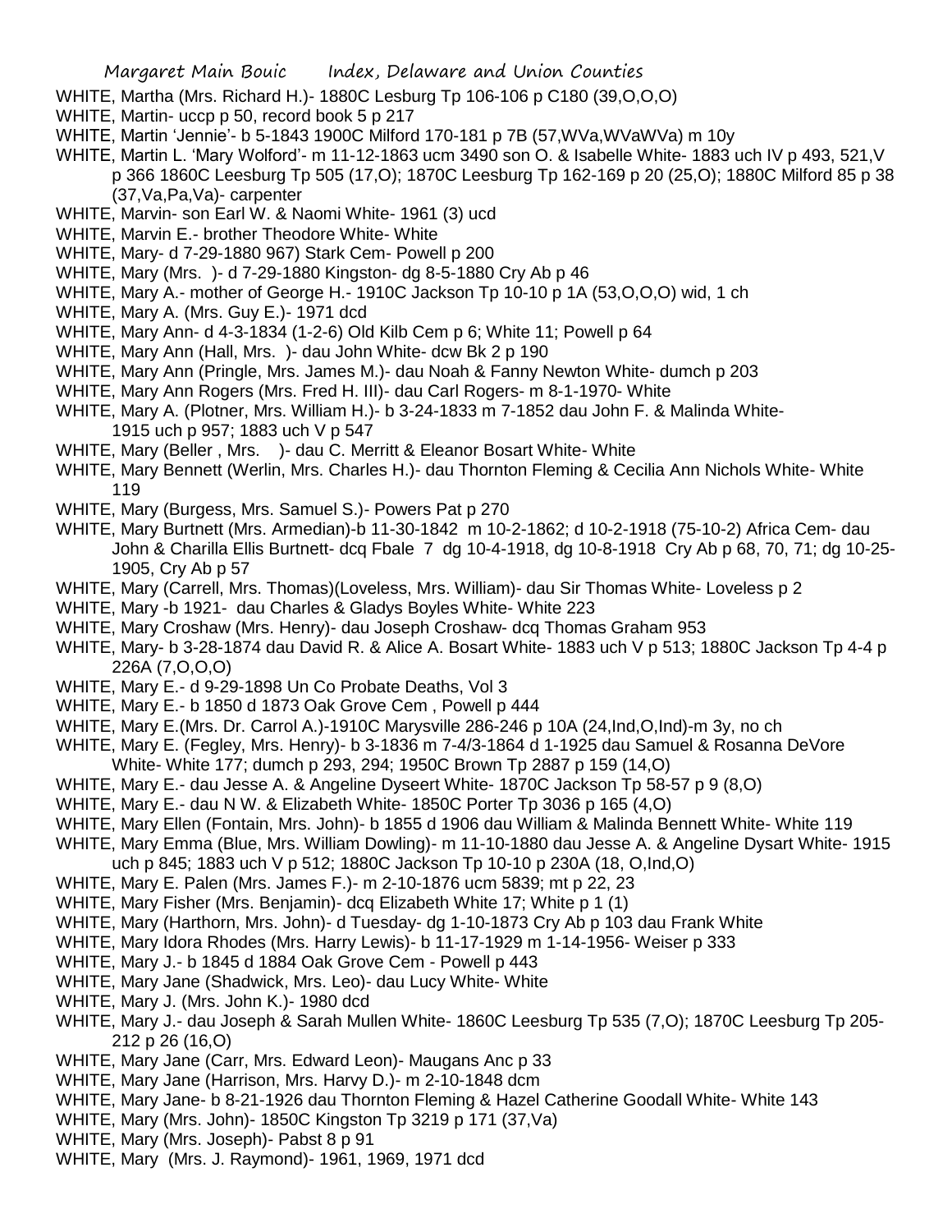WHITE, Martha (Mrs. Richard H.)- 1880C Lesburg Tp 106-106 p C180 (39,O,O,O)

WHITE, Martin- uccp p 50, record book 5 p 217

WHITE, Martin 'Jennie'- b 5-1843 1900C Milford 170-181 p 7B (57,WVa,WVaWVa) m 10y

WHITE, Martin L. 'Mary Wolford'- m 11-12-1863 ucm 3490 son O. & Isabelle White- 1883 uch IV p 493, 521,V p 366 1860C Leesburg Tp 505 (17,O); 1870C Leesburg Tp 162-169 p 20 (25,O); 1880C Milford 85 p 38 (37,Va,Pa,Va)- carpenter

WHITE, Marvin- son Earl W. & Naomi White- 1961 (3) ucd

WHITE, Marvin E.- brother Theodore White- White

WHITE, Mary- d 7-29-1880 967) Stark Cem- Powell p 200

WHITE, Mary (Mrs. )- d 7-29-1880 Kingston- dg 8-5-1880 Cry Ab p 46

WHITE, Mary A.- mother of George H.- 1910C Jackson Tp 10-10 p 1A (53,O,O,O) wid, 1 ch

WHITE, Mary A. (Mrs. Guy E.)- 1971 dcd

WHITE, Mary Ann- d 4-3-1834 (1-2-6) Old Kilb Cem p 6; White 11; Powell p 64

WHITE, Mary Ann (Hall, Mrs. )- dau John White- dcw Bk 2 p 190

WHITE, Mary Ann (Pringle, Mrs. James M.)- dau Noah & Fanny Newton White- dumch p 203

WHITE, Mary Ann Rogers (Mrs. Fred H. III)- dau Carl Rogers- m 8-1-1970- White

WHITE, Mary A. (Plotner, Mrs. William H.)- b 3-24-1833 m 7-1852 dau John F. & Malinda White- 1915 uch p 957; 1883 uch V p 547

WHITE, Mary (Beller , Mrs. )- dau C. Merritt & Eleanor Bosart White- White

WHITE, Mary Bennett (Werlin, Mrs. Charles H.)- dau Thornton Fleming & Cecilia Ann Nichols White- White 119

WHITE, Mary (Burgess, Mrs. Samuel S.)- Powers Pat p 270

WHITE, Mary Burtnett (Mrs. Armedian)-b 11-30-1842 m 10-2-1862; d 10-2-1918 (75-10-2) Africa Cem- dau John & Charilla Ellis Burtnett- dcq Fbale 7 dg 10-4-1918, dg 10-8-1918 Cry Ab p 68, 70, 71; dg 10-25-1905, Cry Ab p 57

WHITE, Mary (Carrell, Mrs. Thomas)(Loveless, Mrs. William)- dau Sir Thomas White- Loveless p 2

WHITE, Mary -b 1921- dau Charles & Gladys Boyles White- White 223

WHITE, Mary Croshaw (Mrs. Henry)- dau Joseph Croshaw- dcq Thomas Graham 953

WHITE, Mary- b 3-28-1874 dau David R. & Alice A. Bosart White- 1883 uch V p 513; 1880C Jackson Tp 4-4 p 226A (7,O,O,O)

WHITE, Mary E.- d 9-29-1898 Un Co Probate Deaths, Vol 3

WHITE, Mary E.- b 1850 d 1873 Oak Grove Cem , Powell p 444

WHITE, Mary E.(Mrs. Dr. Carrol A.)-1910C Marysville 286-246 p 10A (24,Ind,O,Ind)-m 3y, no ch

WHITE, Mary E. (Fegley, Mrs. Henry)- b 3-1836 m 7-4/3-1864 d 1-1925 dau Samuel & Rosanna DeVore White- White 177; dumch p 293, 294; 1950C Brown Tp 2887 p 159 (14,O)

WHITE, Mary E.- dau Jesse A. & Angeline Dyseert White- 1870C Jackson Tp 58-57 p 9 (8,O)

WHITE, Mary E.- dau N W. & Elizabeth White- 1850C Porter Tp 3036 p 165 (4,O)

WHITE, Mary Ellen (Fontain, Mrs. John)- b 1855 d 1906 dau William & Malinda Bennett White- White 119

WHITE, Mary Emma (Blue, Mrs. William Dowling)- m 11-10-1880 dau Jesse A. & Angeline Dysart White- 1915 uch p 845; 1883 uch V p 512; 1880C Jackson Tp 10-10 p 230A (18, O,Ind,O)

WHITE, Mary E. Palen (Mrs. James F.)- m 2-10-1876 ucm 5839; mt p 22, 23

WHITE, Mary Fisher (Mrs. Benjamin)- dcq Elizabeth White 17; White p 1 (1)

WHITE, Mary (Harthorn, Mrs. John)- d Tuesday- dg 1-10-1873 Cry Ab p 103 dau Frank White

WHITE, Mary Idora Rhodes (Mrs. Harry Lewis)- b 11-17-1929 m 1-14-1956- Weiser p 333

WHITE, Mary J.- b 1845 d 1884 Oak Grove Cem - Powell p 443

WHITE, Mary Jane (Shadwick, Mrs. Leo)- dau Lucy White- White

WHITE, Mary J. (Mrs. John K.)- 1980 dcd

WHITE, Mary J.- dau Joseph & Sarah Mullen White- 1860C Leesburg Tp 535 (7,O); 1870C Leesburg Tp 205-212 p 26 (16,O)

WHITE, Mary Jane (Carr, Mrs. Edward Leon)- Maugans Anc p 33

WHITE, Mary Jane (Harrison, Mrs. Harvy D.)- m 2-10-1848 dcm

WHITE, Mary Jane- b 8-21-1926 dau Thornton Fleming & Hazel Catherine Goodall White- White 143

WHITE, Mary (Mrs. John)- 1850C Kingston Tp 3219 p 171 (37,Va)

WHITE, Mary (Mrs. Joseph)- Pabst 8 p 91

WHITE, Mary (Mrs. J. Raymond)- 1961, 1969, 1971 dcd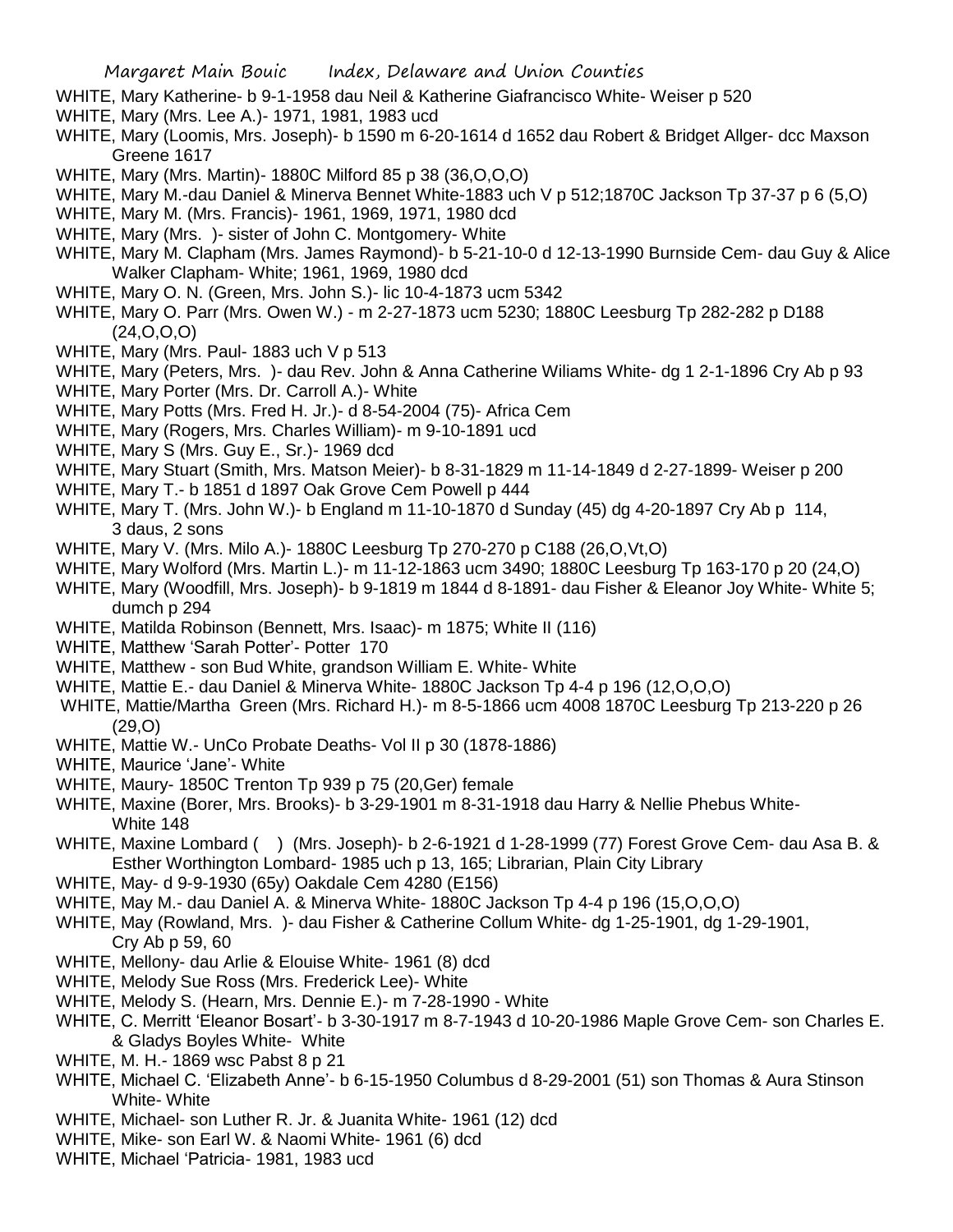WHITE, Mary Katherine- b 9-1-1958 dau Neil & Katherine Giafrancisco White- Weiser p 520

WHITE, Mary (Mrs. Lee A.)- 1971, 1981, 1983 ucd

WHITE, Mary (Loomis, Mrs. Joseph)- b 1590 m 6-20-1614 d 1652 dau Robert & Bridget Allger- dcc Maxson Greene 1617

WHITE, Mary (Mrs. Martin)- 1880C Milford 85 p 38 (36,O,O,O)

WHITE, Mary M.-dau Daniel & Minerva Bennet White-1883 uch V p 512;1870C Jackson Tp 37-37 p 6 (5,O)

WHITE, Mary M. (Mrs. Francis)- 1961, 1969, 1971, 1980 dcd

WHITE, Mary (Mrs. )- sister of John C. Montgomery- White

WHITE, Mary M. Clapham (Mrs. James Raymond)- b 5-21-10-0 d 12-13-1990 Burnside Cem- dau Guy & Alice Walker Clapham- White; 1961, 1969, 1980 dcd

WHITE, Mary O. N. (Green, Mrs. John S.)- lic 10-4-1873 ucm 5342

WHITE, Mary O. Parr (Mrs. Owen W.) - m 2-27-1873 ucm 5230; 1880C Leesburg Tp 282-282 p D188 (24,O,O,O)

WHITE, Mary (Mrs. Paul- 1883 uch V p 513

WHITE, Mary (Peters, Mrs. )- dau Rev. John & Anna Catherine Wiliams White- dg 1 2-1-1896 Cry Ab p 93

WHITE, Mary Porter (Mrs. Dr. Carroll A.)- White

WHITE, Mary Potts (Mrs. Fred H. Jr.)- d 8-54-2004 (75)- Africa Cem

WHITE, Mary (Rogers, Mrs. Charles William)- m 9-10-1891 ucd

WHITE, Mary S (Mrs. Guy E., Sr.)- 1969 dcd

WHITE, Mary Stuart (Smith, Mrs. Matson Meier)- b 8-31-1829 m 11-14-1849 d 2-27-1899- Weiser p 200

WHITE, Mary T.- b 1851 d 1897 Oak Grove Cem Powell p 444

WHITE, Mary T. (Mrs. John W.)- b England m 11-10-1870 d Sunday (45) dg 4-20-1897 Cry Ab p 114, 3 daus, 2 sons

WHITE, Mary V. (Mrs. Milo A.)- 1880C Leesburg Tp 270-270 p C188 (26,O,Vt,O)

WHITE, Mary Wolford (Mrs. Martin L.)- m 11-12-1863 ucm 3490; 1880C Leesburg Tp 163-170 p 20 (24,O)

WHITE, Mary (Woodfill, Mrs. Joseph)- b 9-1819 m 1844 d 8-1891- dau Fisher & Eleanor Joy White- White 5; dumch p 294

WHITE, Matilda Robinson (Bennett, Mrs. Isaac)- m 1875; White II (116)

WHITE, Matthew 'Sarah Potter'- Potter 170

WHITE, Matthew - son Bud White, grandson William E. White- White

WHITE, Mattie E.- dau Daniel & Minerva White- 1880C Jackson Tp 4-4 p 196 (12,O,O,O)

WHITE, Mattie/Martha Green (Mrs. Richard H.)- m 8-5-1866 ucm 4008 1870C Leesburg Tp 213-220 p 26 (29,O)

WHITE, Mattie W.- UnCo Probate Deaths- Vol II p 30 (1878-1886)

WHITE, Maurice 'Jane'- White

WHITE, Maury- 1850C Trenton Tp 939 p 75 (20,Ger) female

WHITE, Maxine (Borer, Mrs. Brooks)- b 3-29-1901 m 8-31-1918 dau Harry & Nellie Phebus White- White 148

WHITE, Maxine Lombard ( ) (Mrs. Joseph)- b 2-6-1921 d 1-28-1999 (77) Forest Grove Cem- dau Asa B. & Esther Worthington Lombard- 1985 uch p 13, 165; Librarian, Plain City Library

WHITE, May- d 9-9-1930 (65y) Oakdale Cem 4280 (E156)

WHITE, May M.- dau Daniel A. & Minerva White- 1880C Jackson Tp 4-4 p 196 (15,O,O,O)

WHITE, May (Rowland, Mrs. )- dau Fisher & Catherine Collum White- dg 1-25-1901, dg 1-29-1901, Cry Ab p 59, 60

WHITE, Mellony- dau Arlie & Elouise White- 1961 (8) dcd

WHITE, Melody Sue Ross (Mrs. Frederick Lee)- White

WHITE, Melody S. (Hearn, Mrs. Dennie E.)- m 7-28-1990 - White

WHITE, C. Merritt 'Eleanor Bosart'- b 3-30-1917 m 8-7-1943 d 10-20-1986 Maple Grove Cem- son Charles E. & Gladys Boyles White- White

WHITE, M. H.- 1869 wsc Pabst 8 p 21

WHITE, Michael C. 'Elizabeth Anne'- b 6-15-1950 Columbus d 8-29-2001 (51) son Thomas & Aura Stinson White- White

WHITE, Michael- son Luther R. Jr. & Juanita White- 1961 (12) dcd

WHITE, Mike- son Earl W. & Naomi White- 1961 (6) dcd

WHITE, Michael 'Patricia- 1981, 1983 ucd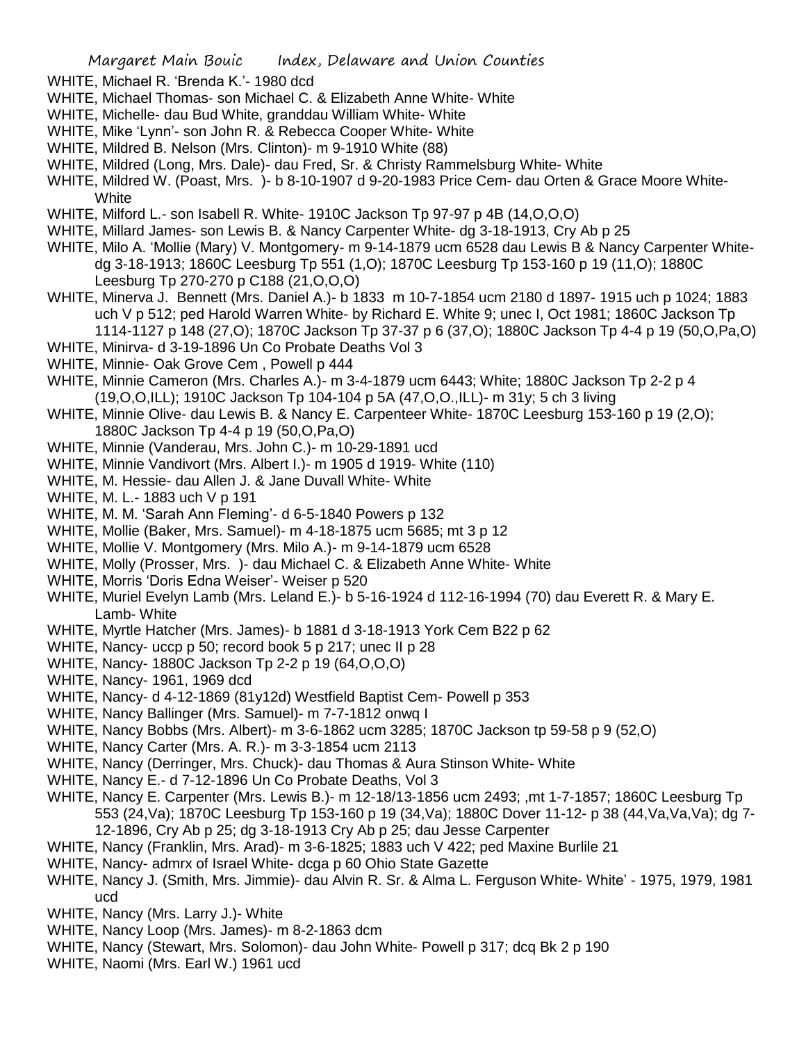WHITE, Michael R. 'Brenda K.'- 1980 dcd

WHITE, Michael Thomas- son Michael C. & Elizabeth Anne White- White

WHITE, Michelle- dau Bud White, granddau William White- White

WHITE, Mike 'Lynn'- son John R. & Rebecca Cooper White- White

WHITE, Mildred B. Nelson (Mrs. Clinton)- m 9-1910 White (88)

WHITE, Mildred (Long, Mrs. Dale)- dau Fred, Sr. & Christy Rammelsburg White- White

WHITE, Mildred W. (Poast, Mrs. )- b 8-10-1907 d 9-20-1983 Price Cem- dau Orten & Grace Moore White- White

WHITE, Milford L.- son Isabell R. White- 1910C Jackson Tp 97-97 p 4B (14,O,O,O)

WHITE, Millard James- son Lewis B. & Nancy Carpenter White- dg 3-18-1913, Cry Ab p 25

WHITE, Milo A. 'Mollie (Mary) V. Montgomery- m 9-14-1879 ucm 6528 dau Lewis B & Nancy Carpenter White- dg 3-18-1913; 1860C Leesburg Tp 551 (1,O); 1870C Leesburg Tp 153-160 p 19 (11,O); 1880C Leesburg Tp 270-270 p C188 (21,O,O,O)

WHITE, Minerva J. Bennett (Mrs. Daniel A.)- b 1833 m 10-7-1854 ucm 2180 d 1897- 1915 uch p 1024; 1883 uch V p 512; ped Harold Warren White- by Richard E. White 9; unec I, Oct 1981; 1860C Jackson Tp 1114-1127 p 148 (27,O); 1870C Jackson Tp 37-37 p 6 (37,O); 1880C Jackson Tp 4-4 p 19 (50,O,Pa,O)

WHITE, Minirva- d 3-19-1896 Un Co Probate Deaths Vol 3

WHITE, Minnie- Oak Grove Cem , Powell p 444

WHITE, Minnie Cameron (Mrs. Charles A.)- m 3-4-1879 ucm 6443; White; 1880C Jackson Tp 2-2 p 4 (19,O,O,ILL); 1910C Jackson Tp 104-104 p 5A (47,O,O.,ILL)- m 31y; 5 ch 3 living

WHITE, Minnie Olive- dau Lewis B. & Nancy E. Carpenteer White- 1870C Leesburg 153-160 p 19 (2,O); 1880C Jackson Tp 4-4 p 19 (50,O,Pa,O)

WHITE, Minnie (Vanderau, Mrs. John C.)- m 10-29-1891 ucd

WHITE, Minnie Vandivort (Mrs. Albert I.)- m 1905 d 1919- White (110)

WHITE, M. Hessie- dau Allen J. & Jane Duvall White- White

WHITE, M. L.- 1883 uch V p 191

WHITE, M. M. 'Sarah Ann Fleming'- d 6-5-1840 Powers p 132

WHITE, Mollie (Baker, Mrs. Samuel)- m 4-18-1875 ucm 5685; mt 3 p 12

WHITE, Mollie V. Montgomery (Mrs. Milo A.)- m 9-14-1879 ucm 6528

WHITE, Molly (Prosser, Mrs. )- dau Michael C. & Elizabeth Anne White- White

WHITE, Morris 'Doris Edna Weiser'- Weiser p 520

WHITE, Muriel Evelyn Lamb (Mrs. Leland E.)- b 5-16-1924 d 112-16-1994 (70) dau Everett R. & Mary E. Lamb- White

WHITE, Myrtle Hatcher (Mrs. James)- b 1881 d 3-18-1913 York Cem B22 p 62

WHITE, Nancy- uccp p 50; record book 5 p 217; unec II p 28

WHITE, Nancy- 1880C Jackson Tp 2-2 p 19 (64,O,O,O)

WHITE, Nancy- 1961, 1969 dcd

WHITE, Nancy- d 4-12-1869 (81y12d) Westfield Baptist Cem- Powell p 353

WHITE, Nancy Ballinger (Mrs. Samuel)- m 7-7-1812 onwq I

WHITE, Nancy Bobbs (Mrs. Albert)- m 3-6-1862 ucm 3285; 1870C Jackson tp 59-58 p 9 (52,O)

WHITE, Nancy Carter (Mrs. A. R.)- m 3-3-1854 ucm 2113

WHITE, Nancy (Derringer, Mrs. Chuck)- dau Thomas & Aura Stinson White- White

WHITE, Nancy E.- d 7-12-1896 Un Co Probate Deaths, Vol 3

WHITE, Nancy E. Carpenter (Mrs. Lewis B.)- m 12-18/13-1856 ucm 2493; ,mt 1-7-1857; 1860C Leesburg Tp 553 (24,Va); 1870C Leesburg Tp 153-160 p 19 (34,Va); 1880C Dover 11-12- p 38 (44,Va,Va,Va); dg 7-12-1896, Cry Ab p 25; dg 3-18-1913 Cry Ab p 25; dau Jesse Carpenter

WHITE, Nancy (Franklin, Mrs. Arad)- m 3-6-1825; 1883 uch V 422; ped Maxine Burlile 21

WHITE, Nancy- admrx of Israel White- dcga p 60 Ohio State Gazette

WHITE, Nancy J. (Smith, Mrs. Jimmie)- dau Alvin R. Sr. & Alma L. Ferguson White- White' - 1975, 1979, 1981 ucd

WHITE, Nancy (Mrs. Larry J.)- White

WHITE, Nancy Loop (Mrs. James)- m 8-2-1863 dcm

WHITE, Nancy (Stewart, Mrs. Solomon)- dau John White- Powell p 317; dcq Bk 2 p 190

WHITE, Naomi (Mrs. Earl W.) 1961 ucd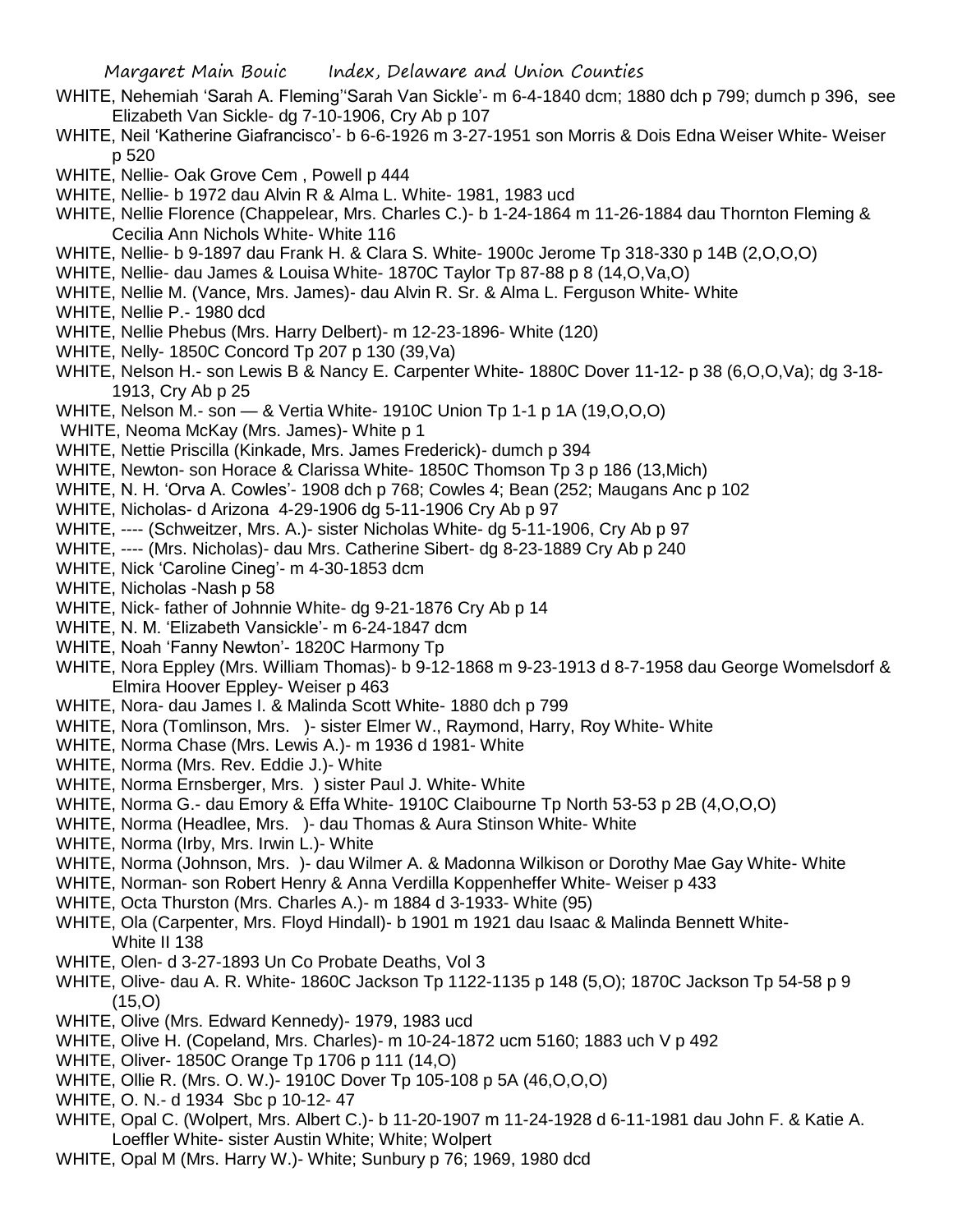WHITE, Nehemiah 'Sarah A. Fleming''Sarah Van Sickle'- m 6-4-1840 dcm; 1880 dch p 799; dumch p 396, see Elizabeth Van Sickle- dg 7-10-1906, Cry Ab p 107

WHITE, Neil 'Katherine Giafrancisco'- b 6-6-1926 m 3-27-1951 son Morris & Dois Edna Weiser White- Weiser p 520

WHITE, Nellie- Oak Grove Cem , Powell p 444

WHITE, Nellie- b 1972 dau Alvin R & Alma L. White- 1981, 1983 ucd

WHITE, Nellie Florence (Chappelear, Mrs. Charles C.)- b 1-24-1864 m 11-26-1884 dau Thornton Fleming & Cecilia Ann Nichols White- White 116

WHITE, Nellie- b 9-1897 dau Frank H. & Clara S. White- 1900c Jerome Tp 318-330 p 14B (2,O,O,O)

WHITE, Nellie- dau James & Louisa White- 1870C Taylor Tp 87-88 p 8 (14,O,Va,O)

WHITE, Nellie M. (Vance, Mrs. James)- dau Alvin R. Sr. & Alma L. Ferguson White- White

WHITE, Nellie P.- 1980 dcd

WHITE, Nellie Phebus (Mrs. Harry Delbert)- m 12-23-1896- White (120)

WHITE, Nelly- 1850C Concord Tp 207 p 130 (39,Va)

WHITE, Nelson H.- son Lewis B & Nancy E. Carpenter White- 1880C Dover 11-12- p 38 (6,O,O,Va); dg 3-18-1913, Cry Ab p 25

WHITE, Nelson M.- son — & Vertia White- 1910C Union Tp 1-1 p 1A (19,O,O,O)

WHITE, Neoma McKay (Mrs. James)- White p 1

WHITE, Nettie Priscilla (Kinkade, Mrs. James Frederick)- dumch p 394

WHITE, Newton- son Horace & Clarissa White- 1850C Thomson Tp 3 p 186 (13,Mich)

WHITE, N. H. 'Orva A. Cowles'- 1908 dch p 768; Cowles 4; Bean (252; Maugans Anc p 102

WHITE, Nicholas- d Arizona 4-29-1906 dg 5-11-1906 Cry Ab p 97

WHITE, ---- (Schweitzer, Mrs. A.)- sister Nicholas White- dg 5-11-1906, Cry Ab p 97

WHITE, ---- (Mrs. Nicholas)- dau Mrs. Catherine Sibert- dg 8-23-1889 Cry Ab p 240

WHITE, Nick 'Caroline Cineg'- m 4-30-1853 dcm

WHITE, Nicholas -Nash p 58

WHITE, Nick- father of Johnnie White- dg 9-21-1876 Cry Ab p 14

WHITE, N. M. 'Elizabeth Vansickle'- m 6-24-1847 dcm

WHITE, Noah 'Fanny Newton'- 1820C Harmony Tp

WHITE, Nora Eppley (Mrs. William Thomas)- b 9-12-1868 m 9-23-1913 d 8-7-1958 dau George Womelsdorf & Elmira Hoover Eppley- Weiser p 463

WHITE, Nora- dau James I. & Malinda Scott White- 1880 dch p 799

WHITE, Nora (Tomlinson, Mrs. )- sister Elmer W., Raymond, Harry, Roy White- White

WHITE, Norma Chase (Mrs. Lewis A.)- m 1936 d 1981- White

WHITE, Norma (Mrs. Rev. Eddie J.)- White

WHITE, Norma Ernsberger, Mrs. ) sister Paul J. White- White

WHITE, Norma G.- dau Emory & Effa White- 1910C Claibourne Tp North 53-53 p 2B (4,O,O,O)

WHITE, Norma (Headlee, Mrs. )- dau Thomas & Aura Stinson White- White

WHITE, Norma (Irby, Mrs. Irwin L.)- White

WHITE, Norma (Johnson, Mrs. )- dau Wilmer A. & Madonna Wilkison or Dorothy Mae Gay White- White

WHITE, Norman- son Robert Henry & Anna Verdilla Koppenheffer White- Weiser p 433

WHITE, Octa Thurston (Mrs. Charles A.)- m 1884 d 3-1933- White (95)

WHITE, Ola (Carpenter, Mrs. Floyd Hindall)- b 1901 m 1921 dau Isaac & Malinda Bennett White- White II 138

WHITE, Olen- d 3-27-1893 Un Co Probate Deaths, Vol 3

WHITE, Olive- dau A. R. White- 1860C Jackson Tp 1122-1135 p 148 (5,O); 1870C Jackson Tp 54-58 p 9 (15,O)

WHITE, Olive (Mrs. Edward Kennedy)- 1979, 1983 ucd

WHITE, Olive H. (Copeland, Mrs. Charles)- m 10-24-1872 ucm 5160; 1883 uch V p 492

WHITE, Oliver- 1850C Orange Tp 1706 p 111 (14,O)

WHITE, Ollie R. (Mrs. O. W.)- 1910C Dover Tp 105-108 p 5A (46,O,O,O)

WHITE, O. N.- d 1934 Sbc p 10-12- 47

WHITE, Opal C. (Wolpert, Mrs. Albert C.)- b 11-20-1907 m 11-24-1928 d 6-11-1981 dau John F. & Katie A. Loeffler White- sister Austin White; White; Wolpert

WHITE, Opal M (Mrs. Harry W.)- White; Sunbury p 76; 1969, 1980 dcd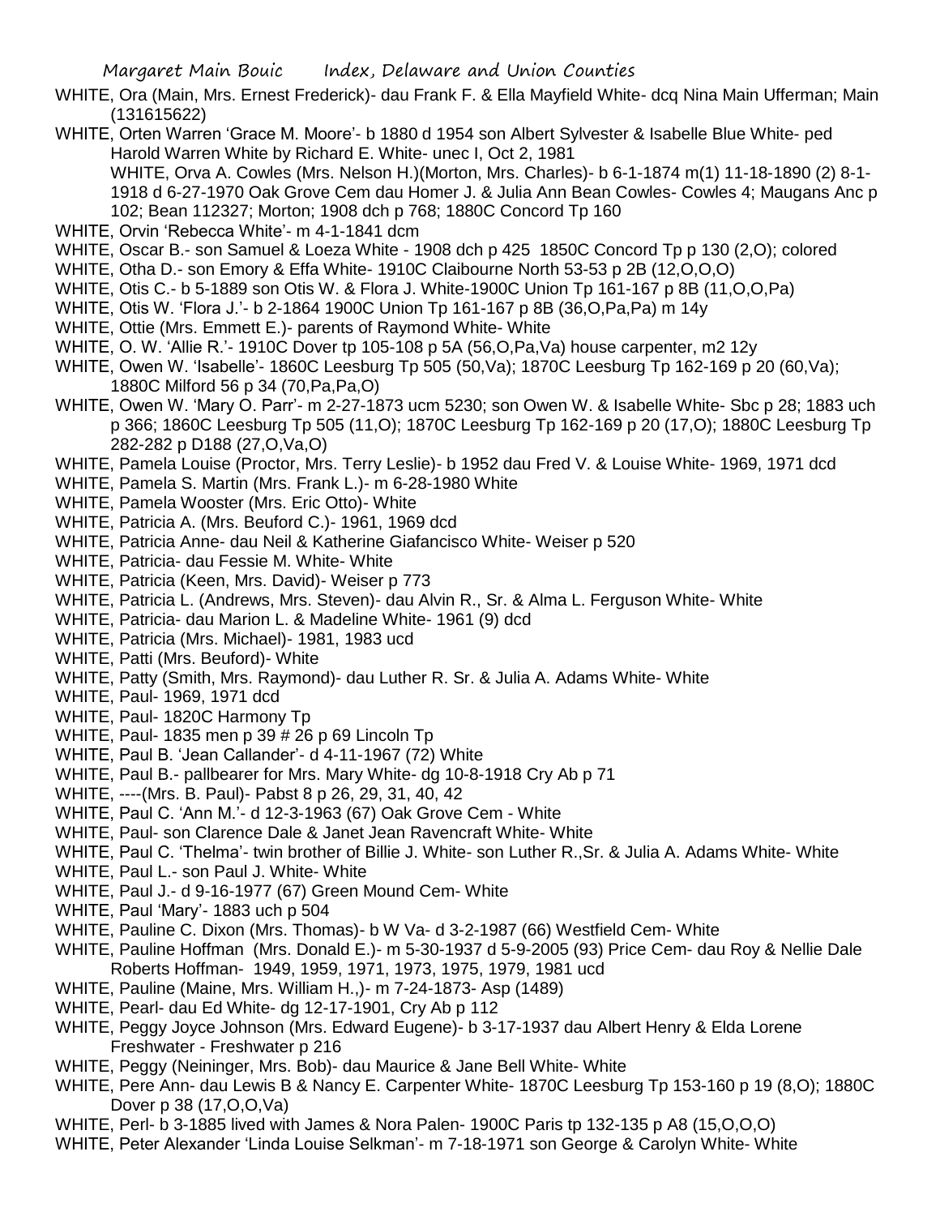WHITE, Ora (Main, Mrs. Ernest Frederick)- dau Frank F. & Ella Mayfield White- dcq Nina Main Ufferman; Main (131615622)

WHITE, Orten Warren 'Grace M. Moore'- b 1880 d 1954 son Albert Sylvester & Isabelle Blue White- ped Harold Warren White by Richard E. White- unec I, Oct 2, 1981

WHITE, Orva A. Cowles (Mrs. Nelson H.)(Morton, Mrs. Charles)- b 6-1-1874 m(1) 11-18-1890 (2) 8-1-1918 d 6-27-1970 Oak Grove Cem dau Homer J. & Julia Ann Bean Cowles- Cowles 4; Maugans Anc p 102; Bean 112327; Morton; 1908 dch p 768; 1880C Concord Tp 160

WHITE, Orvin 'Rebecca White'- m 4-1-1841 dcm

WHITE, Oscar B.- son Samuel & Loeza White - 1908 dch p 425 1850C Concord Tp p 130 (2,O); colored

WHITE, Otha D.- son Emory & Effa White- 1910C Claibourne North 53-53 p 2B (12,O,O,O)

WHITE, Otis C.- b 5-1889 son Otis W. & Flora J. White-1900C Union Tp 161-167 p 8B (11,O,O,Pa)

WHITE, Otis W. 'Flora J.'- b 2-1864 1900C Union Tp 161-167 p 8B (36,O,Pa,Pa) m 14y

WHITE, Ottie (Mrs. Emmett E.)- parents of Raymond White- White

WHITE, O. W. 'Allie R.'- 1910C Dover tp 105-108 p 5A (56,O,Pa,Va) house carpenter, m2 12y

WHITE, Owen W. 'Isabelle'- 1860C Leesburg Tp 505 (50,Va); 1870C Leesburg Tp 162-169 p 20 (60,Va); 1880C Milford 56 p 34 (70,Pa,Pa,O)

WHITE, Owen W. 'Mary O. Parr'- m 2-27-1873 ucm 5230; son Owen W. & Isabelle White- Sbc p 28; 1883 uch p 366; 1860C Leesburg Tp 505 (11,O); 1870C Leesburg Tp 162-169 p 20 (17,O); 1880C Leesburg Tp 282-282 p D188 (27,O,Va,O)

WHITE, Pamela Louise (Proctor, Mrs. Terry Leslie)- b 1952 dau Fred V. & Louise White- 1969, 1971 dcd

WHITE, Pamela S. Martin (Mrs. Frank L.)- m 6-28-1980 White

WHITE, Pamela Wooster (Mrs. Eric Otto)- White

WHITE, Patricia A. (Mrs. Beuford C.)- 1961, 1969 dcd

WHITE, Patricia Anne- dau Neil & Katherine Giafancisco White- Weiser p 520

WHITE, Patricia- dau Fessie M. White- White

WHITE, Patricia (Keen, Mrs. David)- Weiser p 773

WHITE, Patricia L. (Andrews, Mrs. Steven)- dau Alvin R., Sr. & Alma L. Ferguson White- White

WHITE, Patricia- dau Marion L. & Madeline White- 1961 (9) dcd

WHITE, Patricia (Mrs. Michael)- 1981, 1983 ucd

WHITE, Patti (Mrs. Beuford)- White

WHITE, Patty (Smith, Mrs. Raymond)- dau Luther R. Sr. & Julia A. Adams White- White

WHITE, Paul- 1969, 1971 dcd

WHITE, Paul- 1820C Harmony Tp

WHITE, Paul- 1835 men p 39 # 26 p 69 Lincoln Tp

WHITE, Paul B. 'Jean Callander'- d 4-11-1967 (72) White

WHITE, Paul B.- pallbearer for Mrs. Mary White- dg 10-8-1918 Cry Ab p 71

WHITE, ----(Mrs. B. Paul)- Pabst 8 p 26, 29, 31, 40, 42

WHITE, Paul C. 'Ann M.'- d 12-3-1963 (67) Oak Grove Cem - White

WHITE, Paul- son Clarence Dale & Janet Jean Ravencraft White- White

WHITE, Paul C. 'Thelma'- twin brother of Billie J. White- son Luther R.,Sr. & Julia A. Adams White- White

WHITE, Paul L.- son Paul J. White- White

WHITE, Paul J.- d 9-16-1977 (67) Green Mound Cem- White

WHITE, Paul 'Mary'- 1883 uch p 504

WHITE, Pauline C. Dixon (Mrs. Thomas)- b W Va- d 3-2-1987 (66) Westfield Cem- White

WHITE, Pauline Hoffman (Mrs. Donald E.)- m 5-30-1937 d 5-9-2005 (93) Price Cem- dau Roy & Nellie Dale Roberts Hoffman- 1949, 1959, 1971, 1973, 1975, 1979, 1981 ucd

WHITE, Pauline (Maine, Mrs. William H.,)- m 7-24-1873- Asp (1489)

WHITE, Pearl- dau Ed White- dg 12-17-1901, Cry Ab p 112

WHITE, Peggy Joyce Johnson (Mrs. Edward Eugene)- b 3-17-1937 dau Albert Henry & Elda Lorene Freshwater - Freshwater p 216

WHITE, Peggy (Neininger, Mrs. Bob)- dau Maurice & Jane Bell White- White

WHITE, Pere Ann- dau Lewis B & Nancy E. Carpenter White- 1870C Leesburg Tp 153-160 p 19 (8,O); 1880C Dover p 38 (17,O,O,Va)

WHITE, Perl- b 3-1885 lived with James & Nora Palen- 1900C Paris tp 132-135 p A8 (15,O,O,O)

WHITE, Peter Alexander 'Linda Louise Selkman'- m 7-18-1971 son George & Carolyn White- White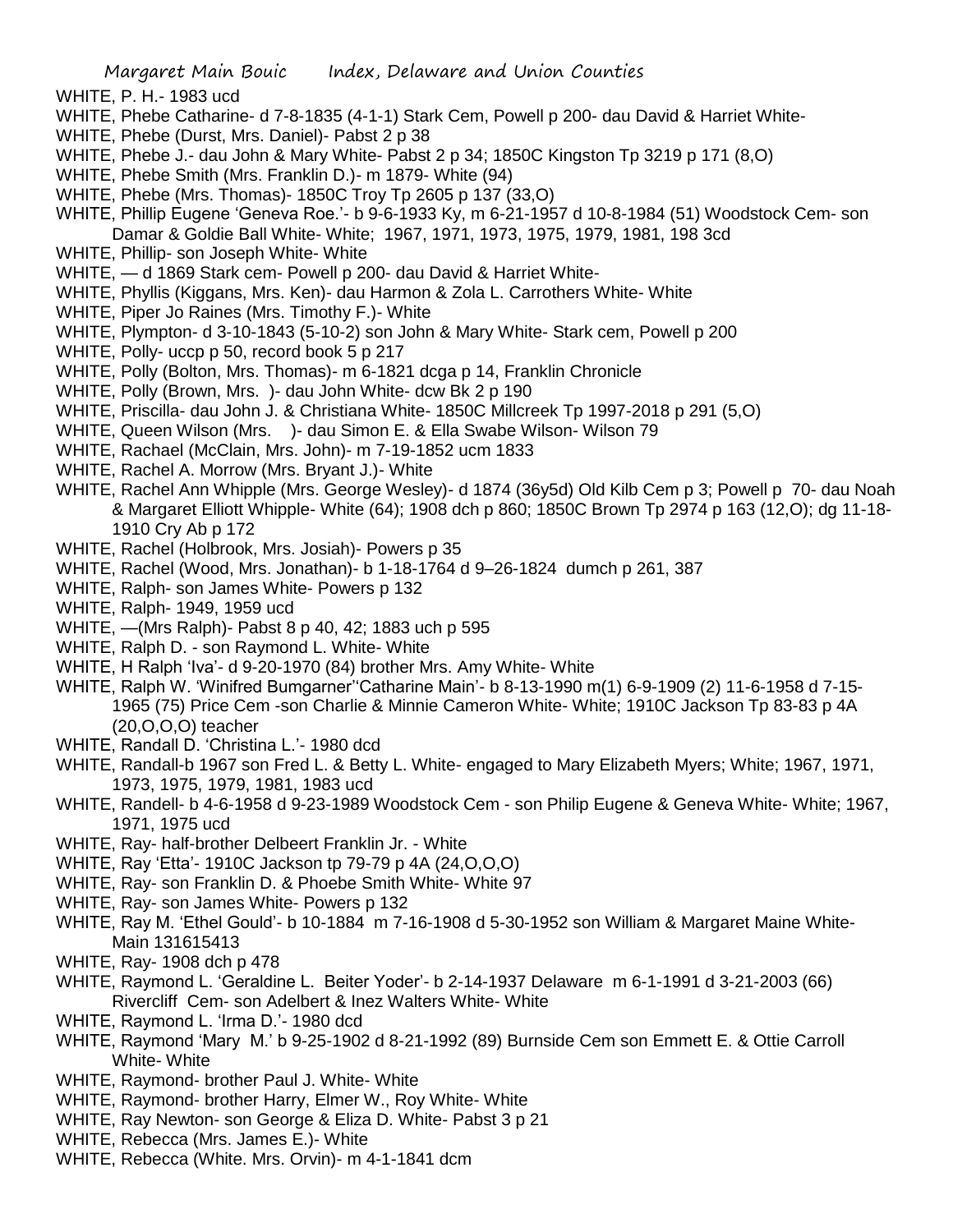WHITE, P. H.- 1983 ucd

WHITE, Phebe Catharine- d 7-8-1835 (4-1-1) Stark Cem, Powell p 200- dau David & Harriet White-

WHITE, Phebe (Durst, Mrs. Daniel)- Pabst 2 p 38

WHITE, Phebe J.- dau John & Mary White- Pabst 2 p 34; 1850C Kingston Tp 3219 p 171 (8,O)

WHITE, Phebe Smith (Mrs. Franklin D.)- m 1879- White (94)

WHITE, Phebe (Mrs. Thomas)- 1850C Troy Tp 2605 p 137 (33,O)

WHITE, Phillip Eugene 'Geneva Roe.'- b 9-6-1933 Ky, m 6-21-1957 d 10-8-1984 (51) Woodstock Cem- son Damar & Goldie Ball White- White; 1967, 1971, 1973, 1975, 1979, 1981, 198 3cd

WHITE, Phillip- son Joseph White- White

WHITE, — d 1869 Stark cem- Powell p 200- dau David & Harriet White-

WHITE, Phyllis (Kiggans, Mrs. Ken)- dau Harmon & Zola L. Carrothers White- White

WHITE, Piper Jo Raines (Mrs. Timothy F.)- White

WHITE, Plympton- d 3-10-1843 (5-10-2) son John & Mary White- Stark cem, Powell p 200

WHITE, Polly- uccp p 50, record book 5 p 217

WHITE, Polly (Bolton, Mrs. Thomas)- m 6-1821 dcga p 14, Franklin Chronicle

WHITE, Polly (Brown, Mrs. )- dau John White- dcw Bk 2 p 190

WHITE, Priscilla- dau John J. & Christiana White- 1850C Millcreek Tp 1997-2018 p 291 (5,O)

WHITE, Queen Wilson (Mrs. )- dau Simon E. & Ella Swabe Wilson- Wilson 79

WHITE, Rachael (McClain, Mrs. John)- m 7-19-1852 ucm 1833

WHITE, Rachel A. Morrow (Mrs. Bryant J.)- White

WHITE, Rachel Ann Whipple (Mrs. George Wesley)- d 1874 (36y5d) Old Kilb Cem p 3; Powell p 70- dau Noah & Margaret Elliott Whipple- White (64); 1908 dch p 860; 1850C Brown Tp 2974 p 163 (12,O); dg 11-18-1910 Cry Ab p 172

WHITE, Rachel (Holbrook, Mrs. Josiah)- Powers p 35

WHITE, Rachel (Wood, Mrs. Jonathan)- b 1-18-1764 d 9–26-1824 dumch p 261, 387

WHITE, Ralph- son James White- Powers p 132

WHITE, Ralph- 1949, 1959 ucd

WHITE, —(Mrs Ralph)- Pabst 8 p 40, 42; 1883 uch p 595

WHITE, Ralph D. - son Raymond L. White- White

WHITE, H Ralph 'Iva'- d 9-20-1970 (84) brother Mrs. Amy White- White

WHITE, Ralph W. 'Winifred Bumgarner''Catharine Main'- b 8-13-1990 m(1) 6-9-1909 (2) 11-6-1958 d 7-15-1965 (75) Price Cem -son Charlie & Minnie Cameron White- White; 1910C Jackson Tp 83-83 p 4A (20,O,O,O) teacher

WHITE, Randall D. 'Christina L.'- 1980 dcd

WHITE, Randall-b 1967 son Fred L. & Betty L. White- engaged to Mary Elizabeth Myers; White; 1967, 1971, 1973, 1975, 1979, 1981, 1983 ucd

WHITE, Randell- b 4-6-1958 d 9-23-1989 Woodstock Cem - son Philip Eugene & Geneva White- White; 1967, 1971, 1975 ucd

WHITE, Ray- half-brother Delbeert Franklin Jr. - White

WHITE, Ray 'Etta'- 1910C Jackson tp 79-79 p 4A (24,O,O,O)

WHITE, Ray- son Franklin D. & Phoebe Smith White- White 97

WHITE, Ray- son James White- Powers p 132

WHITE, Ray M. 'Ethel Gould'- b 10-1884 m 7-16-1908 d 5-30-1952 son William & Margaret Maine White- Main 131615413

WHITE, Ray- 1908 dch p 478

WHITE, Raymond L. 'Geraldine L. Beiter Yoder'- b 2-14-1937 Delaware m 6-1-1991 d 3-21-2003 (66) Rivercliff Cem- son Adelbert & Inez Walters White- White

WHITE, Raymond L. 'Irma D.'- 1980 dcd

WHITE, Raymond 'Mary M.' b 9-25-1902 d 8-21-1992 (89) Burnside Cem son Emmett E. & Ottie Carroll White- White

WHITE, Raymond- brother Paul J. White- White

WHITE, Raymond- brother Harry, Elmer W., Roy White- White

WHITE, Ray Newton- son George & Eliza D. White- Pabst 3 p 21

WHITE, Rebecca (Mrs. James E.)- White

WHITE, Rebecca (White. Mrs. Orvin)- m 4-1-1841 dcm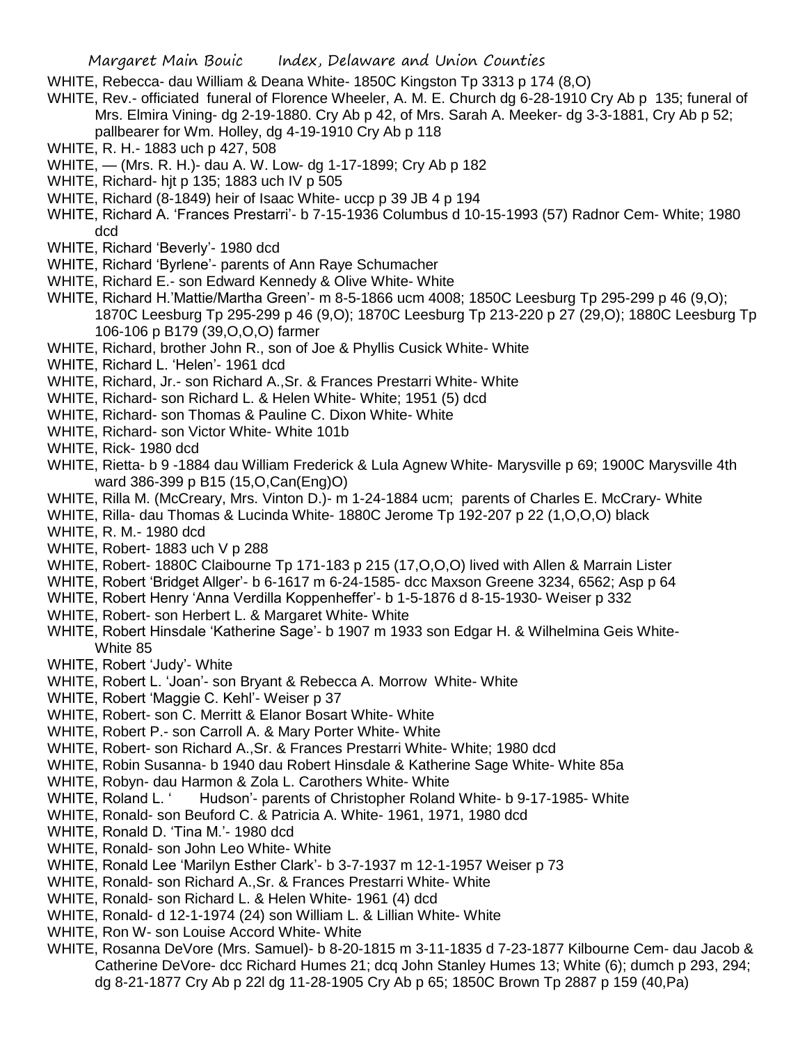WHITE, Rebecca- dau William & Deana White- 1850C Kingston Tp 3313 p 174 (8,O)

WHITE, Rev.- officiated funeral of Florence Wheeler, A. M. E. Church dg 6-28-1910 Cry Ab p 135; funeral of Mrs. Elmira Vining- dg 2-19-1880. Cry Ab p 42, of Mrs. Sarah A. Meeker- dg 3-3-1881, Cry Ab p 52; pallbearer for Wm. Holley, dg 4-19-1910 Cry Ab p 118

WHITE, R. H.- 1883 uch p 427, 508

WHITE, — (Mrs. R. H.)- dau A. W. Low- dg 1-17-1899; Cry Ab p 182

WHITE, Richard- hjt p 135; 1883 uch IV p 505

WHITE, Richard (8-1849) heir of Isaac White- uccp p 39 JB 4 p 194

WHITE, Richard A. 'Frances Prestarri'- b 7-15-1936 Columbus d 10-15-1993 (57) Radnor Cem- White; 1980 dcd

WHITE, Richard 'Beverly'- 1980 dcd

WHITE, Richard 'Byrlene'- parents of Ann Raye Schumacher

WHITE, Richard E.- son Edward Kennedy & Olive White- White

WHITE, Richard H.'Mattie/Martha Green'- m 8-5-1866 ucm 4008; 1850C Leesburg Tp 295-299 p 46 (9,O); 1870C Leesburg Tp 295-299 p 46 (9,O); 1870C Leesburg Tp 213-220 p 27 (29,O); 1880C Leesburg Tp 106-106 p B179 (39,O,O,O) farmer

WHITE, Richard, brother John R., son of Joe & Phyllis Cusick White- White

WHITE, Richard L. 'Helen'- 1961 dcd

WHITE, Richard, Jr.- son Richard A.,Sr. & Frances Prestarri White- White

WHITE, Richard- son Richard L. & Helen White- White; 1951 (5) dcd

WHITE, Richard- son Thomas & Pauline C. Dixon White- White

WHITE, Richard- son Victor White- White 101b

WHITE, Rick- 1980 dcd

WHITE, Rietta- b 9 -1884 dau William Frederick & Lula Agnew White- Marysville p 69; 1900C Marysville 4th ward 386-399 p B15 (15,O,Can(Eng)O)

WHITE, Rilla M. (McCreary, Mrs. Vinton D.)- m 1-24-1884 ucm; parents of Charles E. McCrary- White

WHITE, Rilla- dau Thomas & Lucinda White- 1880C Jerome Tp 192-207 p 22 (1,O,O,O) black

WHITE, R. M.- 1980 dcd

WHITE, Robert- 1883 uch V p 288

WHITE, Robert- 1880C Claibourne Tp 171-183 p 215 (17,O,O,O) lived with Allen & Marrain Lister

WHITE, Robert 'Bridget Allger'- b 6-1617 m 6-24-1585- dcc Maxson Greene 3234, 6562; Asp p 64

WHITE, Robert Henry 'Anna Verdilla Koppenheffer'- b 1-5-1876 d 8-15-1930- Weiser p 332

WHITE, Robert- son Herbert L. & Margaret White- White

WHITE, Robert Hinsdale 'Katherine Sage'- b 1907 m 1933 son Edgar H. & Wilhelmina Geis White- White 85

WHITE, Robert 'Judy'- White

WHITE, Robert L. 'Joan'- son Bryant & Rebecca A. Morrow White- White

WHITE, Robert 'Maggie C. Kehl'- Weiser p 37

WHITE, Robert- son C. Merritt & Elanor Bosart White- White

WHITE, Robert P.- son Carroll A. & Mary Porter White- White

WHITE, Robert- son Richard A.,Sr. & Frances Prestarri White- White; 1980 dcd

WHITE, Robin Susanna- b 1940 dau Robert Hinsdale & Katherine Sage White- White 85a

WHITE, Robyn- dau Harmon & Zola L. Carothers White- White

WHITE, Roland L. ' Hudson'- parents of Christopher Roland White- b 9-17-1985- White

WHITE, Ronald- son Beuford C. & Patricia A. White- 1961, 1971, 1980 dcd

WHITE, Ronald D. 'Tina M.'- 1980 dcd

WHITE, Ronald- son John Leo White- White

WHITE, Ronald Lee 'Marilyn Esther Clark'- b 3-7-1937 m 12-1-1957 Weiser p 73

WHITE, Ronald- son Richard A.,Sr. & Frances Prestarri White- White

WHITE, Ronald- son Richard L. & Helen White- 1961 (4) dcd

WHITE, Ronald- d 12-1-1974 (24) son William L. & Lillian White- White

WHITE, Ron W- son Louise Accord White- White

WHITE, Rosanna DeVore (Mrs. Samuel)- b 8-20-1815 m 3-11-1835 d 7-23-1877 Kilbourne Cem- dau Jacob & Catherine DeVore- dcc Richard Humes 21; dcq John Stanley Humes 13; White (6); dumch p 293, 294; dg 8-21-1877 Cry Ab p 22l dg 11-28-1905 Cry Ab p 65; 1850C Brown Tp 2887 p 159 (40,Pa)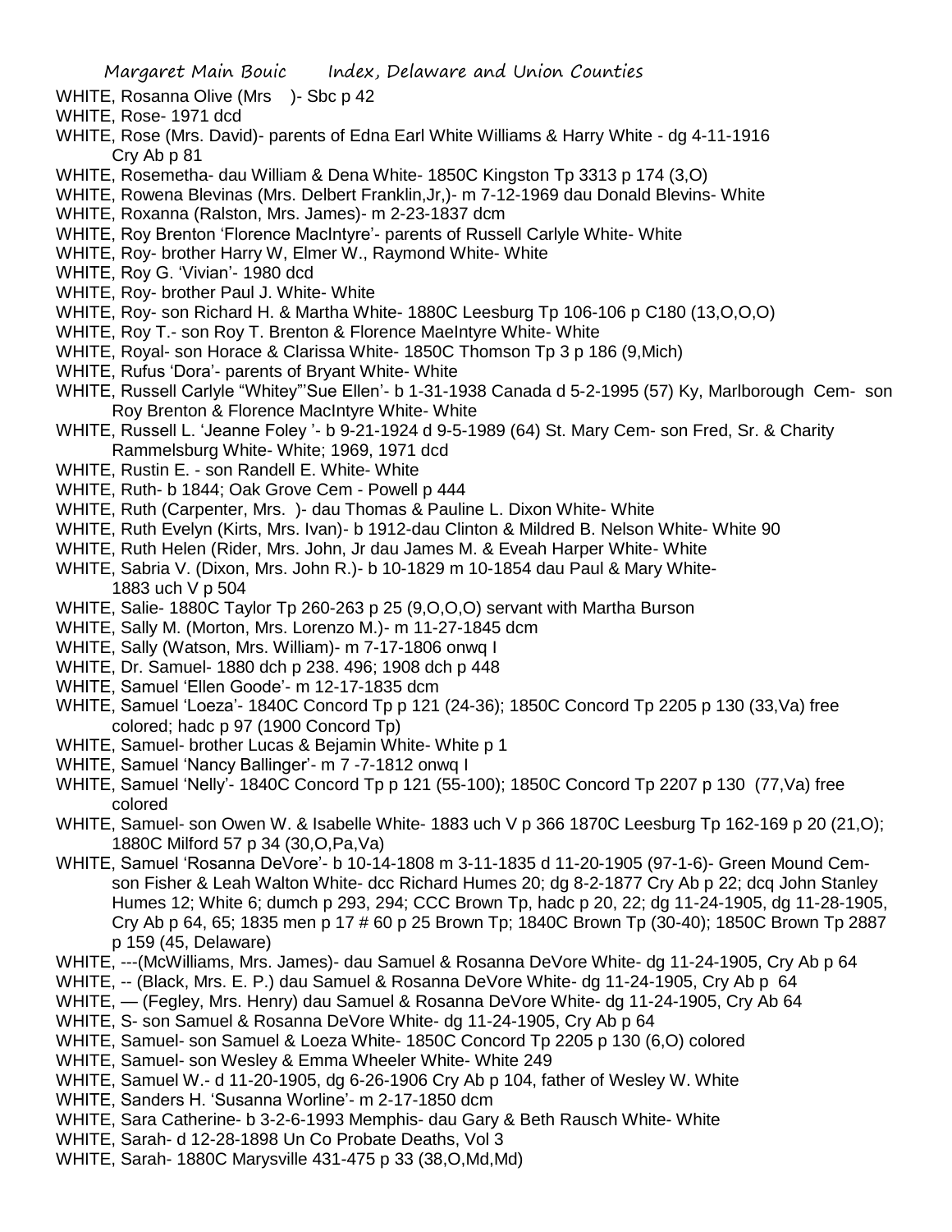WHITE, Rosanna Olive (Mrs )- Sbc p 42

WHITE, Rose- 1971 dcd

WHITE, Rose (Mrs. David)- parents of Edna Earl White Williams & Harry White - dg 4-11-1916 Cry Ab p 81

WHITE, Rosemetha- dau William & Dena White- 1850C Kingston Tp 3313 p 174 (3,O)

WHITE, Rowena Blevinas (Mrs. Delbert Franklin,Jr,)- m 7-12-1969 dau Donald Blevins- White

WHITE, Roxanna (Ralston, Mrs. James)- m 2-23-1837 dcm

WHITE, Roy Brenton 'Florence MacIntyre'- parents of Russell Carlyle White- White

WHITE, Roy- brother Harry W, Elmer W., Raymond White- White

WHITE, Roy G. 'Vivian'- 1980 dcd

WHITE, Roy- brother Paul J. White- White

WHITE, Roy- son Richard H. & Martha White- 1880C Leesburg Tp 106-106 p C180 (13,O,O,O)

WHITE, Roy T.- son Roy T. Brenton & Florence MaeIntyre White- White

WHITE, Royal- son Horace & Clarissa White- 1850C Thomson Tp 3 p 186 (9,Mich)

WHITE, Rufus 'Dora'- parents of Bryant White- White

WHITE, Russell Carlyle "Whitey"'Sue Ellen'- b 1-31-1938 Canada d 5-2-1995 (57) Ky, Marlborough Cem- son Roy Brenton & Florence MacIntyre White- White

WHITE, Russell L. 'Jeanne Foley '- b 9-21-1924 d 9-5-1989 (64) St. Mary Cem- son Fred, Sr. & Charity Rammelsburg White- White; 1969, 1971 dcd

WHITE, Rustin E. - son Randell E. White- White

WHITE, Ruth- b 1844; Oak Grove Cem - Powell p 444

WHITE, Ruth (Carpenter, Mrs. )- dau Thomas & Pauline L. Dixon White- White

WHITE, Ruth Evelyn (Kirts, Mrs. Ivan)- b 1912-dau Clinton & Mildred B. Nelson White- White 90

WHITE, Ruth Helen (Rider, Mrs. John, Jr dau James M. & Eveah Harper White- White

WHITE, Sabria V. (Dixon, Mrs. John R.)- b 10-1829 m 10-1854 dau Paul & Mary White- 1883 uch V p 504

WHITE, Salie- 1880C Taylor Tp 260-263 p 25 (9,O,O,O) servant with Martha Burson

WHITE, Sally M. (Morton, Mrs. Lorenzo M.)- m 11-27-1845 dcm

WHITE, Sally (Watson, Mrs. William)- m 7-17-1806 onwq I

WHITE, Dr. Samuel- 1880 dch p 238. 496; 1908 dch p 448

WHITE, Samuel 'Ellen Goode'- m 12-17-1835 dcm

WHITE, Samuel 'Loeza'- 1840C Concord Tp p 121 (24-36); 1850C Concord Tp 2205 p 130 (33,Va) free colored; hadc p 97 (1900 Concord Tp)

WHITE, Samuel- brother Lucas & Bejamin White- White p 1

WHITE, Samuel 'Nancy Ballinger'- m 7 -7-1812 onwq I

WHITE, Samuel 'Nelly'- 1840C Concord Tp p 121 (55-100); 1850C Concord Tp 2207 p 130 (77,Va) free colored

WHITE, Samuel- son Owen W. & Isabelle White- 1883 uch V p 366 1870C Leesburg Tp 162-169 p 20 (21,O); 1880C Milford 57 p 34 (30,O,Pa,Va)

WHITE, Samuel 'Rosanna DeVore'- b 10-14-1808 m 3-11-1835 d 11-20-1905 (97-1-6)- Green Mound Cem- son Fisher & Leah Walton White- dcc Richard Humes 20; dg 8-2-1877 Cry Ab p 22; dcq John Stanley Humes 12; White 6; dumch p 293, 294; CCC Brown Tp, hadc p 20, 22; dg 11-24-1905, dg 11-28-1905, Cry Ab p 64, 65; 1835 men p 17 # 60 p 25 Brown Tp; 1840C Brown Tp (30-40); 1850C Brown Tp 2887 p 159 (45, Delaware)

WHITE, ---(McWilliams, Mrs. James)- dau Samuel & Rosanna DeVore White- dg 11-24-1905, Cry Ab p 64

WHITE, -- (Black, Mrs. E. P.) dau Samuel & Rosanna DeVore White- dg 11-24-1905, Cry Ab p 64

WHITE, — (Fegley, Mrs. Henry) dau Samuel & Rosanna DeVore White- dg 11-24-1905, Cry Ab 64

WHITE, S- son Samuel & Rosanna DeVore White- dg 11-24-1905, Cry Ab p 64

WHITE, Samuel- son Samuel & Loeza White- 1850C Concord Tp 2205 p 130 (6,O) colored

WHITE, Samuel- son Wesley & Emma Wheeler White- White 249

WHITE, Samuel W.- d 11-20-1905, dg 6-26-1906 Cry Ab p 104, father of Wesley W. White

WHITE, Sanders H. 'Susanna Worline'- m 2-17-1850 dcm

WHITE, Sara Catherine- b 3-2-6-1993 Memphis- dau Gary & Beth Rausch White- White

WHITE, Sarah- d 12-28-1898 Un Co Probate Deaths, Vol 3

WHITE, Sarah- 1880C Marysville 431-475 p 33 (38,O,Md,Md)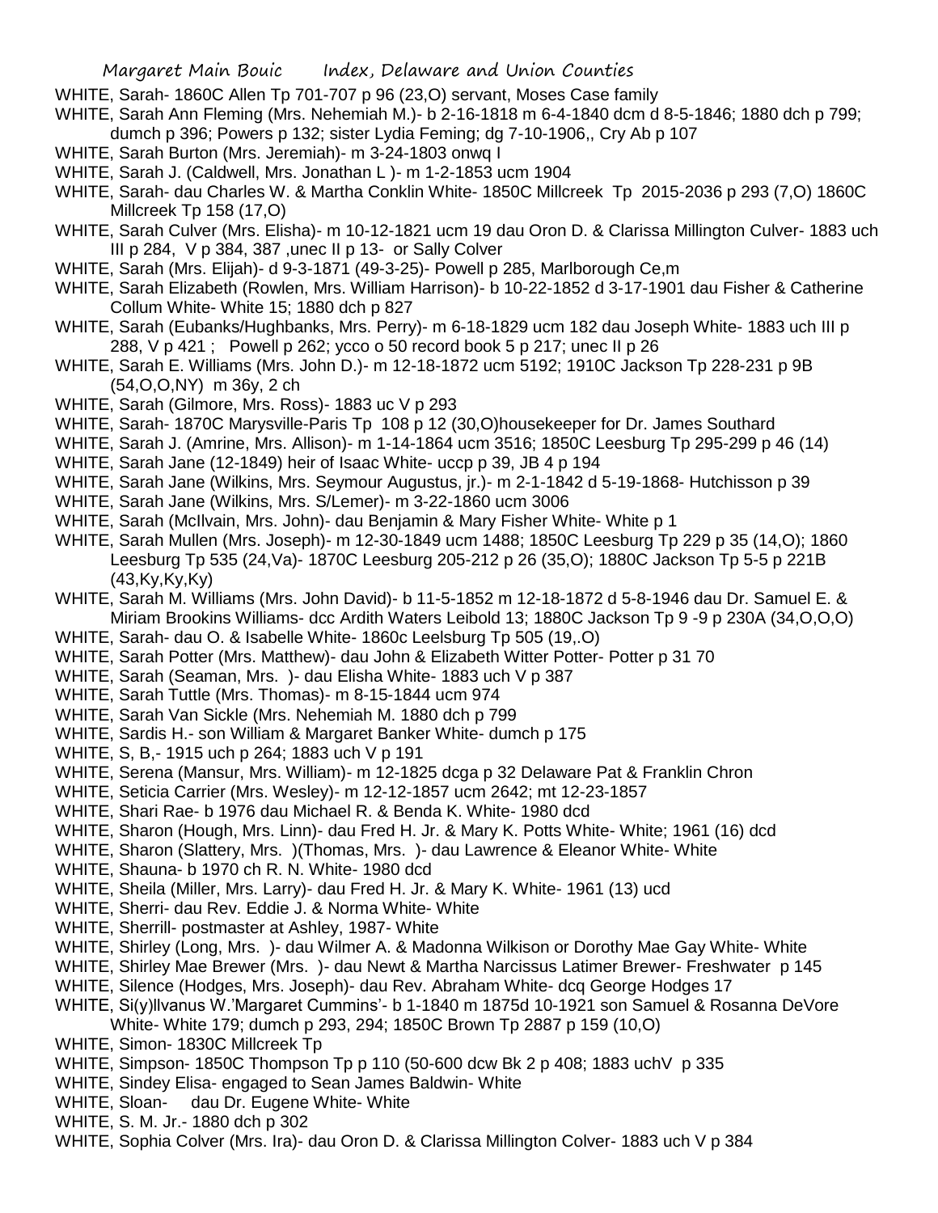WHITE, Sarah- 1860C Allen Tp 701-707 p 96 (23,O) servant, Moses Case family

WHITE, Sarah Ann Fleming (Mrs. Nehemiah M.)- b 2-16-1818 m 6-4-1840 dcm d 8-5-1846; 1880 dch p 799; dumch p 396; Powers p 132; sister Lydia Feming; dg 7-10-1906,, Cry Ab p 107

WHITE, Sarah Burton (Mrs. Jeremiah)- m 3-24-1803 onwq I

WHITE, Sarah J. (Caldwell, Mrs. Jonathan L )- m 1-2-1853 ucm 1904

WHITE, Sarah- dau Charles W. & Martha Conklin White- 1850C Millcreek Tp 2015-2036 p 293 (7,O) 1860C Millcreek Tp 158 (17,O)

WHITE, Sarah Culver (Mrs. Elisha)- m 10-12-1821 ucm 19 dau Oron D. & Clarissa Millington Culver- 1883 uch III p 284, V p 384, 387 ,unec II p 13- or Sally Colver

WHITE, Sarah (Mrs. Elijah)- d 9-3-1871 (49-3-25)- Powell p 285, Marlborough Ce,m

WHITE, Sarah Elizabeth (Rowlen, Mrs. William Harrison)- b 10-22-1852 d 3-17-1901 dau Fisher & Catherine Collum White- White 15; 1880 dch p 827

WHITE, Sarah (Eubanks/Hughbanks, Mrs. Perry)- m 6-18-1829 ucm 182 dau Joseph White- 1883 uch III p 288, V p 421 ; Powell p 262; ycco o 50 record book 5 p 217; unec II p 26

WHITE, Sarah E. Williams (Mrs. John D.)- m 12-18-1872 ucm 5192; 1910C Jackson Tp 228-231 p 9B (54,O,O,NY) m 36y, 2 ch

WHITE, Sarah (Gilmore, Mrs. Ross)- 1883 uc V p 293

WHITE, Sarah- 1870C Marysville-Paris Tp 108 p 12 (30,O)housekeeper for Dr. James Southard

WHITE, Sarah J. (Amrine, Mrs. Allison)- m 1-14-1864 ucm 3516; 1850C Leesburg Tp 295-299 p 46 (14)

WHITE, Sarah Jane (12-1849) heir of Isaac White- uccp p 39, JB 4 p 194

WHITE, Sarah Jane (Wilkins, Mrs. Seymour Augustus, jr.)- m 2-1-1842 d 5-19-1868- Hutchisson p 39

WHITE, Sarah Jane (Wilkins, Mrs. S/Lemer)- m 3-22-1860 ucm 3006

WHITE, Sarah (McIlvain, Mrs. John)- dau Benjamin & Mary Fisher White- White p 1

WHITE, Sarah Mullen (Mrs. Joseph)- m 12-30-1849 ucm 1488; 1850C Leesburg Tp 229 p 35 (14,O); 1860 Leesburg Tp 535 (24,Va)- 1870C Leesburg 205-212 p 26 (35,O); 1880C Jackson Tp 5-5 p 221B (43,Ky,Ky,Ky)

WHITE, Sarah M. Williams (Mrs. John David)- b 11-5-1852 m 12-18-1872 d 5-8-1946 dau Dr. Samuel E. & Miriam Brookins Williams- dcc Ardith Waters Leibold 13; 1880C Jackson Tp 9 -9 p 230A (34,O,O,O)

WHITE, Sarah- dau O. & Isabelle White- 1860c Leelsburg Tp 505 (19,.O)

WHITE, Sarah Potter (Mrs. Matthew)- dau John & Elizabeth Witter Potter- Potter p 31 70

WHITE, Sarah (Seaman, Mrs. )- dau Elisha White- 1883 uch V p 387

WHITE, Sarah Tuttle (Mrs. Thomas)- m 8-15-1844 ucm 974

WHITE, Sarah Van Sickle (Mrs. Nehemiah M. 1880 dch p 799

WHITE, Sardis H.- son William & Margaret Banker White- dumch p 175

WHITE, S, B,- 1915 uch p 264; 1883 uch V p 191

WHITE, Serena (Mansur, Mrs. William)- m 12-1825 dcga p 32 Delaware Pat & Franklin Chron

WHITE, Seticia Carrier (Mrs. Wesley)- m 12-12-1857 ucm 2642; mt 12-23-1857

WHITE, Shari Rae- b 1976 dau Michael R. & Benda K. White- 1980 dcd

WHITE, Sharon (Hough, Mrs. Linn)- dau Fred H. Jr. & Mary K. Potts White- White; 1961 (16) dcd

WHITE, Sharon (Slattery, Mrs. )(Thomas, Mrs. )- dau Lawrence & Eleanor White- White

WHITE, Shauna- b 1970 ch R. N. White- 1980 dcd

WHITE, Sheila (Miller, Mrs. Larry)- dau Fred H. Jr. & Mary K. White- 1961 (13) ucd

WHITE, Sherri- dau Rev. Eddie J. & Norma White- White

WHITE, Sherrill- postmaster at Ashley, 1987- White

WHITE, Shirley (Long, Mrs. )- dau Wilmer A. & Madonna Wilkison or Dorothy Mae Gay White- White

WHITE, Shirley Mae Brewer (Mrs. )- dau Newt & Martha Narcissus Latimer Brewer- Freshwater p 145

WHITE, Silence (Hodges, Mrs. Joseph)- dau Rev. Abraham White- dcq George Hodges 17

WHITE, Si(y)llvanus W.'Margaret Cummins'- b 1-1840 m 1875d 10-1921 son Samuel & Rosanna DeVore White- White 179; dumch p 293, 294; 1850C Brown Tp 2887 p 159 (10,O)

WHITE, Simon- 1830C Millcreek Tp

WHITE, Simpson- 1850C Thompson Tp p 110 (50-600 dcw Bk 2 p 408; 1883 uchV p 335

WHITE, Sindey Elisa- engaged to Sean James Baldwin- White

WHITE, Sloan- dau Dr. Eugene White- White

WHITE, S. M. Jr.- 1880 dch p 302

WHITE, Sophia Colver (Mrs. Ira)- dau Oron D. & Clarissa Millington Colver- 1883 uch V p 384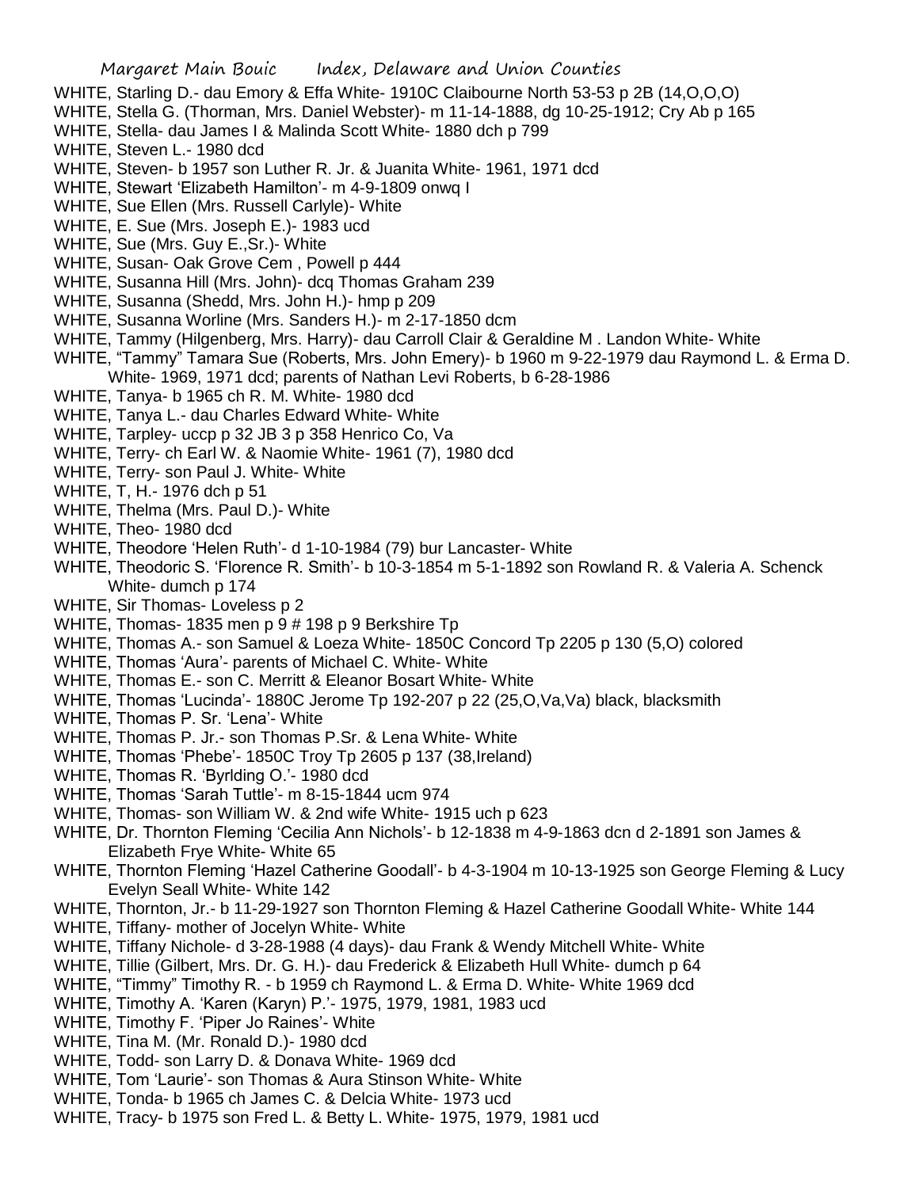WHITE, Starling D.- dau Emory & Effa White- 1910C Claibourne North 53-53 p 2B (14,O,O,O)
WHITE, Stella G. (Thorman, Mrs. Daniel Webster)- m 11-14-1888, dg 10-25-1912; Cry Ab p 165
WHITE, Stella- dau James I & Malinda Scott White- 1880 dch p 799
WHITE, Steven L.- 1980 dcd
WHITE, Steven- b 1957 son Luther R. Jr. & Juanita White- 1961, 1971 dcd
WHITE, Stewart 'Elizabeth Hamilton'- m 4-9-1809 onwq I
WHITE, Sue Ellen (Mrs. Russell Carlyle)- White
WHITE, E. Sue (Mrs. Joseph E.)- 1983 ucd
WHITE, Sue (Mrs. Guy E.,Sr.)- White
WHITE, Susan- Oak Grove Cem , Powell p 444
WHITE, Susanna Hill (Mrs. John)- dcq Thomas Graham 239
WHITE, Susanna (Shedd, Mrs. John H.)- hmp p 209
WHITE, Susanna Worline (Mrs. Sanders H.)- m 2-17-1850 dcm
WHITE, Tammy (Hilgenberg, Mrs. Harry)- dau Carroll Clair & Geraldine M . Landon White- White
WHITE, "Tammy" Tamara Sue (Roberts, Mrs. John Emery)- b 1960 m 9-22-1979 dau Raymond L. & Erma D. White- 1969, 1971 dcd; parents of Nathan Levi Roberts, b 6-28-1986
WHITE, Tanya- b 1965 ch R. M. White- 1980 dcd
WHITE, Tanya L.- dau Charles Edward White- White
WHITE, Tarpley- uccp p 32 JB 3 p 358 Henrico Co, Va
WHITE, Terry- ch Earl W. & Naomie White- 1961 (7), 1980 dcd
WHITE, Terry- son Paul J. White- White
WHITE, T, H.- 1976 dch p 51
WHITE, Thelma (Mrs. Paul D.)- White
WHITE, Theo- 1980 dcd
WHITE, Theodore 'Helen Ruth'- d 1-10-1984 (79) bur Lancaster- White
WHITE, Theodoric S. 'Florence R. Smith'- b 10-3-1854 m 5-1-1892 son Rowland R. & Valeria A. Schenck White- dumch p 174
WHITE, Sir Thomas- Loveless p 2
WHITE, Thomas- 1835 men p 9 # 198 p 9 Berkshire Tp
WHITE, Thomas A.- son Samuel & Loeza White- 1850C Concord Tp 2205 p 130 (5,O) colored
WHITE, Thomas 'Aura'- parents of Michael C. White- White
WHITE, Thomas E.- son C. Merritt & Eleanor Bosart White- White
WHITE, Thomas 'Lucinda'- 1880C Jerome Tp 192-207 p 22 (25,O,Va,Va) black, blacksmith
WHITE, Thomas P. Sr. 'Lena'- White
WHITE, Thomas P. Jr.- son Thomas P.Sr. & Lena White- White
WHITE, Thomas 'Phebe'- 1850C Troy Tp 2605 p 137 (38,Ireland)
WHITE, Thomas R. 'Byrlding O.'- 1980 dcd
WHITE, Thomas 'Sarah Tuttle'- m 8-15-1844 ucm 974
WHITE, Thomas- son William W. & 2nd wife White- 1915 uch p 623
WHITE, Dr. Thornton Fleming 'Cecilia Ann Nichols'- b 12-1838 m 4-9-1863 dcn d 2-1891 son James & Elizabeth Frye White- White 65
WHITE, Thornton Fleming 'Hazel Catherine Goodall'- b 4-3-1904 m 10-13-1925 son George Fleming & Lucy Evelyn Seall White- White 142
WHITE, Thornton, Jr.- b 11-29-1927 son Thornton Fleming & Hazel Catherine Goodall White- White 144
WHITE, Tiffany- mother of Jocelyn White- White
WHITE, Tiffany Nichole- d 3-28-1988 (4 days)- dau Frank & Wendy Mitchell White- White
WHITE, Tillie (Gilbert, Mrs. Dr. G. H.)- dau Frederick & Elizabeth Hull White- dumch p 64
WHITE, "Timmy" Timothy R. - b 1959 ch Raymond L. & Erma D. White- White 1969 dcd
WHITE, Timothy A. 'Karen (Karyn) P.'- 1975, 1979, 1981, 1983 ucd
WHITE, Timothy F. 'Piper Jo Raines'- White
WHITE, Tina M. (Mr. Ronald D.)- 1980 dcd
WHITE, Todd- son Larry D. & Donava White- 1969 dcd
WHITE, Tom 'Laurie'- son Thomas & Aura Stinson White- White
WHITE, Tonda- b 1965 ch James C. & Delcia White- 1973 ucd
WHITE, Tracy- b 1975 son Fred L. & Betty L. White- 1975, 1979, 1981 ucd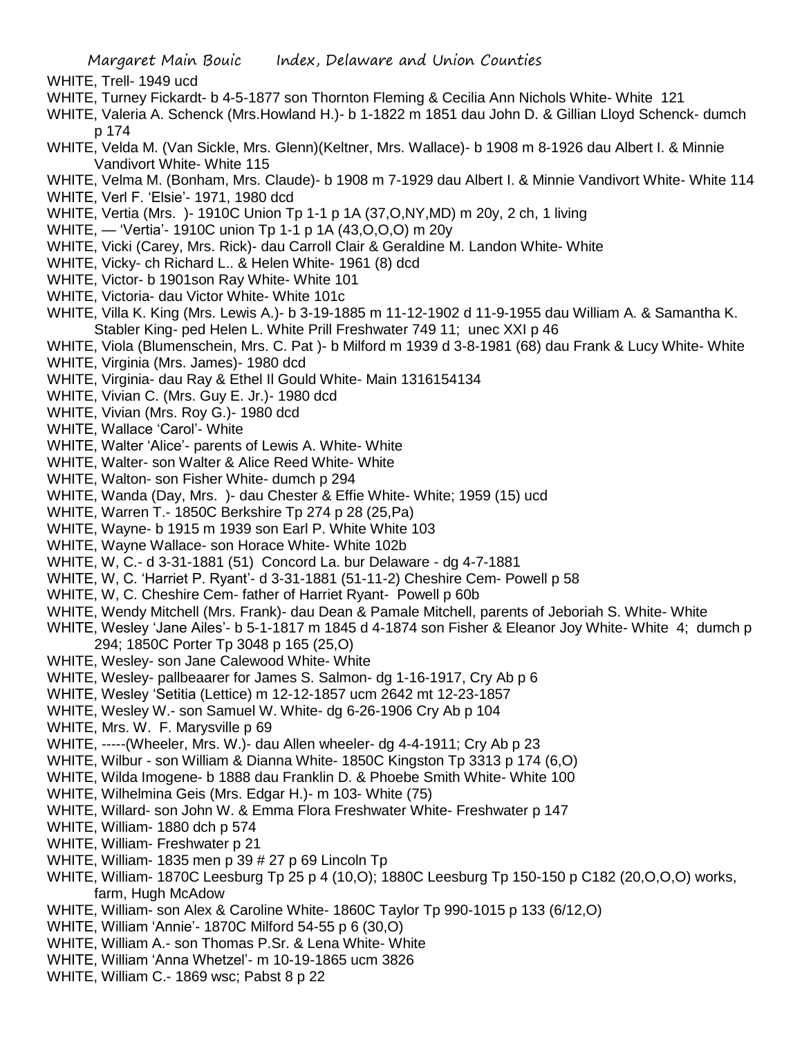WHITE, Trell- 1949 ucd

WHITE, Turney Fickardt- b 4-5-1877 son Thornton Fleming & Cecilia Ann Nichols White- White 121

WHITE, Valeria A. Schenck (Mrs.Howland H.)- b 1-1822 m 1851 dau John D. & Gillian Lloyd Schenck- dumch p 174

WHITE, Velda M. (Van Sickle, Mrs. Glenn)(Keltner, Mrs. Wallace)- b 1908 m 8-1926 dau Albert I. & Minnie Vandivort White- White 115

WHITE, Velma M. (Bonham, Mrs. Claude)- b 1908 m 7-1929 dau Albert I. & Minnie Vandivort White- White 114

WHITE, Verl F. 'Elsie'- 1971, 1980 dcd

WHITE, Vertia (Mrs. )- 1910C Union Tp 1-1 p 1A (37,O,NY,MD) m 20y, 2 ch, 1 living

WHITE, — 'Vertia'- 1910C union Tp 1-1 p 1A (43,O,O,O) m 20y

WHITE, Vicki (Carey, Mrs. Rick)- dau Carroll Clair & Geraldine M. Landon White- White

WHITE, Vicky- ch Richard L.. & Helen White- 1961 (8) dcd

WHITE, Victor- b 1901son Ray White- White 101

WHITE, Victoria- dau Victor White- White 101c

WHITE, Villa K. King (Mrs. Lewis A.)- b 3-19-1885 m 11-12-1902 d 11-9-1955 dau William A. & Samantha K. Stabler King- ped Helen L. White Prill Freshwater 749 11; unec XXI p 46

WHITE, Viola (Blumenschein, Mrs. C. Pat )- b Milford m 1939 d 3-8-1981 (68) dau Frank & Lucy White- White

WHITE, Virginia (Mrs. James)- 1980 dcd

WHITE, Virginia- dau Ray & Ethel Il Gould White- Main 1316154134

WHITE, Vivian C. (Mrs. Guy E. Jr.)- 1980 dcd

WHITE, Vivian (Mrs. Roy G.)- 1980 dcd

WHITE, Wallace 'Carol'- White

WHITE, Walter 'Alice'- parents of Lewis A. White- White

WHITE, Walter- son Walter & Alice Reed White- White

WHITE, Walton- son Fisher White- dumch p 294

WHITE, Wanda (Day, Mrs. )- dau Chester & Effie White- White; 1959 (15) ucd

WHITE, Warren T.- 1850C Berkshire Tp 274 p 28 (25,Pa)

WHITE, Wayne- b 1915 m 1939 son Earl P. White White 103

WHITE, Wayne Wallace- son Horace White- White 102b

WHITE, W, C.- d 3-31-1881 (51) Concord La. bur Delaware - dg 4-7-1881

WHITE, W, C. 'Harriet P. Ryant'- d 3-31-1881 (51-11-2) Cheshire Cem- Powell p 58

WHITE, W, C. Cheshire Cem- father of Harriet Ryant- Powell p 60b

WHITE, Wendy Mitchell (Mrs. Frank)- dau Dean & Pamale Mitchell, parents of Jeboriah S. White- White

WHITE, Wesley 'Jane Ailes'- b 5-1-1817 m 1845 d 4-1874 son Fisher & Eleanor Joy White- White 4; dumch p 294; 1850C Porter Tp 3048 p 165 (25,O)

WHITE, Wesley- son Jane Calewood White- White

WHITE, Wesley- pallbeaarer for James S. Salmon- dg 1-16-1917, Cry Ab p 6

WHITE, Wesley 'Setitia (Lettice) m 12-12-1857 ucm 2642 mt 12-23-1857

WHITE, Wesley W.- son Samuel W. White- dg 6-26-1906 Cry Ab p 104

WHITE, Mrs. W. F. Marysville p 69

WHITE, -----(Wheeler, Mrs. W.)- dau Allen wheeler- dg 4-4-1911; Cry Ab p 23

WHITE, Wilbur - son William & Dianna White- 1850C Kingston Tp 3313 p 174 (6,O)

WHITE, Wilda Imogene- b 1888 dau Franklin D. & Phoebe Smith White- White 100

WHITE, Wilhelmina Geis (Mrs. Edgar H.)- m 103- White (75)

WHITE, Willard- son John W. & Emma Flora Freshwater White- Freshwater p 147

WHITE, William- 1880 dch p 574

WHITE, William- Freshwater p 21

WHITE, William- 1835 men p 39 # 27 p 69 Lincoln Tp

WHITE, William- 1870C Leesburg Tp 25 p 4 (10,O); 1880C Leesburg Tp 150-150 p C182 (20,O,O,O) works, farm, Hugh McAdow

WHITE, William- son Alex & Caroline White- 1860C Taylor Tp 990-1015 p 133 (6/12,O)

WHITE, William 'Annie'- 1870C Milford 54-55 p 6 (30,O)

WHITE, William A.- son Thomas P.Sr. & Lena White- White

WHITE, William 'Anna Whetzel'- m 10-19-1865 ucm 3826

WHITE, William C.- 1869 wsc; Pabst 8 p 22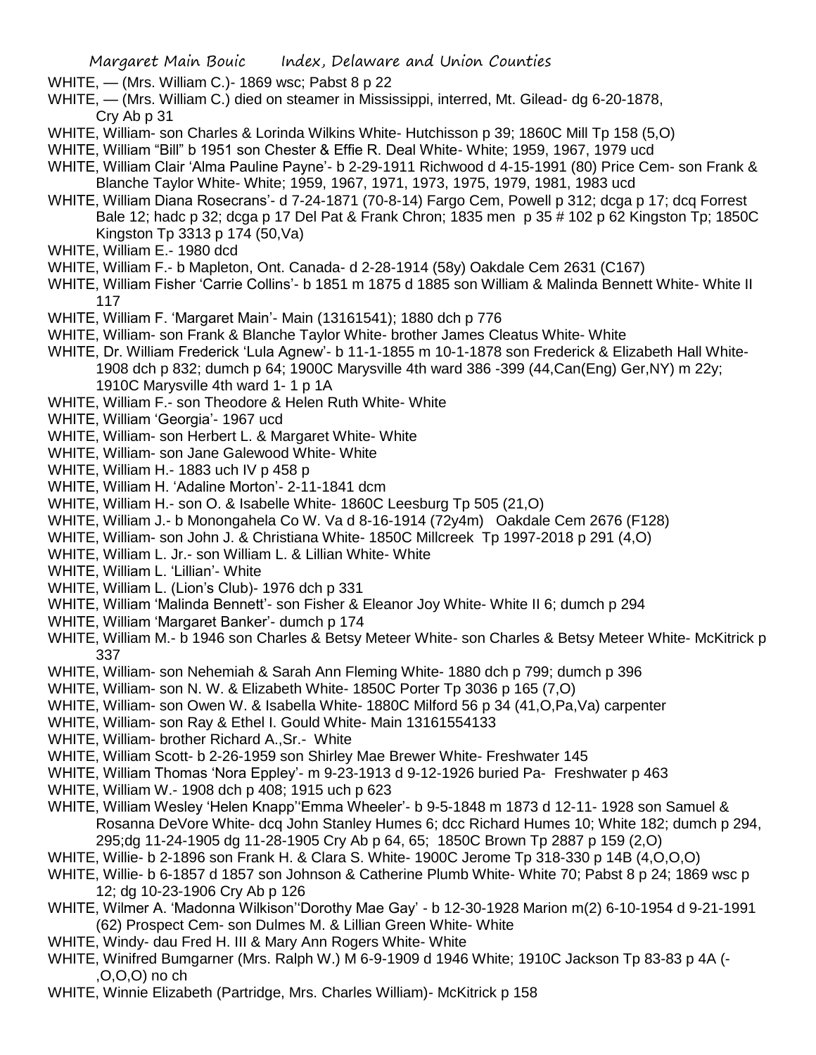WHITE, — (Mrs. William C.)- 1869 wsc; Pabst 8 p 22

WHITE, — (Mrs. William C.) died on steamer in Mississippi, interred, Mt. Gilead- dg 6-20-1878, Cry Ab p 31

WHITE, William- son Charles & Lorinda Wilkins White- Hutchisson p 39; 1860C Mill Tp 158 (5,O)

WHITE, William "Bill" b 1951 son Chester & Effie R. Deal White- White; 1959, 1967, 1979 ucd

WHITE, William Clair 'Alma Pauline Payne'- b 2-29-1911 Richwood d 4-15-1991 (80) Price Cem- son Frank & Blanche Taylor White- White; 1959, 1967, 1971, 1973, 1975, 1979, 1981, 1983 ucd

WHITE, William Diana Rosecrans'- d 7-24-1871 (70-8-14) Fargo Cem, Powell p 312; dcga p 17; dcq Forrest Bale 12; hadc p 32; dcga p 17 Del Pat & Frank Chron; 1835 men p 35 # 102 p 62 Kingston Tp; 1850C Kingston Tp 3313 p 174 (50,Va)

WHITE, William E.- 1980 dcd

WHITE, William F.- b Mapleton, Ont. Canada- d 2-28-1914 (58y) Oakdale Cem 2631 (C167)

WHITE, William Fisher 'Carrie Collins'- b 1851 m 1875 d 1885 son William & Malinda Bennett White- White II 117

WHITE, William F. 'Margaret Main'- Main (13161541); 1880 dch p 776

WHITE, William- son Frank & Blanche Taylor White- brother James Cleatus White- White

WHITE, Dr. William Frederick 'Lula Agnew'- b 11-1-1855 m 10-1-1878 son Frederick & Elizabeth Hall White- 1908 dch p 832; dumch p 64; 1900C Marysville 4th ward 386 -399 (44,Can(Eng) Ger,NY) m 22y; 1910C Marysville 4th ward 1- 1 p 1A

WHITE, William F.- son Theodore & Helen Ruth White- White

WHITE, William 'Georgia'- 1967 ucd

WHITE, William- son Herbert L. & Margaret White- White

WHITE, William- son Jane Galewood White- White

WHITE, William H.- 1883 uch IV p 458 p

WHITE, William H. 'Adaline Morton'- 2-11-1841 dcm

WHITE, William H.- son O. & Isabelle White- 1860C Leesburg Tp 505 (21,O)

WHITE, William J.- b Monongahela Co W. Va d 8-16-1914 (72y4m) Oakdale Cem 2676 (F128)

WHITE, William- son John J. & Christiana White- 1850C Millcreek Tp 1997-2018 p 291 (4,O)

WHITE, William L. Jr.- son William L. & Lillian White- White

WHITE, William L. 'Lillian'- White

WHITE, William L. (Lion's Club)- 1976 dch p 331

WHITE, William 'Malinda Bennett'- son Fisher & Eleanor Joy White- White II 6; dumch p 294

WHITE, William 'Margaret Banker'- dumch p 174

WHITE, William M.- b 1946 son Charles & Betsy Meteer White- son Charles & Betsy Meteer White- McKitrick p 337

WHITE, William- son Nehemiah & Sarah Ann Fleming White- 1880 dch p 799; dumch p 396

WHITE, William- son N. W. & Elizabeth White- 1850C Porter Tp 3036 p 165 (7,O)

WHITE, William- son Owen W. & Isabella White- 1880C Milford 56 p 34 (41,O,Pa,Va) carpenter

WHITE, William- son Ray & Ethel I. Gould White- Main 13161554133

WHITE, William- brother Richard A.,Sr.- White

WHITE, William Scott- b 2-26-1959 son Shirley Mae Brewer White- Freshwater 145

WHITE, William Thomas 'Nora Eppley'- m 9-23-1913 d 9-12-1926 buried Pa- Freshwater p 463

WHITE, William W.- 1908 dch p 408; 1915 uch p 623

WHITE, William Wesley 'Helen Knapp''Emma Wheeler'- b 9-5-1848 m 1873 d 12-11- 1928 son Samuel & Rosanna DeVore White- dcq John Stanley Humes 6; dcc Richard Humes 10; White 182; dumch p 294, 295;dg 11-24-1905 dg 11-28-1905 Cry Ab p 64, 65; 1850C Brown Tp 2887 p 159 (2,O)

WHITE, Willie- b 2-1896 son Frank H. & Clara S. White- 1900C Jerome Tp 318-330 p 14B (4,O,O,O)

WHITE, Willie- b 6-1857 d 1857 son Johnson & Catherine Plumb White- White 70; Pabst 8 p 24; 1869 wsc p 12; dg 10-23-1906 Cry Ab p 126

WHITE, Wilmer A. 'Madonna Wilkison''Dorothy Mae Gay' - b 12-30-1928 Marion m(2) 6-10-1954 d 9-21-1991 (62) Prospect Cem- son Dulmes M. & Lillian Green White- White

WHITE, Windy- dau Fred H. III & Mary Ann Rogers White- White

WHITE, Winifred Bumgarner (Mrs. Ralph W.) M 6-9-1909 d 1946 White; 1910C Jackson Tp 83-83 p 4A (- ,O,O,O) no ch

WHITE, Winnie Elizabeth (Partridge, Mrs. Charles William)- McKitrick p 158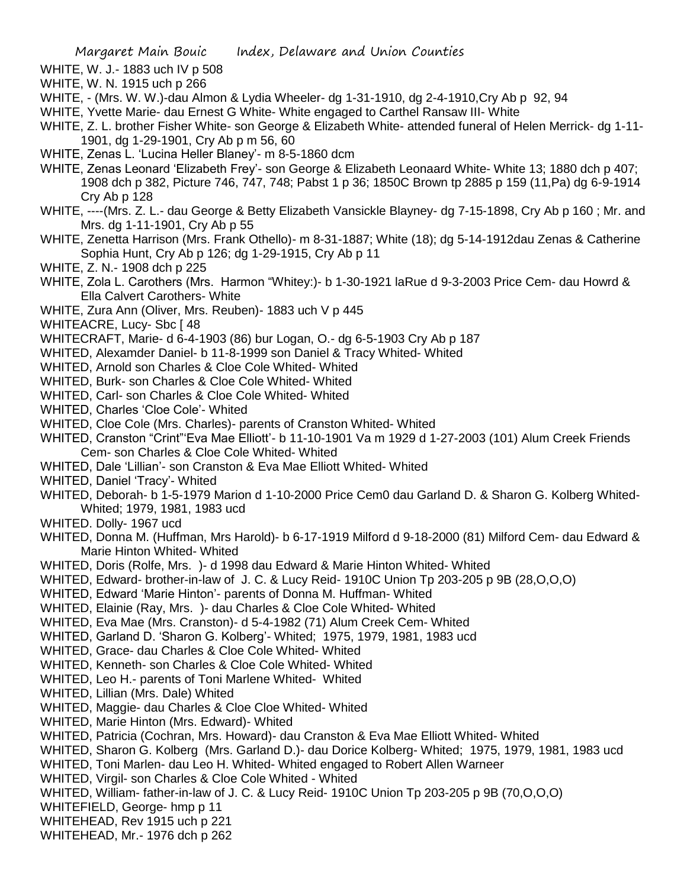WHITE, W. J.- 1883 uch IV p 508

WHITE, W. N. 1915 uch p 266

WHITE, - (Mrs. W. W.)-dau Almon & Lydia Wheeler- dg 1-31-1910, dg 2-4-1910,Cry Ab p 92, 94

WHITE, Yvette Marie- dau Ernest G White- White engaged to Carthel Ransaw III- White

WHITE, Z. L. brother Fisher White- son George & Elizabeth White- attended funeral of Helen Merrick- dg 1-11-1901, dg 1-29-1901, Cry Ab p m 56, 60

WHITE, Zenas L. 'Lucina Heller Blaney'- m 8-5-1860 dcm

WHITE, Zenas Leonard 'Elizabeth Frey'- son George & Elizabeth Leonaard White- White 13; 1880 dch p 407; 1908 dch p 382, Picture 746, 747, 748; Pabst 1 p 36; 1850C Brown tp 2885 p 159 (11,Pa) dg 6-9-1914 Cry Ab p 128

WHITE, ----(Mrs. Z. L.- dau George & Betty Elizabeth Vansickle Blayney- dg 7-15-1898, Cry Ab p 160 ; Mr. and Mrs. dg 1-11-1901, Cry Ab p 55

WHITE, Zenetta Harrison (Mrs. Frank Othello)- m 8-31-1887; White (18); dg 5-14-1912dau Zenas & Catherine Sophia Hunt, Cry Ab p 126; dg 1-29-1915, Cry Ab p 11

WHITE, Z. N.- 1908 dch p 225

WHITE, Zola L. Carothers (Mrs. Harmon "Whitey:)- b 1-30-1921 laRue d 9-3-2003 Price Cem- dau Howrd & Ella Calvert Carothers- White

WHITE, Zura Ann (Oliver, Mrs. Reuben)- 1883 uch V p 445

WHITEACRE, Lucy- Sbc [ 48

WHITECRAFT, Marie- d 6-4-1903 (86) bur Logan, O.- dg 6-5-1903 Cry Ab p 187

WHITED, Alexamder Daniel- b 11-8-1999 son Daniel & Tracy Whited- Whited

WHITED, Arnold son Charles & Cloe Cole Whited- Whited

WHITED, Burk- son Charles & Cloe Cole Whited- Whited

WHITED, Carl- son Charles & Cloe Cole Whited- Whited

WHITED, Charles 'Cloe Cole'- Whited

WHITED, Cloe Cole (Mrs. Charles)- parents of Cranston Whited- Whited

WHITED, Cranston "Crint"'Eva Mae Elliott'- b 11-10-1901 Va m 1929 d 1-27-2003 (101) Alum Creek Friends Cem- son Charles & Cloe Cole Whited- Whited

WHITED, Dale 'Lillian'- son Cranston & Eva Mae Elliott Whited- Whited

WHITED, Daniel 'Tracy'- Whited

WHITED, Deborah- b 1-5-1979 Marion d 1-10-2000 Price Cem0 dau Garland D. & Sharon G. Kolberg Whited- Whited; 1979, 1981, 1983 ucd

WHITED. Dolly- 1967 ucd

WHITED, Donna M. (Huffman, Mrs Harold)- b 6-17-1919 Milford d 9-18-2000 (81) Milford Cem- dau Edward & Marie Hinton Whited- Whited

WHITED, Doris (Rolfe, Mrs. )- d 1998 dau Edward & Marie Hinton Whited- Whited

WHITED, Edward- brother-in-law of J. C. & Lucy Reid- 1910C Union Tp 203-205 p 9B (28,O,O,O)

WHITED, Edward 'Marie Hinton'- parents of Donna M. Huffman- Whited

WHITED, Elainie (Ray, Mrs. )- dau Charles & Cloe Cole Whited- Whited

WHITED, Eva Mae (Mrs. Cranston)- d 5-4-1982 (71) Alum Creek Cem- Whited

WHITED, Garland D. 'Sharon G. Kolberg'- Whited; 1975, 1979, 1981, 1983 ucd

WHITED, Grace- dau Charles & Cloe Cole Whited- Whited

WHITED, Kenneth- son Charles & Cloe Cole Whited- Whited

WHITED, Leo H.- parents of Toni Marlene Whited- Whited

WHITED, Lillian (Mrs. Dale) Whited

WHITED, Maggie- dau Charles & Cloe Cloe Whited- Whited

WHITED, Marie Hinton (Mrs. Edward)- Whited

WHITED, Patricia (Cochran, Mrs. Howard)- dau Cranston & Eva Mae Elliott Whited- Whited

WHITED, Sharon G. Kolberg (Mrs. Garland D.)- dau Dorice Kolberg- Whited; 1975, 1979, 1981, 1983 ucd

WHITED, Toni Marlen- dau Leo H. Whited- Whited engaged to Robert Allen Warneer

WHITED, Virgil- son Charles & Cloe Cole Whited - Whited

WHITED, William- father-in-law of J. C. & Lucy Reid- 1910C Union Tp 203-205 p 9B (70,O,O,O)

WHITEFIELD, George- hmp p 11

WHITEHEAD, Rev 1915 uch p 221

WHITEHEAD, Mr.- 1976 dch p 262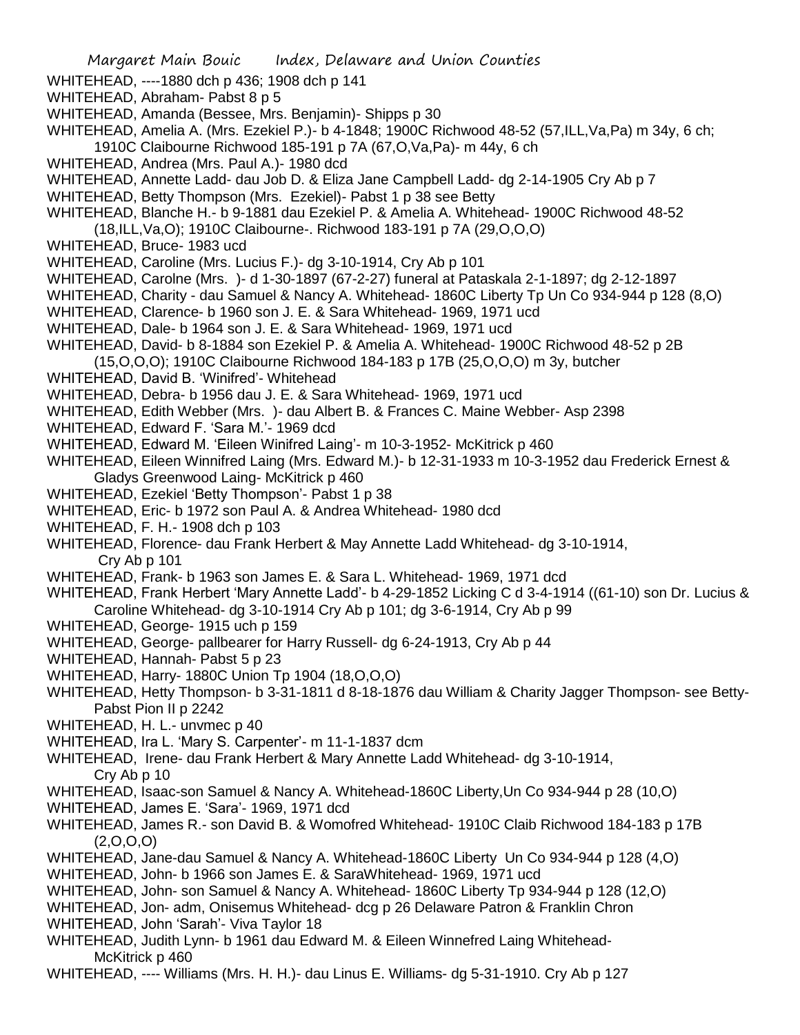WHITEHEAD, ----1880 dch p 436; 1908 dch p 141

WHITEHEAD, Abraham- Pabst 8 p 5

WHITEHEAD, Amanda (Bessee, Mrs. Benjamin)- Shipps p 30

WHITEHEAD, Amelia A. (Mrs. Ezekiel P.)- b 4-1848; 1900C Richwood 48-52 (57,ILL,Va,Pa) m 34y, 6 ch; 1910C Claibourne Richwood 185-191 p 7A (67,O,Va,Pa)- m 44y, 6 ch

WHITEHEAD, Andrea (Mrs. Paul A.)- 1980 dcd

WHITEHEAD, Annette Ladd- dau Job D. & Eliza Jane Campbell Ladd- dg 2-14-1905 Cry Ab p 7

WHITEHEAD, Betty Thompson (Mrs. Ezekiel)- Pabst 1 p 38 see Betty

WHITEHEAD, Blanche H.- b 9-1881 dau Ezekiel P. & Amelia A. Whitehead- 1900C Richwood 48-52 (18,ILL,Va,O); 1910C Claibourne-. Richwood 183-191 p 7A (29,O,O,O)

WHITEHEAD, Bruce- 1983 ucd

WHITEHEAD, Caroline (Mrs. Lucius F.)- dg 3-10-1914, Cry Ab p 101

WHITEHEAD, Carolne (Mrs. )- d 1-30-1897 (67-2-27) funeral at Pataskala 2-1-1897; dg 2-12-1897

WHITEHEAD, Charity - dau Samuel & Nancy A. Whitehead- 1860C Liberty Tp Un Co 934-944 p 128 (8,O)

WHITEHEAD, Clarence- b 1960 son J. E. & Sara Whitehead- 1969, 1971 ucd

WHITEHEAD, Dale- b 1964 son J. E. & Sara Whitehead- 1969, 1971 ucd

WHITEHEAD, David- b 8-1884 son Ezekiel P. & Amelia A. Whitehead- 1900C Richwood 48-52 p 2B (15,O,O,O); 1910C Claibourne Richwood 184-183 p 17B (25,O,O,O) m 3y, butcher

WHITEHEAD, David B. 'Winifred'- Whitehead

WHITEHEAD, Debra- b 1956 dau J. E. & Sara Whitehead- 1969, 1971 ucd

WHITEHEAD, Edith Webber (Mrs. )- dau Albert B. & Frances C. Maine Webber- Asp 2398

WHITEHEAD, Edward F. 'Sara M.'- 1969 dcd

WHITEHEAD, Edward M. 'Eileen Winifred Laing'- m 10-3-1952- McKitrick p 460

WHITEHEAD, Eileen Winnifred Laing (Mrs. Edward M.)- b 12-31-1933 m 10-3-1952 dau Frederick Ernest & Gladys Greenwood Laing- McKitrick p 460

WHITEHEAD, Ezekiel 'Betty Thompson'- Pabst 1 p 38

WHITEHEAD, Eric- b 1972 son Paul A. & Andrea Whitehead- 1980 dcd

WHITEHEAD, F. H.- 1908 dch p 103

WHITEHEAD, Florence- dau Frank Herbert & May Annette Ladd Whitehead- dg 3-10-1914, Cry Ab p 101

WHITEHEAD, Frank- b 1963 son James E. & Sara L. Whitehead- 1969, 1971 dcd

WHITEHEAD, Frank Herbert 'Mary Annette Ladd'- b 4-29-1852 Licking C d 3-4-1914 ((61-10) son Dr. Lucius & Caroline Whitehead- dg 3-10-1914 Cry Ab p 101; dg 3-6-1914, Cry Ab p 99

WHITEHEAD, George- 1915 uch p 159

WHITEHEAD, George- pallbearer for Harry Russell- dg 6-24-1913, Cry Ab p 44

WHITEHEAD, Hannah- Pabst 5 p 23

WHITEHEAD, Harry- 1880C Union Tp 1904 (18,O,O,O)

WHITEHEAD, Hetty Thompson- b 3-31-1811 d 8-18-1876 dau William & Charity Jagger Thompson- see Betty- Pabst Pion II p 2242

WHITEHEAD, H. L.- unvmec p 40

WHITEHEAD, Ira L. 'Mary S. Carpenter'- m 11-1-1837 dcm

WHITEHEAD, Irene- dau Frank Herbert & Mary Annette Ladd Whitehead- dg 3-10-1914, Cry Ab p 10

WHITEHEAD, Isaac-son Samuel & Nancy A. Whitehead-1860C Liberty,Un Co 934-944 p 28 (10,O)

WHITEHEAD, James E. 'Sara'- 1969, 1971 dcd

WHITEHEAD, James R.- son David B. & Womofred Whitehead- 1910C Claib Richwood 184-183 p 17B (2,O,O,O)

WHITEHEAD, Jane-dau Samuel & Nancy A. Whitehead-1860C Liberty Un Co 934-944 p 128 (4,O)

WHITEHEAD, John- b 1966 son James E. & SaraWhitehead- 1969, 1971 ucd

WHITEHEAD, John- son Samuel & Nancy A. Whitehead- 1860C Liberty Tp 934-944 p 128 (12,O)

WHITEHEAD, Jon- adm, Onisemus Whitehead- dcg p 26 Delaware Patron & Franklin Chron

WHITEHEAD, John 'Sarah'- Viva Taylor 18

WHITEHEAD, Judith Lynn- b 1961 dau Edward M. & Eileen Winnefred Laing Whitehead- McKitrick p 460

WHITEHEAD, ---- Williams (Mrs. H. H.)- dau Linus E. Williams- dg 5-31-1910. Cry Ab p 127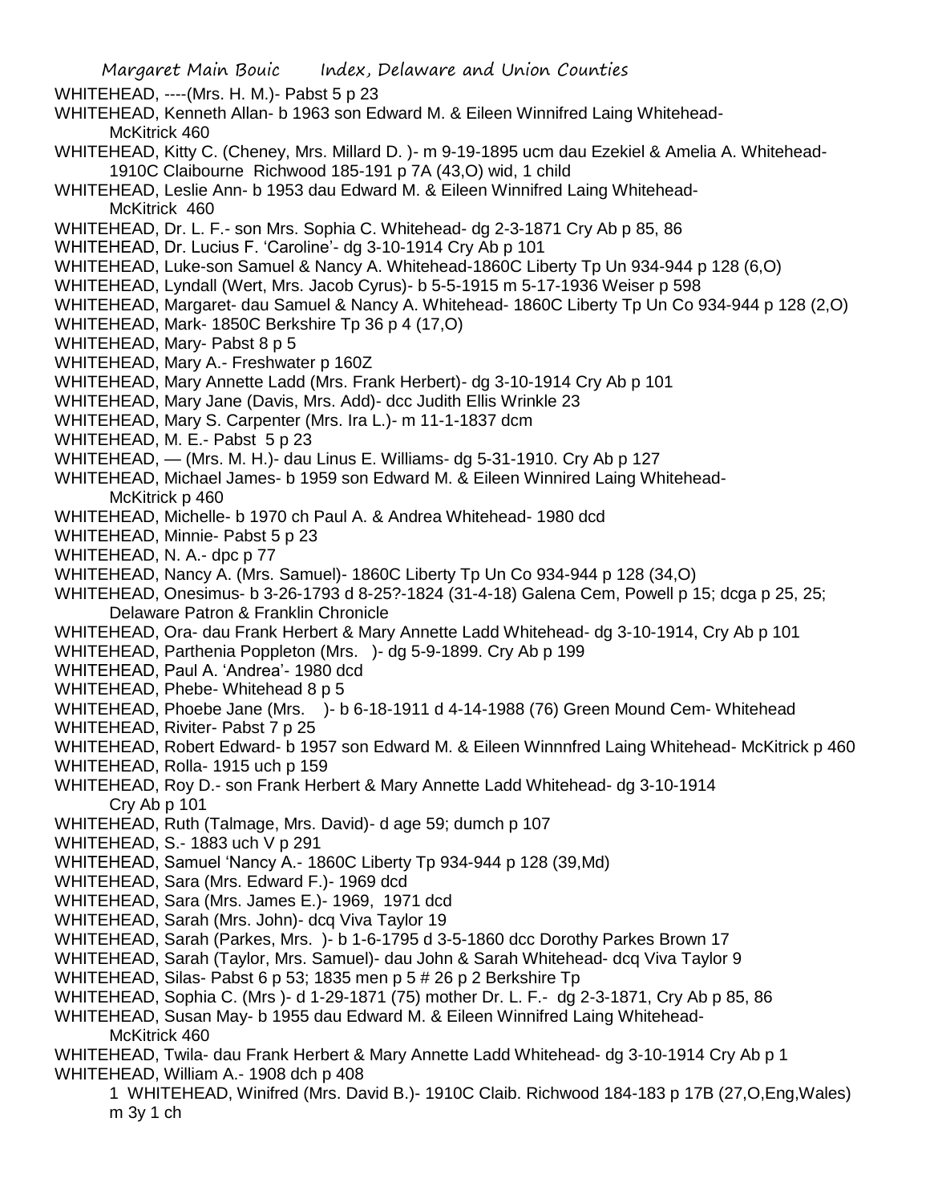WHITEHEAD, ----(Mrs. H. M.)- Pabst 5 p 23

WHITEHEAD, Kenneth Allan- b 1963 son Edward M. & Eileen Winnifred Laing Whitehead- McKitrick 460

WHITEHEAD, Kitty C. (Cheney, Mrs. Millard D. )- m 9-19-1895 ucm dau Ezekiel & Amelia A. Whitehead- 1910C Claibourne Richwood 185-191 p 7A (43,O) wid, 1 child

WHITEHEAD, Leslie Ann- b 1953 dau Edward M. & Eileen Winnifred Laing Whitehead- McKitrick 460

WHITEHEAD, Dr. L. F.- son Mrs. Sophia C. Whitehead- dg 2-3-1871 Cry Ab p 85, 86

WHITEHEAD, Dr. Lucius F. 'Caroline'- dg 3-10-1914 Cry Ab p 101

WHITEHEAD, Luke-son Samuel & Nancy A. Whitehead-1860C Liberty Tp Un 934-944 p 128 (6,O)

WHITEHEAD, Lyndall (Wert, Mrs. Jacob Cyrus)- b 5-5-1915 m 5-17-1936 Weiser p 598

WHITEHEAD, Margaret- dau Samuel & Nancy A. Whitehead- 1860C Liberty Tp Un Co 934-944 p 128 (2,O)

WHITEHEAD, Mark- 1850C Berkshire Tp 36 p 4 (17,O)

WHITEHEAD, Mary- Pabst 8 p 5

WHITEHEAD, Mary A.- Freshwater p 160Z

WHITEHEAD, Mary Annette Ladd (Mrs. Frank Herbert)- dg 3-10-1914 Cry Ab p 101

WHITEHEAD, Mary Jane (Davis, Mrs. Add)- dcc Judith Ellis Wrinkle 23

WHITEHEAD, Mary S. Carpenter (Mrs. Ira L.)- m 11-1-1837 dcm

WHITEHEAD, M. E.- Pabst 5 p 23

WHITEHEAD, — (Mrs. M. H.)- dau Linus E. Williams- dg 5-31-1910. Cry Ab p 127

WHITEHEAD, Michael James- b 1959 son Edward M. & Eileen Winnired Laing Whitehead- McKitrick p 460

WHITEHEAD, Michelle- b 1970 ch Paul A. & Andrea Whitehead- 1980 dcd

WHITEHEAD, Minnie- Pabst 5 p 23

WHITEHEAD, N. A.- dpc p 77

WHITEHEAD, Nancy A. (Mrs. Samuel)- 1860C Liberty Tp Un Co 934-944 p 128 (34,O)

WHITEHEAD, Onesimus- b 3-26-1793 d 8-25?-1824 (31-4-18) Galena Cem, Powell p 15; dcga p 25, 25; Delaware Patron & Franklin Chronicle

WHITEHEAD, Ora- dau Frank Herbert & Mary Annette Ladd Whitehead- dg 3-10-1914, Cry Ab p 101

WHITEHEAD, Parthenia Poppleton (Mrs. )- dg 5-9-1899. Cry Ab p 199

WHITEHEAD, Paul A. 'Andrea'- 1980 dcd

WHITEHEAD, Phebe- Whitehead 8 p 5

WHITEHEAD, Phoebe Jane (Mrs. )- b 6-18-1911 d 4-14-1988 (76) Green Mound Cem- Whitehead

WHITEHEAD, Riviter- Pabst 7 p 25

WHITEHEAD, Robert Edward- b 1957 son Edward M. & Eileen Winnnfred Laing Whitehead- McKitrick p 460

WHITEHEAD, Rolla- 1915 uch p 159

WHITEHEAD, Roy D.- son Frank Herbert & Mary Annette Ladd Whitehead- dg 3-10-1914 Cry Ab p 101

WHITEHEAD, Ruth (Talmage, Mrs. David)- d age 59; dumch p 107

WHITEHEAD, S.- 1883 uch V p 291

WHITEHEAD, Samuel 'Nancy A.- 1860C Liberty Tp 934-944 p 128 (39,Md)

WHITEHEAD, Sara (Mrs. Edward F.)- 1969 dcd

WHITEHEAD, Sara (Mrs. James E.)- 1969, 1971 dcd

WHITEHEAD, Sarah (Mrs. John)- dcq Viva Taylor 19

WHITEHEAD, Sarah (Parkes, Mrs. )- b 1-6-1795 d 3-5-1860 dcc Dorothy Parkes Brown 17

WHITEHEAD, Sarah (Taylor, Mrs. Samuel)- dau John & Sarah Whitehead- dcq Viva Taylor 9

WHITEHEAD, Silas- Pabst 6 p 53; 1835 men p 5 # 26 p 2 Berkshire Tp

WHITEHEAD, Sophia C. (Mrs )- d 1-29-1871 (75) mother Dr. L. F.- dg 2-3-1871, Cry Ab p 85, 86

WHITEHEAD, Susan May- b 1955 dau Edward M. & Eileen Winnifred Laing Whitehead- McKitrick 460

WHITEHEAD, Twila- dau Frank Herbert & Mary Annette Ladd Whitehead- dg 3-10-1914 Cry Ab p 1

WHITEHEAD, William A.- 1908 dch p 408

1 WHITEHEAD, Winifred (Mrs. David B.)- 1910C Claib. Richwood 184-183 p 17B (27,O,Eng,Wales) m 3y 1 ch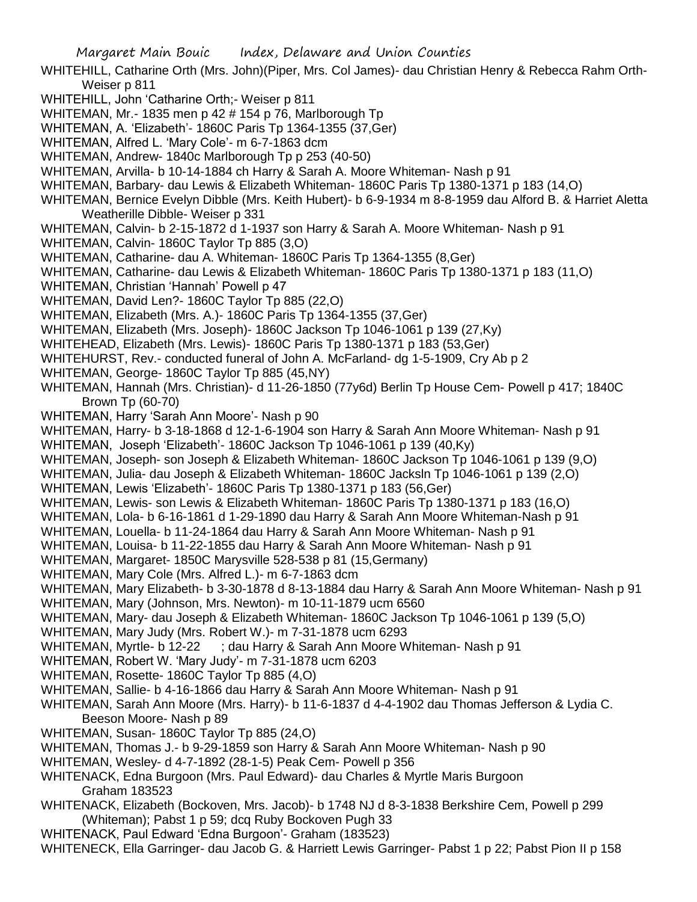WHITEHILL, Catharine Orth (Mrs. John)(Piper, Mrs. Col James)- dau Christian Henry & Rebecca Rahm Orth- Weiser p 811

WHITEHILL, John 'Catharine Orth;- Weiser p 811

WHITEMAN, Mr.- 1835 men p 42 # 154 p 76, Marlborough Tp

WHITEMAN, A. 'Elizabeth'- 1860C Paris Tp 1364-1355 (37,Ger)

WHITEMAN, Alfred L. 'Mary Cole'- m 6-7-1863 dcm

WHITEMAN, Andrew- 1840c Marlborough Tp p 253 (40-50)

WHITEMAN, Arvilla- b 10-14-1884 ch Harry & Sarah A. Moore Whiteman- Nash p 91

WHITEMAN, Barbary- dau Lewis & Elizabeth Whiteman- 1860C Paris Tp 1380-1371 p 183 (14,O)

WHITEMAN, Bernice Evelyn Dibble (Mrs. Keith Hubert)- b 6-9-1934 m 8-8-1959 dau Alford B. & Harriet Aletta Weatherille Dibble- Weiser p 331

WHITEMAN, Calvin- b 2-15-1872 d 1-1937 son Harry & Sarah A. Moore Whiteman- Nash p 91

WHITEMAN, Calvin- 1860C Taylor Tp 885 (3,O)

WHITEMAN, Catharine- dau A. Whiteman- 1860C Paris Tp 1364-1355 (8,Ger)

WHITEMAN, Catharine- dau Lewis & Elizabeth Whiteman- 1860C Paris Tp 1380-1371 p 183 (11,O)

WHITEMAN, Christian 'Hannah' Powell p 47

WHITEMAN, David Len?- 1860C Taylor Tp 885 (22,O)

WHITEMAN, Elizabeth (Mrs. A.)- 1860C Paris Tp 1364-1355 (37,Ger)

WHITEMAN, Elizabeth (Mrs. Joseph)- 1860C Jackson Tp 1046-1061 p 139 (27,Ky)

WHITEHEAD, Elizabeth (Mrs. Lewis)- 1860C Paris Tp 1380-1371 p 183 (53,Ger)

WHITEHURST, Rev.- conducted funeral of John A. McFarland- dg 1-5-1909, Cry Ab p 2

WHITEMAN, George- 1860C Taylor Tp 885 (45,NY)

WHITEMAN, Hannah (Mrs. Christian)- d 11-26-1850 (77y6d) Berlin Tp House Cem- Powell p 417; 1840C Brown Tp (60-70)

WHITEMAN, Harry 'Sarah Ann Moore'- Nash p 90

WHITEMAN, Harry- b 3-18-1868 d 12-1-6-1904 son Harry & Sarah Ann Moore Whiteman- Nash p 91

WHITEMAN, Joseph 'Elizabeth'- 1860C Jackson Tp 1046-1061 p 139 (40,Ky)

WHITEMAN, Joseph- son Joseph & Elizabeth Whiteman- 1860C Jackson Tp 1046-1061 p 139 (9,O)

WHITEMAN, Julia- dau Joseph & Elizabeth Whiteman- 1860C Jacksln Tp 1046-1061 p 139 (2,O)

WHITEMAN, Lewis 'Elizabeth'- 1860C Paris Tp 1380-1371 p 183 (56,Ger)

WHITEMAN, Lewis- son Lewis & Elizabeth Whiteman- 1860C Paris Tp 1380-1371 p 183 (16,O)

WHITEMAN, Lola- b 6-16-1861 d 1-29-1890 dau Harry & Sarah Ann Moore Whiteman-Nash p 91

WHITEMAN, Louella- b 11-24-1864 dau Harry & Sarah Ann Moore Whiteman- Nash p 91

WHITEMAN, Louisa- b 11-22-1855 dau Harry & Sarah Ann Moore Whiteman- Nash p 91

WHITEMAN, Margaret- 1850C Marysville 528-538 p 81 (15,Germany)

WHITEMAN, Mary Cole (Mrs. Alfred L.)- m 6-7-1863 dcm

WHITEMAN, Mary Elizabeth- b 3-30-1878 d 8-13-1884 dau Harry & Sarah Ann Moore Whiteman- Nash p 91

WHITEMAN, Mary (Johnson, Mrs. Newton)- m 10-11-1879 ucm 6560

WHITEMAN, Mary- dau Joseph & Elizabeth Whiteman- 1860C Jackson Tp 1046-1061 p 139 (5,O)

WHITEMAN, Mary Judy (Mrs. Robert W.)- m 7-31-1878 ucm 6293

WHITEMAN, Myrtle- b 12-22 ; dau Harry & Sarah Ann Moore Whiteman- Nash p 91

WHITEMAN, Robert W. 'Mary Judy'- m 7-31-1878 ucm 6203

WHITEMAN, Rosette- 1860C Taylor Tp 885 (4,O)

WHITEMAN, Sallie- b 4-16-1866 dau Harry & Sarah Ann Moore Whiteman- Nash p 91

WHITEMAN, Sarah Ann Moore (Mrs. Harry)- b 11-6-1837 d 4-4-1902 dau Thomas Jefferson & Lydia C. Beeson Moore- Nash p 89

WHITEMAN, Susan- 1860C Taylor Tp 885 (24,O)

WHITEMAN, Thomas J.- b 9-29-1859 son Harry & Sarah Ann Moore Whiteman- Nash p 90

WHITEMAN, Wesley- d 4-7-1892 (28-1-5) Peak Cem- Powell p 356

WHITENACK, Edna Burgoon (Mrs. Paul Edward)- dau Charles & Myrtle Maris Burgoon Graham 183523

WHITENACK, Elizabeth (Bockoven, Mrs. Jacob)- b 1748 NJ d 8-3-1838 Berkshire Cem, Powell p 299 (Whiteman); Pabst 1 p 59; dcq Ruby Bockoven Pugh 33

WHITENACK, Paul Edward 'Edna Burgoon'- Graham (183523)

WHITENECK, Ella Garringer- dau Jacob G. & Harriett Lewis Garringer- Pabst 1 p 22; Pabst Pion II p 158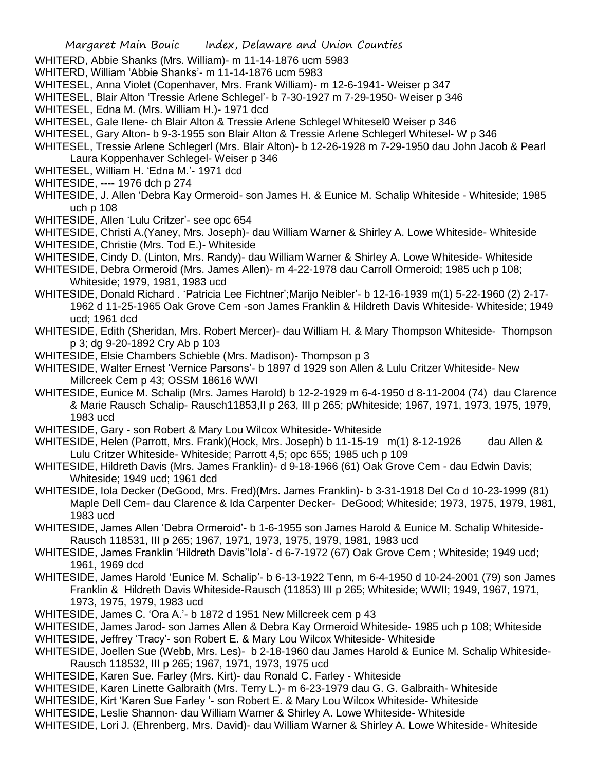WHITERD, Abbie Shanks (Mrs. William)- m 11-14-1876 ucm 5983

WHITERD, William 'Abbie Shanks'- m 11-14-1876 ucm 5983

WHITESEL, Anna Violet (Copenhaver, Mrs. Frank William)- m 12-6-1941- Weiser p 347

WHITESEL, Blair Alton 'Tressie Arlene Schlegel'- b 7-30-1927 m 7-29-1950- Weiser p 346

WHITESEL, Edna M. (Mrs. William H.)- 1971 dcd

WHITESEL, Gale Ilene- ch Blair Alton & Tressie Arlene Schlegel Whitesel0 Weiser p 346

WHITESEL, Gary Alton- b 9-3-1955 son Blair Alton & Tressie Arlene Schlegerl Whitesel- W p 346

WHITESEL, Tressie Arlene Schlegerl (Mrs. Blair Alton)- b 12-26-1928 m 7-29-1950 dau John Jacob & Pearl Laura Koppenhaver Schlegel- Weiser p 346

WHITESEL, William H. 'Edna M.'- 1971 dcd

WHITESIDE, ---- 1976 dch p 274

WHITESIDE, J. Allen 'Debra Kay Ormeroid- son James H. & Eunice M. Schalip Whiteside - Whiteside; 1985 uch p 108

WHITESIDE, Allen 'Lulu Critzer'- see opc 654

WHITESIDE, Christi A.(Yaney, Mrs. Joseph)- dau William Warner & Shirley A. Lowe Whiteside- Whiteside

WHITESIDE, Christie (Mrs. Tod E.)- Whiteside

WHITESIDE, Cindy D. (Linton, Mrs. Randy)- dau William Warner & Shirley A. Lowe Whiteside- Whiteside

WHITESIDE, Debra Ormeroid (Mrs. James Allen)- m 4-22-1978 dau Carroll Ormeroid; 1985 uch p 108; Whiteside; 1979, 1981, 1983 ucd

WHITESIDE, Donald Richard . 'Patricia Lee Fichtner';Marijo Neibler'- b 12-16-1939 m(1) 5-22-1960 (2) 2-17-1962 d 11-25-1965 Oak Grove Cem -son James Franklin & Hildreth Davis Whiteside- Whiteside; 1949 ucd; 1961 dcd

WHITESIDE, Edith (Sheridan, Mrs. Robert Mercer)- dau William H. & Mary Thompson Whiteside- Thompson p 3; dg 9-20-1892 Cry Ab p 103

WHITESIDE, Elsie Chambers Schieble (Mrs. Madison)- Thompson p 3

WHITESIDE, Walter Ernest 'Vernice Parsons'- b 1897 d 1929 son Allen & Lulu Critzer Whiteside- New Millcreek Cem p 43; OSSM 18616 WWI

WHITESIDE, Eunice M. Schalip (Mrs. James Harold) b 12-2-1929 m 6-4-1950 d 8-11-2004 (74) dau Clarence & Marie Rausch Schalip- Rausch11853,II p 263, III p 265; pWhiteside; 1967, 1971, 1973, 1975, 1979, 1983 ucd

WHITESIDE, Gary - son Robert & Mary Lou Wilcox Whiteside- Whiteside

WHITESIDE, Helen (Parrott, Mrs. Frank)(Hock, Mrs. Joseph) b 11-15-19 m(1) 8-12-1926 dau Allen & Lulu Critzer Whiteside- Whiteside; Parrott 4,5; opc 655; 1985 uch p 109

WHITESIDE, Hildreth Davis (Mrs. James Franklin)- d 9-18-1966 (61) Oak Grove Cem - dau Edwin Davis; Whiteside; 1949 ucd; 1961 dcd

WHITESIDE, Iola Decker (DeGood, Mrs. Fred)(Mrs. James Franklin)- b 3-31-1918 Del Co d 10-23-1999 (81) Maple Dell Cem- dau Clarence & Ida Carpenter Decker- DeGood; Whiteside; 1973, 1975, 1979, 1981, 1983 ucd

WHITESIDE, James Allen 'Debra Ormeroid'- b 1-6-1955 son James Harold & Eunice M. Schalip Whiteside- Rausch 118531, III p 265; 1967, 1971, 1973, 1975, 1979, 1981, 1983 ucd

WHITESIDE, James Franklin 'Hildreth Davis''Iola'- d 6-7-1972 (67) Oak Grove Cem ; Whiteside; 1949 ucd; 1961, 1969 dcd

WHITESIDE, James Harold 'Eunice M. Schalip'- b 6-13-1922 Tenn, m 6-4-1950 d 10-24-2001 (79) son James Franklin & Hildreth Davis Whiteside-Rausch (11853) III p 265; Whiteside; WWII; 1949, 1967, 1971, 1973, 1975, 1979, 1983 ucd

WHITESIDE, James C. 'Ora A.'- b 1872 d 1951 New Millcreek cem p 43

WHITESIDE, James Jarod- son James Allen & Debra Kay Ormeroid Whiteside- 1985 uch p 108; Whiteside

WHITESIDE, Jeffrey 'Tracy'- son Robert E. & Mary Lou Wilcox Whiteside- Whiteside

WHITESIDE, Joellen Sue (Webb, Mrs. Les)- b 2-18-1960 dau James Harold & Eunice M. Schalip Whiteside- Rausch 118532, III p 265; 1967, 1971, 1973, 1975 ucd

WHITESIDE, Karen Sue. Farley (Mrs. Kirt)- dau Ronald C. Farley - Whiteside

WHITESIDE, Karen Linette Galbraith (Mrs. Terry L.)- m 6-23-1979 dau G. G. Galbraith- Whiteside

WHITESIDE, Kirt 'Karen Sue Farley '- son Robert E. & Mary Lou Wilcox Whiteside- Whiteside

WHITESIDE, Leslie Shannon- dau William Warner & Shirley A. Lowe Whiteside- Whiteside

WHITESIDE, Lori J. (Ehrenberg, Mrs. David)- dau William Warner & Shirley A. Lowe Whiteside- Whiteside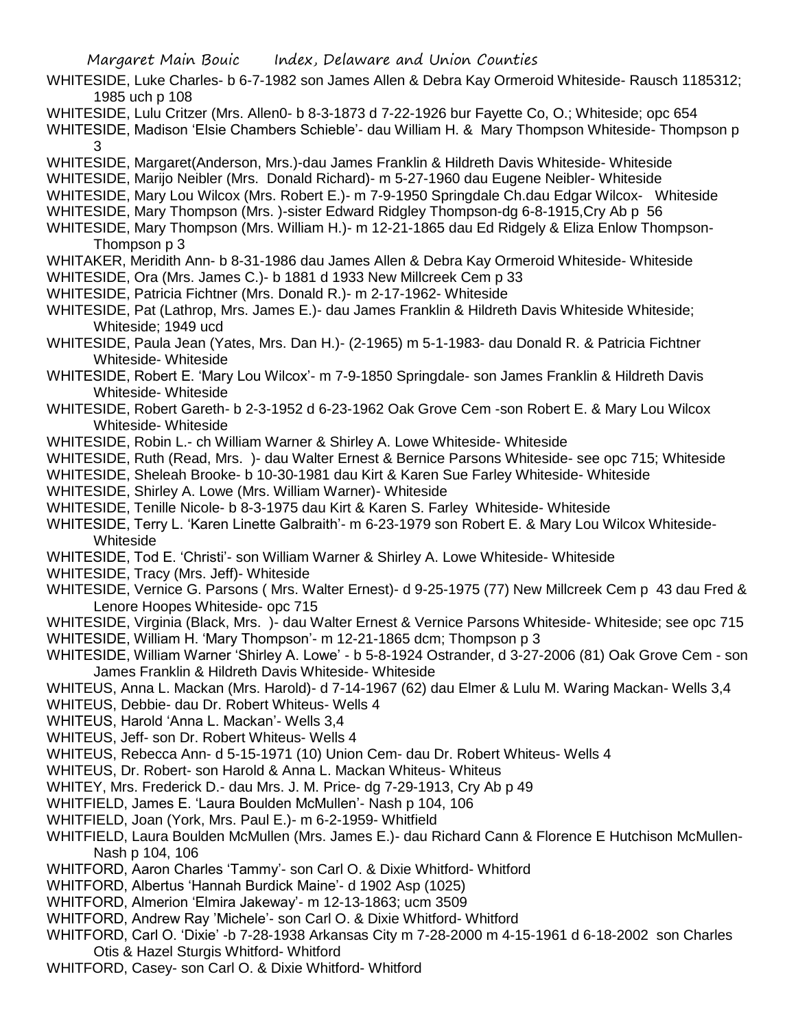WHITESIDE, Luke Charles- b 6-7-1982 son James Allen & Debra Kay Ormeroid Whiteside- Rausch 1185312; 1985 uch p 108

WHITESIDE, Lulu Critzer (Mrs. Allen0- b 8-3-1873 d 7-22-1926 bur Fayette Co, O.; Whiteside; opc 654

WHITESIDE, Madison 'Elsie Chambers Schieble'- dau William H. & Mary Thompson Whiteside- Thompson p 3

WHITESIDE, Margaret(Anderson, Mrs.)-dau James Franklin & Hildreth Davis Whiteside- Whiteside

WHITESIDE, Marijo Neibler (Mrs. Donald Richard)- m 5-27-1960 dau Eugene Neibler- Whiteside

WHITESIDE, Mary Lou Wilcox (Mrs. Robert E.)- m 7-9-1950 Springdale Ch.dau Edgar Wilcox- Whiteside

WHITESIDE, Mary Thompson (Mrs. )-sister Edward Ridgley Thompson-dg 6-8-1915,Cry Ab p 56

WHITESIDE, Mary Thompson (Mrs. William H.)- m 12-21-1865 dau Ed Ridgely & Eliza Enlow Thompson- Thompson p 3

WHITAKER, Meridith Ann- b 8-31-1986 dau James Allen & Debra Kay Ormeroid Whiteside- Whiteside

WHITESIDE, Ora (Mrs. James C.)- b 1881 d 1933 New Millcreek Cem p 33

WHITESIDE, Patricia Fichtner (Mrs. Donald R.)- m 2-17-1962- Whiteside

WHITESIDE, Pat (Lathrop, Mrs. James E.)- dau James Franklin & Hildreth Davis Whiteside Whiteside; Whiteside; 1949 ucd

WHITESIDE, Paula Jean (Yates, Mrs. Dan H.)- (2-1965) m 5-1-1983- dau Donald R. & Patricia Fichtner Whiteside- Whiteside

WHITESIDE, Robert E. 'Mary Lou Wilcox'- m 7-9-1850 Springdale- son James Franklin & Hildreth Davis Whiteside- Whiteside

WHITESIDE, Robert Gareth- b 2-3-1952 d 6-23-1962 Oak Grove Cem -son Robert E. & Mary Lou Wilcox Whiteside- Whiteside

WHITESIDE, Robin L.- ch William Warner & Shirley A. Lowe Whiteside- Whiteside

WHITESIDE, Ruth (Read, Mrs. )- dau Walter Ernest & Bernice Parsons Whiteside- see opc 715; Whiteside

WHITESIDE, Sheleah Brooke- b 10-30-1981 dau Kirt & Karen Sue Farley Whiteside- Whiteside

WHITESIDE, Shirley A. Lowe (Mrs. William Warner)- Whiteside

WHITESIDE, Tenille Nicole- b 8-3-1975 dau Kirt & Karen S. Farley Whiteside- Whiteside

WHITESIDE, Terry L. 'Karen Linette Galbraith'- m 6-23-1979 son Robert E. & Mary Lou Wilcox Whiteside- Whiteside

WHITESIDE, Tod E. 'Christi'- son William Warner & Shirley A. Lowe Whiteside- Whiteside

WHITESIDE, Tracy (Mrs. Jeff)- Whiteside

WHITESIDE, Vernice G. Parsons ( Mrs. Walter Ernest)- d 9-25-1975 (77) New Millcreek Cem p 43 dau Fred & Lenore Hoopes Whiteside- opc 715

WHITESIDE, Virginia (Black, Mrs. )- dau Walter Ernest & Vernice Parsons Whiteside- Whiteside; see opc 715

WHITESIDE, William H. 'Mary Thompson'- m 12-21-1865 dcm; Thompson p 3

WHITESIDE, William Warner 'Shirley A. Lowe' - b 5-8-1924 Ostrander, d 3-27-2006 (81) Oak Grove Cem - son James Franklin & Hildreth Davis Whiteside- Whiteside

WHITEUS, Anna L. Mackan (Mrs. Harold)- d 7-14-1967 (62) dau Elmer & Lulu M. Waring Mackan- Wells 3,4

WHITEUS, Debbie- dau Dr. Robert Whiteus- Wells 4

WHITEUS, Harold 'Anna L. Mackan'- Wells 3,4

WHITEUS, Jeff- son Dr. Robert Whiteus- Wells 4

WHITEUS, Rebecca Ann- d 5-15-1971 (10) Union Cem- dau Dr. Robert Whiteus- Wells 4

WHITEUS, Dr. Robert- son Harold & Anna L. Mackan Whiteus- Whiteus

WHITEY, Mrs. Frederick D.- dau Mrs. J. M. Price- dg 7-29-1913, Cry Ab p 49

WHITFIELD, James E. 'Laura Boulden McMullen'- Nash p 104, 106

WHITFIELD, Joan (York, Mrs. Paul E.)- m 6-2-1959- Whitfield

WHITFIELD, Laura Boulden McMullen (Mrs. James E.)- dau Richard Cann & Florence E Hutchison McMullen- Nash p 104, 106

WHITFORD, Aaron Charles 'Tammy'- son Carl O. & Dixie Whitford- Whitford

WHITFORD, Albertus 'Hannah Burdick Maine'- d 1902 Asp (1025)

WHITFORD, Almerion 'Elmira Jakeway'- m 12-13-1863; ucm 3509

WHITFORD, Andrew Ray 'Michele'- son Carl O. & Dixie Whitford- Whitford

WHITFORD, Carl O. 'Dixie' -b 7-28-1938 Arkansas City m 7-28-2000 m 4-15-1961 d 6-18-2002 son Charles Otis & Hazel Sturgis Whitford- Whitford

WHITFORD, Casey- son Carl O. & Dixie Whitford- Whitford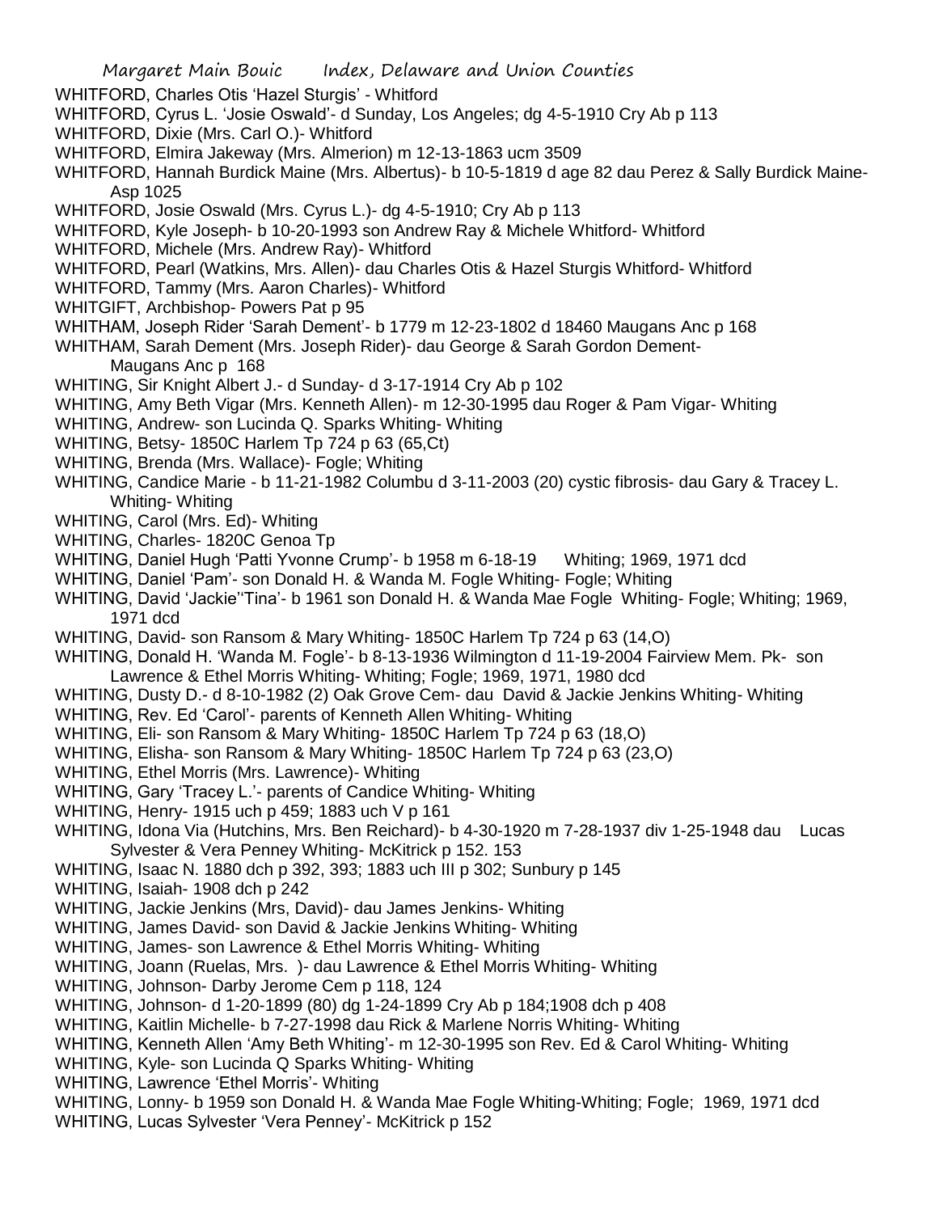WHITFORD, Charles Otis 'Hazel Sturgis' - Whitford

WHITFORD, Cyrus L. 'Josie Oswald'- d Sunday, Los Angeles; dg 4-5-1910 Cry Ab p 113

WHITFORD, Dixie (Mrs. Carl O.)- Whitford

WHITFORD, Elmira Jakeway (Mrs. Almerion) m 12-13-1863 ucm 3509

WHITFORD, Hannah Burdick Maine (Mrs. Albertus)- b 10-5-1819 d age 82 dau Perez & Sally Burdick Maine- Asp 1025

WHITFORD, Josie Oswald (Mrs. Cyrus L.)- dg 4-5-1910; Cry Ab p 113

WHITFORD, Kyle Joseph- b 10-20-1993 son Andrew Ray & Michele Whitford- Whitford

WHITFORD, Michele (Mrs. Andrew Ray)- Whitford

WHITFORD, Pearl (Watkins, Mrs. Allen)- dau Charles Otis & Hazel Sturgis Whitford- Whitford

WHITFORD, Tammy (Mrs. Aaron Charles)- Whitford

WHITGIFT, Archbishop- Powers Pat p 95

WHITHAM, Joseph Rider 'Sarah Dement'- b 1779 m 12-23-1802 d 18460 Maugans Anc p 168

WHITHAM, Sarah Dement (Mrs. Joseph Rider)- dau George & Sarah Gordon Dement- Maugans Anc p 168

WHITING, Sir Knight Albert J.- d Sunday- d 3-17-1914 Cry Ab p 102

WHITING, Amy Beth Vigar (Mrs. Kenneth Allen)- m 12-30-1995 dau Roger & Pam Vigar- Whiting

WHITING, Andrew- son Lucinda Q. Sparks Whiting- Whiting

WHITING, Betsy- 1850C Harlem Tp 724 p 63 (65,Ct)

WHITING, Brenda (Mrs. Wallace)- Fogle; Whiting

WHITING, Candice Marie - b 11-21-1982 Columbu d 3-11-2003 (20) cystic fibrosis- dau Gary & Tracey L. Whiting- Whiting

WHITING, Carol (Mrs. Ed)- Whiting

WHITING, Charles- 1820C Genoa Tp

WHITING, Daniel Hugh 'Patti Yvonne Crump'- b 1958 m 6-18-19 Whiting; 1969, 1971 dcd

WHITING, Daniel 'Pam'- son Donald H. & Wanda M. Fogle Whiting- Fogle; Whiting

WHITING, David 'Jackie''Tina'- b 1961 son Donald H. & Wanda Mae Fogle Whiting- Fogle; Whiting; 1969, 1971 dcd

WHITING, David- son Ransom & Mary Whiting- 1850C Harlem Tp 724 p 63 (14,O)

WHITING, Donald H. 'Wanda M. Fogle'- b 8-13-1936 Wilmington d 11-19-2004 Fairview Mem. Pk- son Lawrence & Ethel Morris Whiting- Whiting; Fogle; 1969, 1971, 1980 dcd

WHITING, Dusty D.- d 8-10-1982 (2) Oak Grove Cem- dau David & Jackie Jenkins Whiting- Whiting

WHITING, Rev. Ed 'Carol'- parents of Kenneth Allen Whiting- Whiting

WHITING, Eli- son Ransom & Mary Whiting- 1850C Harlem Tp 724 p 63 (18,O)

WHITING, Elisha- son Ransom & Mary Whiting- 1850C Harlem Tp 724 p 63 (23,O)

WHITING, Ethel Morris (Mrs. Lawrence)- Whiting

WHITING, Gary 'Tracey L.'- parents of Candice Whiting- Whiting

WHITING, Henry- 1915 uch p 459; 1883 uch V p 161

WHITING, Idona Via (Hutchins, Mrs. Ben Reichard)- b 4-30-1920 m 7-28-1937 div 1-25-1948 dau Lucas Sylvester & Vera Penney Whiting- McKitrick p 152. 153

WHITING, Isaac N. 1880 dch p 392, 393; 1883 uch III p 302; Sunbury p 145

WHITING, Isaiah- 1908 dch p 242

WHITING, Jackie Jenkins (Mrs, David)- dau James Jenkins- Whiting

WHITING, James David- son David & Jackie Jenkins Whiting- Whiting

WHITING, James- son Lawrence & Ethel Morris Whiting- Whiting

WHITING, Joann (Ruelas, Mrs. )- dau Lawrence & Ethel Morris Whiting- Whiting

WHITING, Johnson- Darby Jerome Cem p 118, 124

WHITING, Johnson- d 1-20-1899 (80) dg 1-24-1899 Cry Ab p 184;1908 dch p 408

WHITING, Kaitlin Michelle- b 7-27-1998 dau Rick & Marlene Norris Whiting- Whiting

WHITING, Kenneth Allen 'Amy Beth Whiting'- m 12-30-1995 son Rev. Ed & Carol Whiting- Whiting

WHITING, Kyle- son Lucinda Q Sparks Whiting- Whiting

WHITING, Lawrence 'Ethel Morris'- Whiting

WHITING, Lonny- b 1959 son Donald H. & Wanda Mae Fogle Whiting-Whiting; Fogle; 1969, 1971 dcd

WHITING, Lucas Sylvester 'Vera Penney'- McKitrick p 152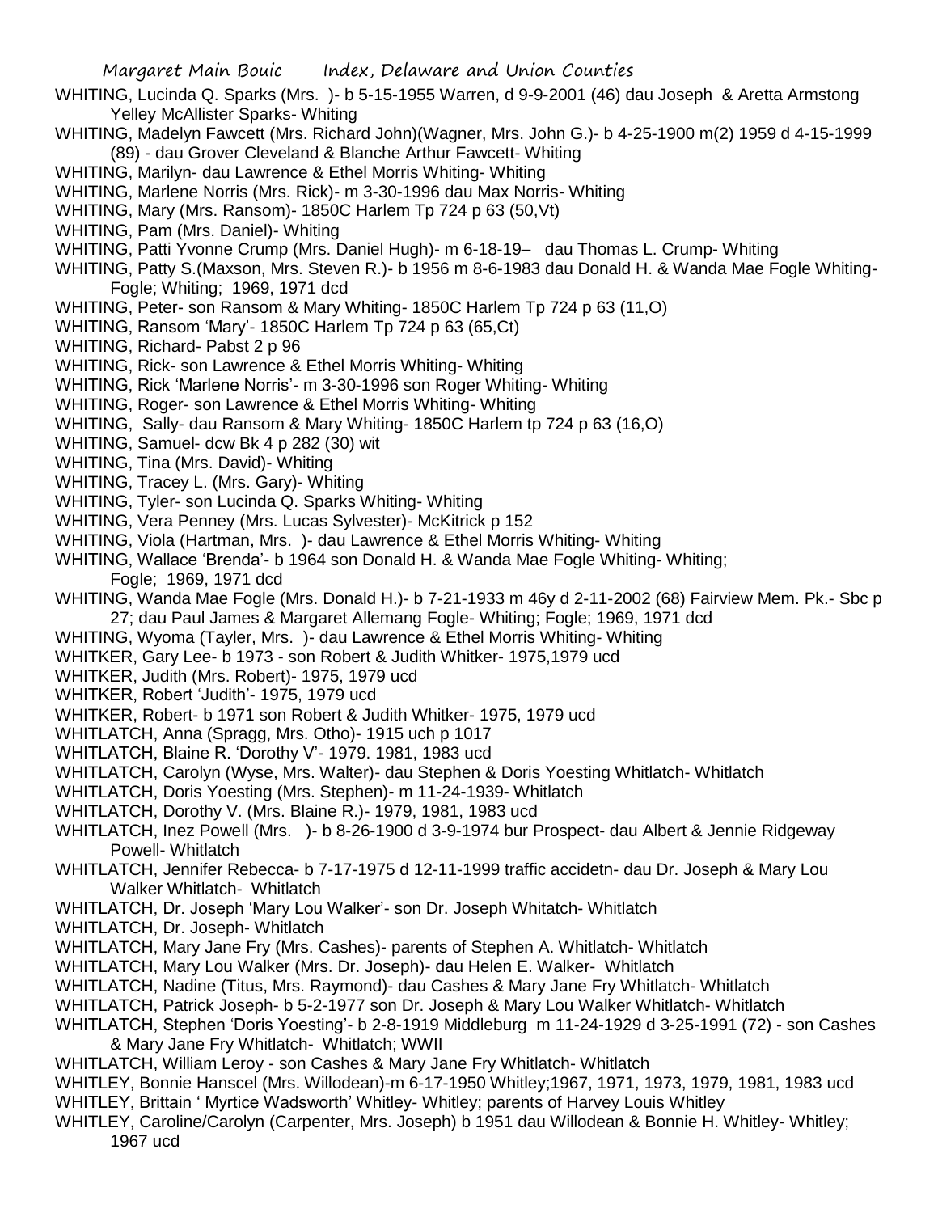WHITING, Lucinda Q. Sparks (Mrs. )- b 5-15-1955 Warren, d 9-9-2001 (46) dau Joseph & Aretta Armstong Yelley McAllister Sparks- Whiting

WHITING, Madelyn Fawcett (Mrs. Richard John)(Wagner, Mrs. John G.)- b 4-25-1900 m(2) 1959 d 4-15-1999 (89) - dau Grover Cleveland & Blanche Arthur Fawcett- Whiting

WHITING, Marilyn- dau Lawrence & Ethel Morris Whiting- Whiting

WHITING, Marlene Norris (Mrs. Rick)- m 3-30-1996 dau Max Norris- Whiting

WHITING, Mary (Mrs. Ransom)- 1850C Harlem Tp 724 p 63 (50,Vt)

WHITING, Pam (Mrs. Daniel)- Whiting

WHITING, Patti Yvonne Crump (Mrs. Daniel Hugh)- m 6-18-19– dau Thomas L. Crump- Whiting

WHITING, Patty S.(Maxson, Mrs. Steven R.)- b 1956 m 8-6-1983 dau Donald H. & Wanda Mae Fogle Whiting- Fogle; Whiting; 1969, 1971 dcd

WHITING, Peter- son Ransom & Mary Whiting- 1850C Harlem Tp 724 p 63 (11,O)

WHITING, Ransom 'Mary'- 1850C Harlem Tp 724 p 63 (65,Ct)

WHITING, Richard- Pabst 2 p 96

WHITING, Rick- son Lawrence & Ethel Morris Whiting- Whiting

WHITING, Rick 'Marlene Norris'- m 3-30-1996 son Roger Whiting- Whiting

WHITING, Roger- son Lawrence & Ethel Morris Whiting- Whiting

WHITING, Sally- dau Ransom & Mary Whiting- 1850C Harlem tp 724 p 63 (16,O)

WHITING, Samuel- dcw Bk 4 p 282 (30) wit

WHITING, Tina (Mrs. David)- Whiting

WHITING, Tracey L. (Mrs. Gary)- Whiting

WHITING, Tyler- son Lucinda Q. Sparks Whiting- Whiting

WHITING, Vera Penney (Mrs. Lucas Sylvester)- McKitrick p 152

WHITING, Viola (Hartman, Mrs. )- dau Lawrence & Ethel Morris Whiting- Whiting

WHITING, Wallace 'Brenda'- b 1964 son Donald H. & Wanda Mae Fogle Whiting- Whiting; Fogle; 1969, 1971 dcd

WHITING, Wanda Mae Fogle (Mrs. Donald H.)- b 7-21-1933 m 46y d 2-11-2002 (68) Fairview Mem. Pk.- Sbc p 27; dau Paul James & Margaret Allemang Fogle- Whiting; Fogle; 1969, 1971 dcd

WHITING, Wyoma (Tayler, Mrs. )- dau Lawrence & Ethel Morris Whiting- Whiting

WHITKER, Gary Lee- b 1973 - son Robert & Judith Whitker- 1975,1979 ucd

WHITKER, Judith (Mrs. Robert)- 1975, 1979 ucd

WHITKER, Robert 'Judith'- 1975, 1979 ucd

WHITKER, Robert- b 1971 son Robert & Judith Whitker- 1975, 1979 ucd

WHITLATCH, Anna (Spragg, Mrs. Otho)- 1915 uch p 1017

WHITLATCH, Blaine R. 'Dorothy V'- 1979. 1981, 1983 ucd

WHITLATCH, Carolyn (Wyse, Mrs. Walter)- dau Stephen & Doris Yoesting Whitlatch- Whitlatch

WHITLATCH, Doris Yoesting (Mrs. Stephen)- m 11-24-1939- Whitlatch

WHITLATCH, Dorothy V. (Mrs. Blaine R.)- 1979, 1981, 1983 ucd

WHITLATCH, Inez Powell (Mrs. )- b 8-26-1900 d 3-9-1974 bur Prospect- dau Albert & Jennie Ridgeway Powell- Whitlatch

WHITLATCH, Jennifer Rebecca- b 7-17-1975 d 12-11-1999 traffic accidetn- dau Dr. Joseph & Mary Lou Walker Whitlatch- Whitlatch

WHITLATCH, Dr. Joseph 'Mary Lou Walker'- son Dr. Joseph Whitatch- Whitlatch

WHITLATCH, Dr. Joseph- Whitlatch

WHITLATCH, Mary Jane Fry (Mrs. Cashes)- parents of Stephen A. Whitlatch- Whitlatch

WHITLATCH, Mary Lou Walker (Mrs. Dr. Joseph)- dau Helen E. Walker- Whitlatch

WHITLATCH, Nadine (Titus, Mrs. Raymond)- dau Cashes & Mary Jane Fry Whitlatch- Whitlatch

WHITLATCH, Patrick Joseph- b 5-2-1977 son Dr. Joseph & Mary Lou Walker Whitlatch- Whitlatch

WHITLATCH, Stephen 'Doris Yoesting'- b 2-8-1919 Middleburg m 11-24-1929 d 3-25-1991 (72) - son Cashes & Mary Jane Fry Whitlatch- Whitlatch; WWII

WHITLATCH, William Leroy - son Cashes & Mary Jane Fry Whitlatch- Whitlatch

WHITLEY, Bonnie Hanscel (Mrs. Willodean)-m 6-17-1950 Whitley;1967, 1971, 1973, 1979, 1981, 1983 ucd

WHITLEY, Brittain ' Myrtice Wadsworth' Whitley- Whitley; parents of Harvey Louis Whitley

WHITLEY, Caroline/Carolyn (Carpenter, Mrs. Joseph) b 1951 dau Willodean & Bonnie H. Whitley- Whitley; 1967 ucd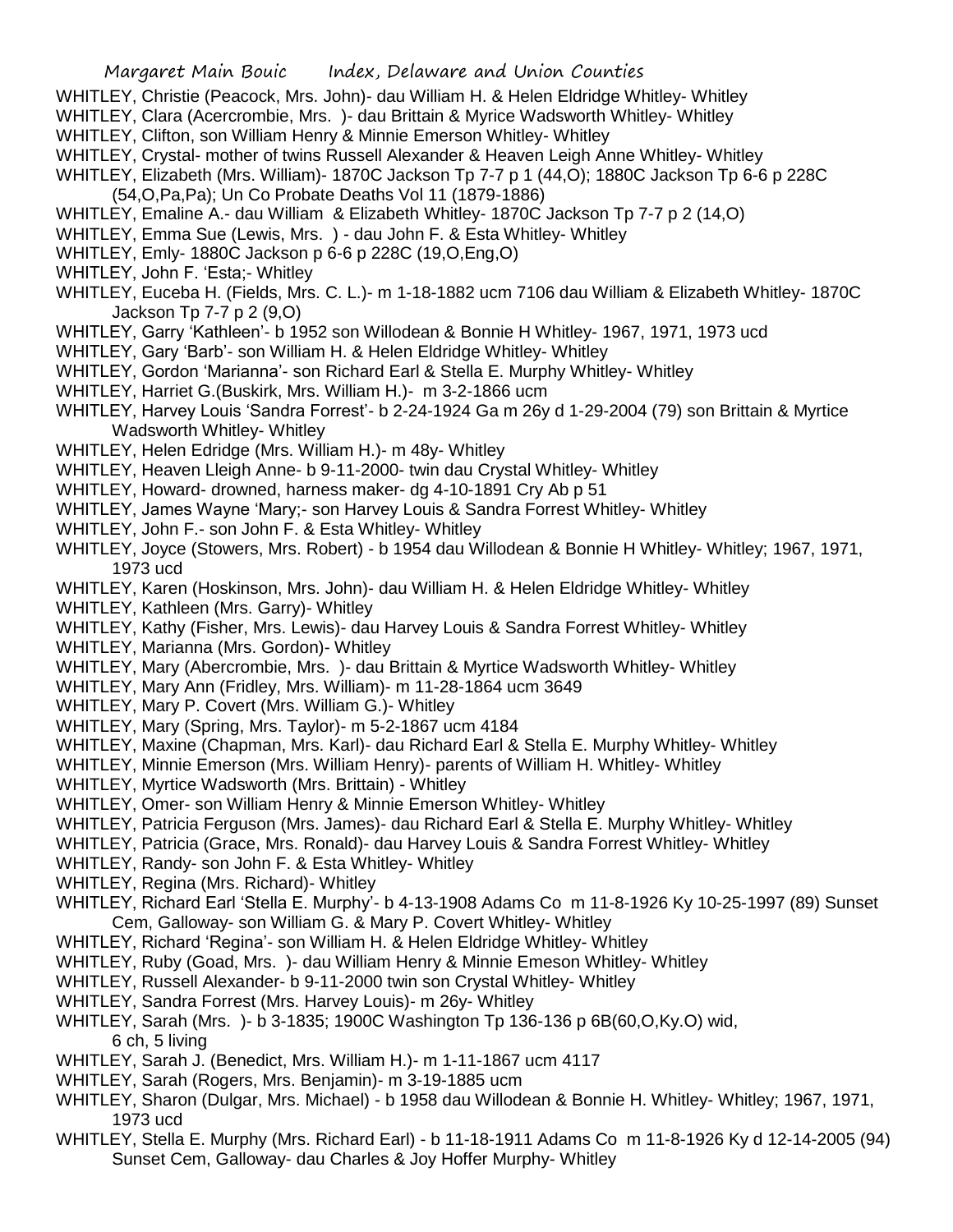WHITLEY, Christie (Peacock, Mrs. John)- dau William H. & Helen Eldridge Whitley- Whitley
WHITLEY, Clara (Acercrombie, Mrs. )- dau Brittain & Myrice Wadsworth Whitley- Whitley
WHITLEY, Clifton, son William Henry & Minnie Emerson Whitley- Whitley
WHITLEY, Crystal- mother of twins Russell Alexander & Heaven Leigh Anne Whitley- Whitley
WHITLEY, Elizabeth (Mrs. William)- 1870C Jackson Tp 7-7 p 1 (44,O); 1880C Jackson Tp 6-6 p 228C (54,O,Pa,Pa); Un Co Probate Deaths Vol 11 (1879-1886)
WHITLEY, Emaline A.- dau William & Elizabeth Whitley- 1870C Jackson Tp 7-7 p 2 (14,O)
WHITLEY, Emma Sue (Lewis, Mrs. ) - dau John F. & Esta Whitley- Whitley
WHITLEY, Emly- 1880C Jackson p 6-6 p 228C (19,O,Eng,O)
WHITLEY, John F. 'Esta;- Whitley
WHITLEY, Euceba H. (Fields, Mrs. C. L.)- m 1-18-1882 ucm 7106 dau William & Elizabeth Whitley- 1870C Jackson Tp 7-7 p 2 (9,O)
WHITLEY, Garry 'Kathleen'- b 1952 son Willodean & Bonnie H Whitley- 1967, 1971, 1973 ucd
WHITLEY, Gary 'Barb'- son William H. & Helen Eldridge Whitley- Whitley
WHITLEY, Gordon 'Marianna'- son Richard Earl & Stella E. Murphy Whitley- Whitley
WHITLEY, Harriet G.(Buskirk, Mrs. William H.)- m 3-2-1866 ucm
WHITLEY, Harvey Louis 'Sandra Forrest'- b 2-24-1924 Ga m 26y d 1-29-2004 (79) son Brittain & Myrtice Wadsworth Whitley- Whitley
WHITLEY, Helen Edridge (Mrs. William H.)- m 48y- Whitley
WHITLEY, Heaven Lleigh Anne- b 9-11-2000- twin dau Crystal Whitley- Whitley
WHITLEY, Howard- drowned, harness maker- dg 4-10-1891 Cry Ab p 51
WHITLEY, James Wayne 'Mary;- son Harvey Louis & Sandra Forrest Whitley- Whitley
WHITLEY, John F.- son John F. & Esta Whitley- Whitley
WHITLEY, Joyce (Stowers, Mrs. Robert) - b 1954 dau Willodean & Bonnie H Whitley- Whitley; 1967, 1971, 1973 ucd
WHITLEY, Karen (Hoskinson, Mrs. John)- dau William H. & Helen Eldridge Whitley- Whitley
WHITLEY, Kathleen (Mrs. Garry)- Whitley
WHITLEY, Kathy (Fisher, Mrs. Lewis)- dau Harvey Louis & Sandra Forrest Whitley- Whitley
WHITLEY, Marianna (Mrs. Gordon)- Whitley
WHITLEY, Mary (Abercrombie, Mrs. )- dau Brittain & Myrtice Wadsworth Whitley- Whitley
WHITLEY, Mary Ann (Fridley, Mrs. William)- m 11-28-1864 ucm 3649
WHITLEY, Mary P. Covert (Mrs. William G.)- Whitley
WHITLEY, Mary (Spring, Mrs. Taylor)- m 5-2-1867 ucm 4184
WHITLEY, Maxine (Chapman, Mrs. Karl)- dau Richard Earl & Stella E. Murphy Whitley- Whitley
WHITLEY, Minnie Emerson (Mrs. William Henry)- parents of William H. Whitley- Whitley
WHITLEY, Myrtice Wadsworth (Mrs. Brittain) - Whitley
WHITLEY, Omer- son William Henry & Minnie Emerson Whitley- Whitley
WHITLEY, Patricia Ferguson (Mrs. James)- dau Richard Earl & Stella E. Murphy Whitley- Whitley
WHITLEY, Patricia (Grace, Mrs. Ronald)- dau Harvey Louis & Sandra Forrest Whitley- Whitley
WHITLEY, Randy- son John F. & Esta Whitley- Whitley
WHITLEY, Regina (Mrs. Richard)- Whitley
WHITLEY, Richard Earl 'Stella E. Murphy'- b 4-13-1908 Adams Co m 11-8-1926 Ky 10-25-1997 (89) Sunset Cem, Galloway- son William G. & Mary P. Covert Whitley- Whitley
WHITLEY, Richard 'Regina'- son William H. & Helen Eldridge Whitley- Whitley
WHITLEY, Ruby (Goad, Mrs. )- dau William Henry & Minnie Emeson Whitley- Whitley
WHITLEY, Russell Alexander- b 9-11-2000 twin son Crystal Whitley- Whitley
WHITLEY, Sandra Forrest (Mrs. Harvey Louis)- m 26y- Whitley
WHITLEY, Sarah (Mrs. )- b 3-1835; 1900C Washington Tp 136-136 p 6B(60,O,Ky.O) wid, 6 ch, 5 living
WHITLEY, Sarah J. (Benedict, Mrs. William H.)- m 1-11-1867 ucm 4117
WHITLEY, Sarah (Rogers, Mrs. Benjamin)- m 3-19-1885 ucm
WHITLEY, Sharon (Dulgar, Mrs. Michael) - b 1958 dau Willodean & Bonnie H. Whitley- Whitley; 1967, 1971, 1973 ucd
WHITLEY, Stella E. Murphy (Mrs. Richard Earl) - b 11-18-1911 Adams Co m 11-8-1926 Ky d 12-14-2005 (94) Sunset Cem, Galloway- dau Charles & Joy Hoffer Murphy- Whitley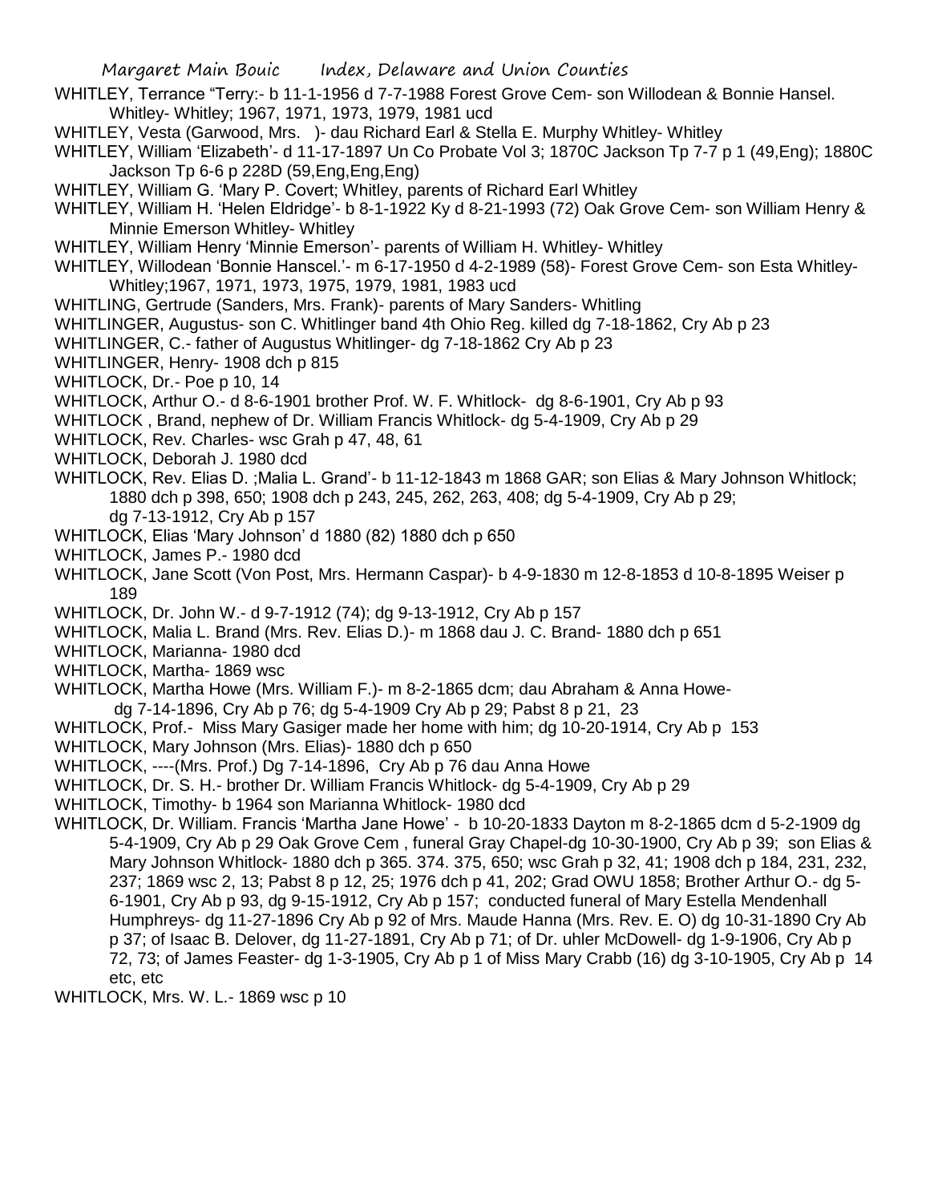WHITLEY, Terrance "Terry:- b 11-1-1956 d 7-7-1988 Forest Grove Cem- son Willodean & Bonnie Hansel. Whitley- Whitley; 1967, 1971, 1973, 1979, 1981 ucd

WHITLEY, Vesta (Garwood, Mrs. )- dau Richard Earl & Stella E. Murphy Whitley- Whitley

WHITLEY, William 'Elizabeth'- d 11-17-1897 Un Co Probate Vol 3; 1870C Jackson Tp 7-7 p 1 (49,Eng); 1880C Jackson Tp 6-6 p 228D (59,Eng,Eng,Eng)

WHITLEY, William G. 'Mary P. Covert; Whitley, parents of Richard Earl Whitley

WHITLEY, William H. 'Helen Eldridge'- b 8-1-1922 Ky d 8-21-1993 (72) Oak Grove Cem- son William Henry & Minnie Emerson Whitley- Whitley

WHITLEY, William Henry 'Minnie Emerson'- parents of William H. Whitley- Whitley

WHITLEY, Willodean 'Bonnie Hanscel.'- m 6-17-1950 d 4-2-1989 (58)- Forest Grove Cem- son Esta Whitley- Whitley;1967, 1971, 1973, 1975, 1979, 1981, 1983 ucd

WHITLING, Gertrude (Sanders, Mrs. Frank)- parents of Mary Sanders- Whitling

WHITLINGER, Augustus- son C. Whitlinger band 4th Ohio Reg. killed dg 7-18-1862, Cry Ab p 23

WHITLINGER, C.- father of Augustus Whitlinger- dg 7-18-1862 Cry Ab p 23

WHITLINGER, Henry- 1908 dch p 815

WHITLOCK, Dr.- Poe p 10, 14

WHITLOCK, Arthur O.- d 8-6-1901 brother Prof. W. F. Whitlock- dg 8-6-1901, Cry Ab p 93

WHITLOCK , Brand, nephew of Dr. William Francis Whitlock- dg 5-4-1909, Cry Ab p 29

WHITLOCK, Rev. Charles- wsc Grah p 47, 48, 61

WHITLOCK, Deborah J. 1980 dcd

WHITLOCK, Rev. Elias D. ;Malia L. Grand'- b 11-12-1843 m 1868 GAR; son Elias & Mary Johnson Whitlock; 1880 dch p 398, 650; 1908 dch p 243, 245, 262, 263, 408; dg 5-4-1909, Cry Ab p 29; dg 7-13-1912, Cry Ab p 157

WHITLOCK, Elias 'Mary Johnson' d 1880 (82) 1880 dch p 650

WHITLOCK, James P.- 1980 dcd

WHITLOCK, Jane Scott (Von Post, Mrs. Hermann Caspar)- b 4-9-1830 m 12-8-1853 d 10-8-1895 Weiser p 189

WHITLOCK, Dr. John W.- d 9-7-1912 (74); dg 9-13-1912, Cry Ab p 157

WHITLOCK, Malia L. Brand (Mrs. Rev. Elias D.)- m 1868 dau J. C. Brand- 1880 dch p 651

WHITLOCK, Marianna- 1980 dcd

WHITLOCK, Martha- 1869 wsc

WHITLOCK, Martha Howe (Mrs. William F.)- m 8-2-1865 dcm; dau Abraham & Anna Howe- dg 7-14-1896, Cry Ab p 76; dg 5-4-1909 Cry Ab p 29; Pabst 8 p 21, 23

WHITLOCK, Prof.- Miss Mary Gasiger made her home with him; dg 10-20-1914, Cry Ab p 153

WHITLOCK, Mary Johnson (Mrs. Elias)- 1880 dch p 650

WHITLOCK, ----(Mrs. Prof.) Dg 7-14-1896, Cry Ab p 76 dau Anna Howe

WHITLOCK, Dr. S. H.- brother Dr. William Francis Whitlock- dg 5-4-1909, Cry Ab p 29

WHITLOCK, Timothy- b 1964 son Marianna Whitlock- 1980 dcd

WHITLOCK, Dr. William. Francis 'Martha Jane Howe' - b 10-20-1833 Dayton m 8-2-1865 dcm d 5-2-1909 dg 5-4-1909, Cry Ab p 29 Oak Grove Cem , funeral Gray Chapel-dg 10-30-1900, Cry Ab p 39; son Elias & Mary Johnson Whitlock- 1880 dch p 365. 374. 375, 650; wsc Grah p 32, 41; 1908 dch p 184, 231, 232, 237; 1869 wsc 2, 13; Pabst 8 p 12, 25; 1976 dch p 41, 202; Grad OWU 1858; Brother Arthur O.- dg 5-6-1901, Cry Ab p 93, dg 9-15-1912, Cry Ab p 157; conducted funeral of Mary Estella Mendenhall Humphreys- dg 11-27-1896 Cry Ab p 92 of Mrs. Maude Hanna (Mrs. Rev. E. O) dg 10-31-1890 Cry Ab p 37; of Isaac B. Delover, dg 11-27-1891, Cry Ab p 71; of Dr. uhler McDowell- dg 1-9-1906, Cry Ab p 72, 73; of James Feaster- dg 1-3-1905, Cry Ab p 1 of Miss Mary Crabb (16) dg 3-10-1905, Cry Ab p 14 etc, etc

WHITLOCK, Mrs. W. L.- 1869 wsc p 10